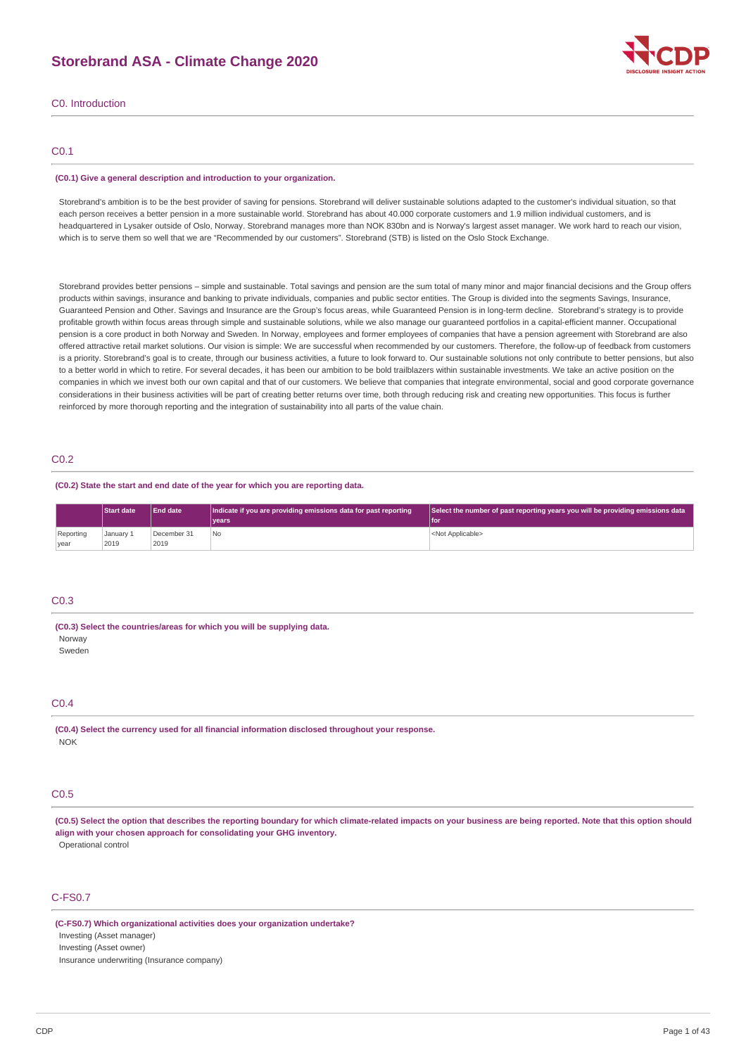# Storebrand ASA - Climate Change 2020

## C0. Introduction

### C0.1

**(C0.1) Give a general description and introduction to your organization.**

Storebrand's ambition is to be the best provider of saving for pensions. Storebrand will deliver sustainable solutions adapted to the customer's individual situation, so that each person receives a better pension in a more sustainable world. Storebrand has about 40.000 corporate customers and 1.9 million individual customers, and is headquartered in Lysaker outside of Oslo, Norway. Storebrand manages more than NOK 830bn and is Norway's largest asset manager. We work hard to reach our vision, which is to serve them so well that we are "Recommended by our customers". Storebrand (STB) is listed on the Oslo Stock Exchange.

Storebrand provides better pensions – simple and sustainable. Total savings and pension are the sum total of many minor and major financial decisions and the Group offers products within savings, insurance and banking to private individuals, companies and public sector entities. The Group is divided into the segments Savings, Insurance, Guaranteed Pension and Other. Savings and Insurance are the Group's focus areas, while Guaranteed Pension is in long-term decline. Storebrand's strategy is to provide profitable growth within focus areas through simple and sustainable solutions, while we also manage our guaranteed portfolios in a capital-efficient manner. Occupational pension is a core product in both Norway and Sweden. In Norway, employees and former employees of companies that have a pension agreement with Storebrand are also offered attractive retail market solutions. Our vision is simple: We are successful when recommended by our customers. Therefore, the follow-up of feedback from customers is a priority. Storebrand's goal is to create, through our business activities, a future to look forward to. Our sustainable solutions not only contribute to better pensions, but also to a better world in which to retire. For several decades, it has been our ambition to be bold trailblazers within sustainable investments. We take an active position on the companies in which we invest both our own capital and that of our customers. We believe that companies that integrate environmental, social and good corporate governance considerations in their business activities will be part of creating better returns over time, both through reducing risk and creating new opportunities. This focus is further reinforced by more thorough reporting and the integration of sustainability into all parts of the value chain.

### C0.2

**(C0.2) State the start and end date of the year for which you are reporting data.**

| | Start date | End date | Indicate if you are providing emissions data for past reporting years | Select the number of past reporting years you will be providing emissions data for |
|---|---|---|---|---|
| Reporting year | January 1 2019 | December 31 2019 | No | <Not Applicable> |

### C0.3

**(C0.3) Select the countries/areas for which you will be supplying data.**

Norway
Sweden

### C0.4

**(C0.4) Select the currency used for all financial information disclosed throughout your response.**

NOK

### C0.5

**(C0.5) Select the option that describes the reporting boundary for which climate-related impacts on your business are being reported. Note that this option should align with your chosen approach for consolidating your GHG inventory.**

Operational control

### C-FS0.7

**(C-FS0.7) Which organizational activities does your organization undertake?**

Investing (Asset manager)
Investing (Asset owner)
Insurance underwriting (Insurance company)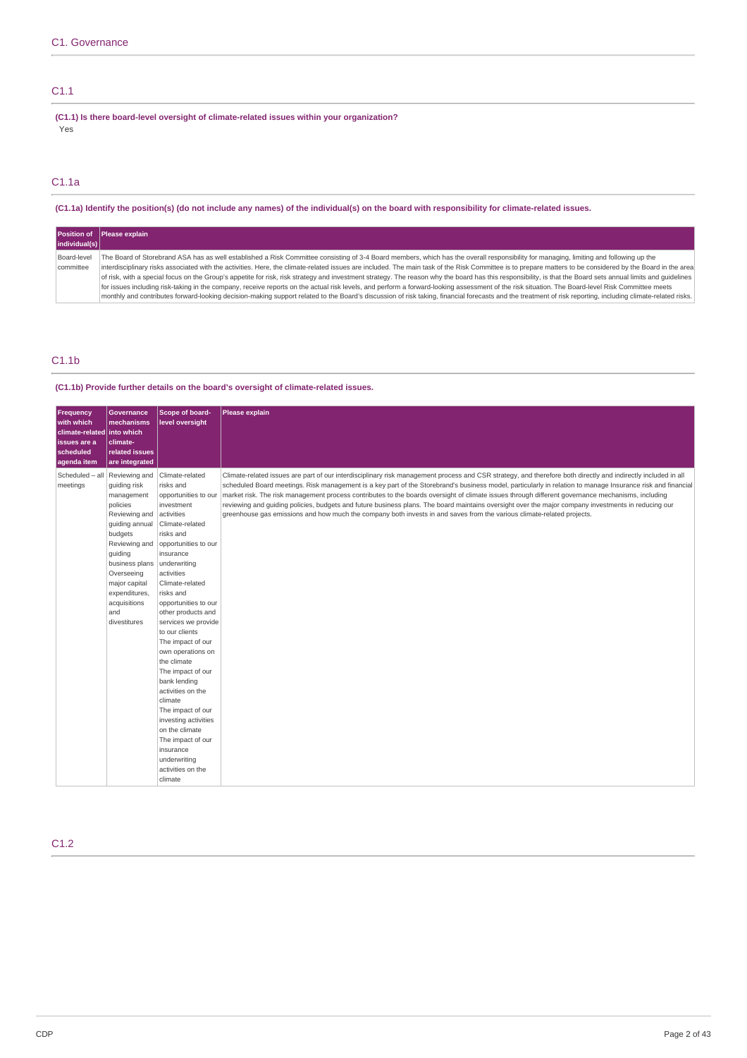# C1. Governance

## C1.1

**(C1.1) Is there board-level oversight of climate-related issues within your organization?**

Yes

## C1.1a

**(C1.1a) Identify the position(s) (do not include any names) of the individual(s) on the board with responsibility for climate-related issues.**

| Position of individual(s) | Please explain |
|---|---|
| Board-level committee | The Board of Storebrand ASA has as well established a Risk Committee consisting of 3-4 Board members, which has the overall responsibility for managing, limiting and following up the interdisciplinary risks associated with the activities. Here, the climate-related issues are included. The main task of the Risk Committee is to prepare matters to be considered by the Board in the area of risk, with a special focus on the Group's appetite for risk, risk strategy and investment strategy. The reason why the board has this responsibility, is that the Board sets annual limits and guidelines for issues including risk-taking in the company, receive reports on the actual risk levels, and perform a forward-looking assessment of the risk situation. The Board-level Risk Committee meets monthly and contributes forward-looking decision-making support related to the Board's discussion of risk taking, financial forecasts and the treatment of risk reporting, including climate-related risks. |

## C1.1b

**(C1.1b) Provide further details on the board's oversight of climate-related issues.**

| Frequency with which climate-related issues are a scheduled agenda item | Governance mechanisms into which climate-related issues are integrated | Scope of board-level oversight | Please explain |
|---|---|---|---|
| Scheduled – all meetings | Reviewing and guiding risk management policies<br>Reviewing and guiding annual budgets<br>Reviewing and guiding business plans<br>Overseeing major capital expenditures, acquisitions and divestitures | Climate-related risks and opportunities to our investment activities<br>Climate-related risks and opportunities to our insurance underwriting activities<br>Climate-related risks and opportunities to our other products and services we provide to our clients<br>The impact of our own operations on the climate<br>The impact of our bank lending activities on the climate<br>The impact of our investing activities on the climate<br>The impact of our insurance underwriting activities on the climate | Climate-related issues are part of our interdisciplinary risk management process and CSR strategy, and therefore both directly and indirectly included in all scheduled Board meetings. Risk management is a key part of the Storebrand's business model, particularly in relation to manage Insurance risk and financial market risk. The risk management process contributes to the boards oversight of climate issues through different governance mechanisms, including reviewing and guiding policies, budgets and future business plans. The board maintains oversight over the major company investments in reducing our greenhouse gas emissions and how much the company both invests in and saves from the various climate-related projects. |

## C1.2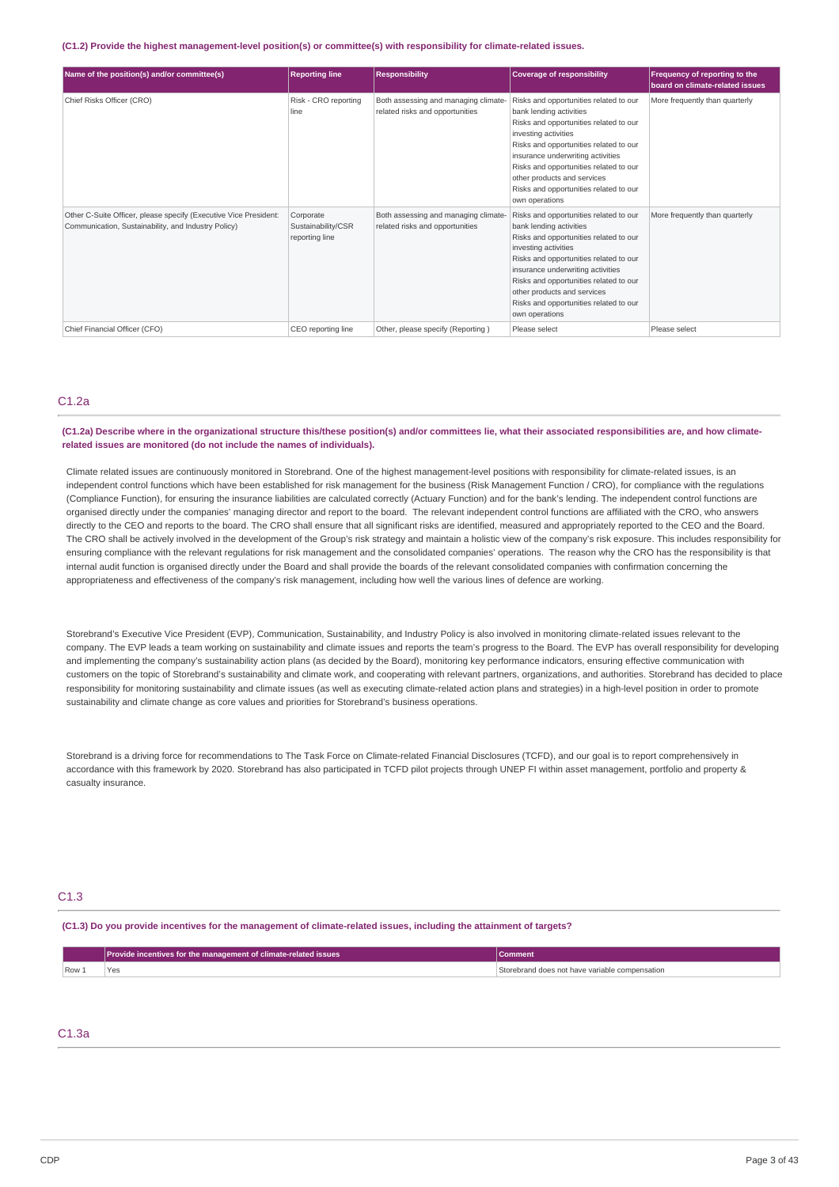**(C1.2) Provide the highest management-level position(s) or committee(s) with responsibility for climate-related issues.**

| Name of the position(s) and/or committee(s) | Reporting line | Responsibility | Coverage of responsibility | Frequency of reporting to the board on climate-related issues |
|---|---|---|---|---|
| Chief Risks Officer (CRO) | Risk - CRO reporting line | Both assessing and managing climate-related risks and opportunities | Risks and opportunities related to our bank lending activities<br>Risks and opportunities related to our investing activities<br>Risks and opportunities related to our insurance underwriting activities<br>Risks and opportunities related to our other products and services<br>Risks and opportunities related to our own operations | More frequently than quarterly |
| Other C-Suite Officer, please specify (Executive Vice President: Communication, Sustainability, and Industry Policy) | Corporate Sustainability/CSR reporting line | Both assessing and managing climate-related risks and opportunities | Risks and opportunities related to our bank lending activities<br>Risks and opportunities related to our investing activities<br>Risks and opportunities related to our insurance underwriting activities<br>Risks and opportunities related to our other products and services<br>Risks and opportunities related to our own operations | More frequently than quarterly |
| Chief Financial Officer (CFO) | CEO reporting line | Other, please specify (Reporting ) | Please select | Please select |

## C1.2a

**(C1.2a) Describe where in the organizational structure this/these position(s) and/or committees lie, what their associated responsibilities are, and how climate-related issues are monitored (do not include the names of individuals).**

Climate related issues are continuously monitored in Storebrand. One of the highest management-level positions with responsibility for climate-related issues, is an independent control functions which have been established for risk management for the business (Risk Management Function / CRO), for compliance with the regulations (Compliance Function), for ensuring the insurance liabilities are calculated correctly (Actuary Function) and for the bank's lending. The independent control functions are organised directly under the companies' managing director and report to the board. The relevant independent control functions are affiliated with the CRO, who answers directly to the CEO and reports to the board. The CRO shall ensure that all significant risks are identified, measured and appropriately reported to the CEO and the Board. The CRO shall be actively involved in the development of the Group's risk strategy and maintain a holistic view of the company's risk exposure. This includes responsibility for ensuring compliance with the relevant regulations for risk management and the consolidated companies' operations. The reason why the CRO has the responsibility is that internal audit function is organised directly under the Board and shall provide the boards of the relevant consolidated companies with confirmation concerning the appropriateness and effectiveness of the company's risk management, including how well the various lines of defence are working.

Storebrand's Executive Vice President (EVP), Communication, Sustainability, and Industry Policy is also involved in monitoring climate-related issues relevant to the company. The EVP leads a team working on sustainability and climate issues and reports the team's progress to the Board. The EVP has overall responsibility for developing and implementing the company's sustainability action plans (as decided by the Board), monitoring key performance indicators, ensuring effective communication with customers on the topic of Storebrand's sustainability and climate work, and cooperating with relevant partners, organizations, and authorities. Storebrand has decided to place responsibility for monitoring sustainability and climate issues (as well as executing climate-related action plans and strategies) in a high-level position in order to promote sustainability and climate change as core values and priorities for Storebrand's business operations.

Storebrand is a driving force for recommendations to The Task Force on Climate-related Financial Disclosures (TCFD), and our goal is to report comprehensively in accordance with this framework by 2020. Storebrand has also participated in TCFD pilot projects through UNEP FI within asset management, portfolio and property & casualty insurance.

## C1.3

**(C1.3) Do you provide incentives for the management of climate-related issues, including the attainment of targets?**

| | Provide incentives for the management of climate-related issues | Comment |
|---|---|---|
| Row 1 | Yes | Storebrand does not have variable compensation |

## C1.3a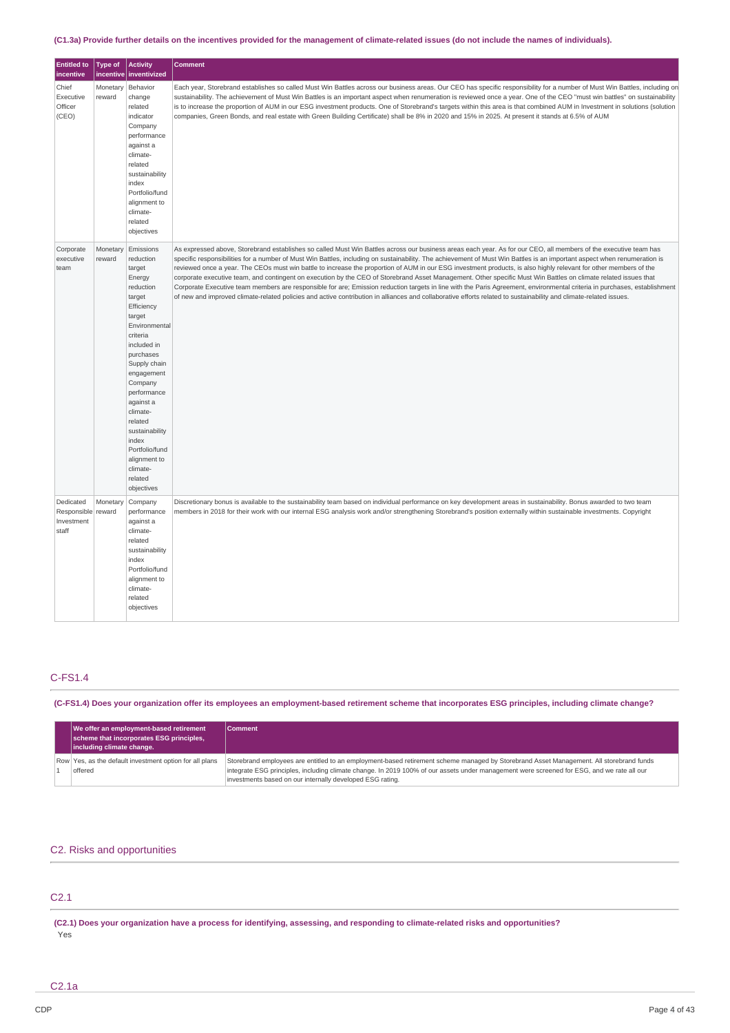**(C1.3a) Provide further details on the incentives provided for the management of climate-related issues (do not include the names of individuals).**

| Entitled to incentive | Type of incentive | Activity inventivized | Comment |
|---|---|---|---|
| Chief Executive Officer (CEO) | Monetary reward | Behavior change related indicator<br>Company performance against a climate-related sustainability index<br>Portfolio/fund alignment to climate-related objectives | Each year, Storebrand establishes so called Must Win Battles across our business areas. Our CEO has specific responsibility for a number of Must Win Battles, including on sustainability. The achievement of Must Win Battles is an important aspect when renumeration is reviewed once a year. One of the CEO "must win battles" on sustainability is to increase the proportion of AUM in our ESG investment products. One of Storebrand's targets within this area is that combined AUM in Investment in solutions (solution companies, Green Bonds, and real estate with Green Building Certificate) shall be 8% in 2020 and 15% in 2025. At present it stands at 6.5% of AUM |
| Corporate executive team | Monetary reward | Emissions reduction target<br>Energy reduction target<br>Efficiency target<br>Environmental criteria included in purchases<br>Supply chain engagement<br>Company performance against a climate-related sustainability index<br>Portfolio/fund alignment to climate-related objectives | As expressed above, Storebrand establishes so called Must Win Battles across our business areas each year. As for our CEO, all members of the executive team has specific responsibilities for a number of Must Win Battles, including on sustainability. The achievement of Must Win Battles is an important aspect when renumeration is reviewed once a year. The CEOs must win battle to increase the proportion of AUM in our ESG investment products, is also highly relevant for other members of the corporate executive team, and contingent on execution by the CEO of Storebrand Asset Management. Other specific Must Win Battles on climate related issues that Corporate Executive team members are responsible for are; Emission reduction targets in line with the Paris Agreement, environmental criteria in purchases, establishment of new and improved climate-related policies and active contribution in alliances and collaborative efforts related to sustainability and climate-related issues. |
| Dedicated Responsible Investment staff | Monetary reward | Company performance against a climate-related sustainability index<br>Portfolio/fund alignment to climate-related objectives | Discretionary bonus is available to the sustainability team based on individual performance on key development areas in sustainability. Bonus awarded to two team members in 2018 for their work with our internal ESG analysis work and/or strengthening Storebrand's position externally within sustainable investments. Copyright |

## C-FS1.4

**(C-FS1.4) Does your organization offer its employees an employment-based retirement scheme that incorporates ESG principles, including climate change?**

| | We offer an employment-based retirement scheme that incorporates ESG principles, including climate change. | Comment |
|---|---|---|
| Row 1 | Yes, as the default investment option for all plans offered | Storebrand employees are entitled to an employment-based retirement scheme managed by Storebrand Asset Management. All storebrand funds integrate ESG principles, including climate change. In 2019 100% of our assets under management were screened for ESG, and we rate all our investments based on our internally developed ESG rating. |

## C2. Risks and opportunities

## C2.1

**(C2.1) Does your organization have a process for identifying, assessing, and responding to climate-related risks and opportunities?**

Yes

## C2.1a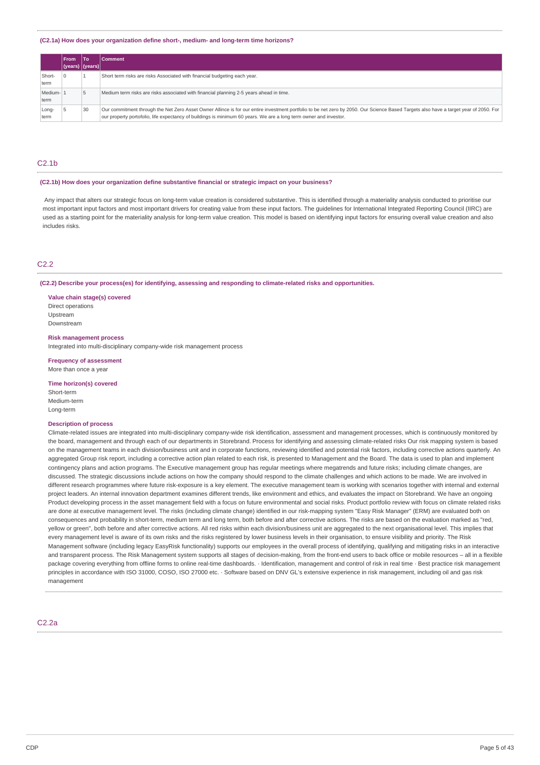**(C2.1a) How does your organization define short-, medium- and long-term time horizons?**

| | From (years) | To (years) | Comment |
|---|---|---|---|
| Short-term | 0 | 1 | Short term risks are risks Associated with financial budgeting each year. |
| Medium-term | 1 | 5 | Medium term risks are risks associated with financial planning 2-5 years ahead in time. |
| Long-term | 5 | 30 | Our commitment through the Net Zero Asset Owner Allince is for our entire investment portfolio to be net zero by 2050. Our Science Based Targets also have a target year of 2050. For our property portofolio, life expectancy of buildings is minimum 60 years. We are a long term owner and investor. |

## C2.1b

**(C2.1b) How does your organization define substantive financial or strategic impact on your business?**

Any impact that alters our strategic focus on long-term value creation is considered substantive. This is identified through a materiality analysis conducted to prioritise our most important input factors and most important drivers for creating value from these input factors. The guidelines for International Integrated Reporting Council (IIRC) are used as a starting point for the materiality analysis for long-term value creation. This model is based on identifying input factors for ensuring overall value creation and also includes risks.

## C2.2

**(C2.2) Describe your process(es) for identifying, assessing and responding to climate-related risks and opportunities.**

**Value chain stage(s) covered**

Direct operations
Upstream
Downstream

**Risk management process**

Integrated into multi-disciplinary company-wide risk management process

**Frequency of assessment**

More than once a year

**Time horizon(s) covered**

Short-term
Medium-term
Long-term

**Description of process**

Climate-related issues are integrated into multi-disciplinary company-wide risk identification, assessment and management processes, which is continuously monitored by the board, management and through each of our departments in Storebrand. Process for identifying and assessing climate-related risks Our risk mapping system is based on the management teams in each division/business unit and in corporate functions, reviewing identified and potential risk factors, including corrective actions quarterly. An aggregated Group risk report, including a corrective action plan related to each risk, is presented to Management and the Board. The data is used to plan and implement contingency plans and action programs. The Executive management group has regular meetings where megatrends and future risks; including climate changes, are discussed. The strategic discussions include actions on how the company should respond to the climate challenges and which actions to be made. We are involved in different research programmes where future risk-exposure is a key element. The executive management team is working with scenarios together with internal and external project leaders. An internal innovation department examines different trends, like environment and ethics, and evaluates the impact on Storebrand. We have an ongoing Product developing process in the asset management field with a focus on future environmental and social risks. Product portfolio review with focus on climate related risks are done at executive management level. The risks (including climate change) identified in our risk-mapping system "Easy Risk Manager" (ERM) are evaluated both on consequences and probability in short-term, medium term and long term, both before and after corrective actions. The risks are based on the evaluation marked as "red, yellow or green", both before and after corrective actions. All red risks within each division/business unit are aggregated to the next organisational level. This implies that every management level is aware of its own risks and the risks registered by lower business levels in their organisation, to ensure visibility and priority. The Risk Management software (including legacy EasyRisk functionality) supports our employees in the overall process of identifying, qualifying and mitigating risks in an interactive and transparent process. The Risk Management system supports all stages of decision-making, from the front-end users to back office or mobile resources – all in a flexible package covering everything from offline forms to online real-time dashboards. · Identification, management and control of risk in real time · Best practice risk management principles in accordance with ISO 31000, COSO, ISO 27000 etc. · Software based on DNV GL's extensive experience in risk management, including oil and gas risk management

## C2.2a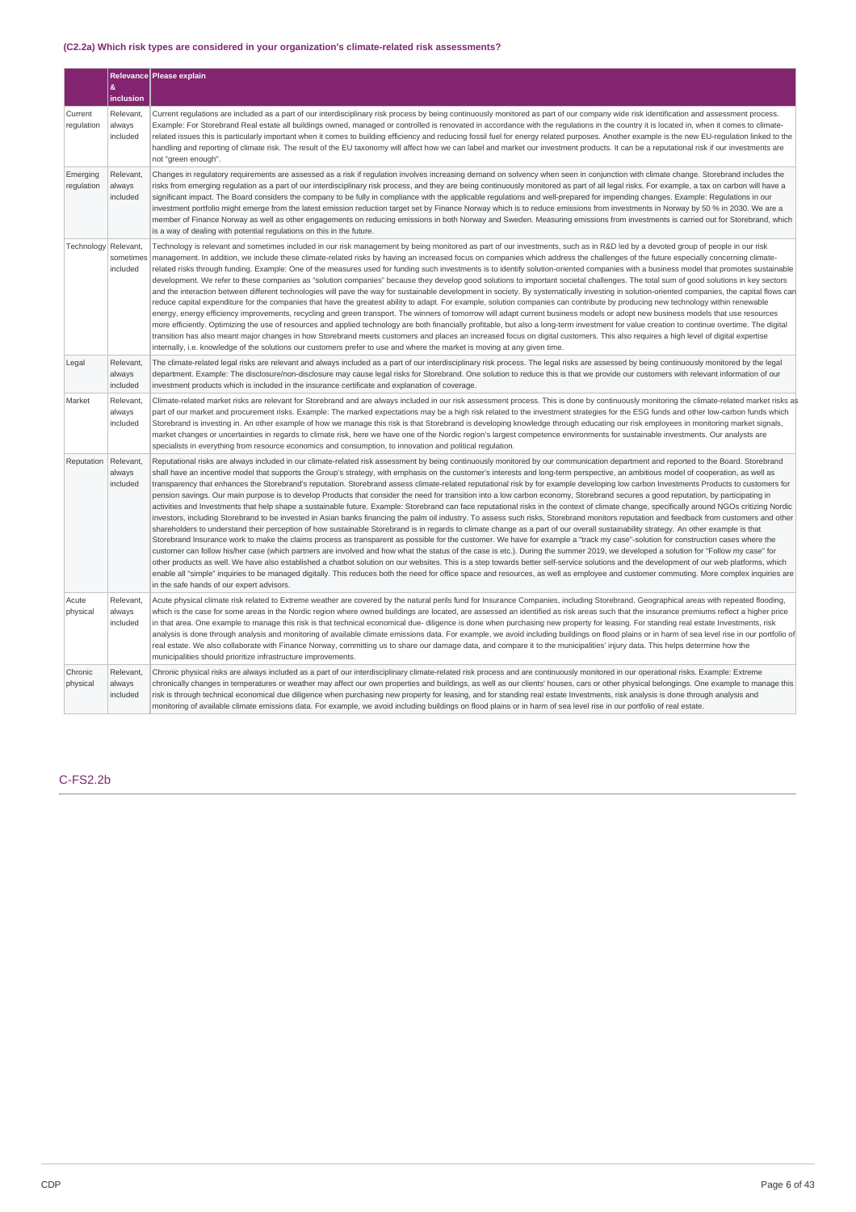### (C2.2a) Which risk types are considered in your organization's climate-related risk assessments?

| | Relevance & inclusion | Please explain |
|---|---|---|
| Current regulation | Relevant, always included | Current regulations are included as a part of our interdisciplinary risk process by being continuously monitored as part of our company wide risk identification and assessment process. Example: For Storebrand Real estate all buildings owned, managed or controlled is renovated in accordance with the regulations in the country it is located in, when it comes to climate-related issues this is particularly important when it comes to building efficiency and reducing fossil fuel for energy related purposes. Another example is the new EU-regulation linked to the handling and reporting of climate risk. The result of the EU taxonomy will affect how we can label and market our investment products. It can be a reputational risk if our investments are not "green enough". |
| Emerging regulation | Relevant, always included | Changes in regulatory requirements are assessed as a risk if regulation involves increasing demand on solvency when seen in conjunction with climate change. Storebrand includes the risks from emerging regulation as a part of our interdisciplinary risk process, and they are being continuously monitored as part of all legal risks. For example, a tax on carbon will have a significant impact. The Board considers the company to be fully in compliance with the applicable regulations and well-prepared for impending changes. Example: Regulations in our investment portfolio might emerge from the latest emission reduction target set by Finance Norway which is to reduce emissions from investments in Norway by 50 % in 2030. We are a member of Finance Norway as well as other engagements on reducing emissions in both Norway and Sweden. Measuring emissions from investments is carried out for Storebrand, which is a way of dealing with potential regulations on this in the future. |
| Technology | Relevant, sometimes included | Technology is relevant and sometimes included in our risk management by being monitored as part of our investments, such as in R&D led by a devoted group of people in our risk management. In addition, we include these climate-related risks by having an increased focus on companies which address the challenges of the future especially concerning climate-related risks through funding. Example: One of the measures used for funding such investments is to identify solution-oriented companies with a business model that promotes sustainable development. We refer to these companies as "solution companies" because they develop good solutions to important societal challenges. The total sum of good solutions in key sectors and the interaction between different technologies will pave the way for sustainable development in society. By systematically investing in solution-oriented companies, the capital flows can reduce capital expenditure for the companies that have the greatest ability to adapt. For example, solution companies can contribute by producing new technology within renewable energy, energy efficiency improvements, recycling and green transport. The winners of tomorrow will adapt current business models or adopt new business models that use resources more efficiently. Optimizing the use of resources and applied technology are both financially profitable, but also a long-term investment for value creation to continue overtime. The digital transition has also meant major changes in how Storebrand meets customers and places an increased focus on digital customers. This also requires a high level of digital expertise internally, i.e. knowledge of the solutions our customers prefer to use and where the market is moving at any given time. |
| Legal | Relevant, always included | The climate-related legal risks are relevant and always included as a part of our interdisciplinary risk process. The legal risks are assessed by being continuously monitored by the legal department. Example: The disclosure/non-disclosure may cause legal risks for Storebrand. One solution to reduce this is that we provide our customers with relevant information of our investment products which is included in the insurance certificate and explanation of coverage. |
| Market | Relevant, always included | Climate-related market risks are relevant for Storebrand and are always included in our risk assessment process. This is done by continuously monitoring the climate-related market risks as part of our market and procurement risks. Example: The marked expectations may be a high risk related to the investment strategies for the ESG funds and other low-carbon funds which Storebrand is investing in. An other example of how we manage this risk is that Storebrand is developing knowledge through educating our risk employees in monitoring market signals, market changes or uncertainties in regards to climate risk, here we have one of the Nordic region's largest competence environments for sustainable investments. Our analysts are specialists in everything from resource economics and consumption, to innovation and political regulation. |
| Reputation | Relevant, always included | Reputational risks are always included in our climate-related risk assessment by being continuously monitored by our communication department and reported to the Board. Storebrand shall have an incentive model that supports the Group's strategy, with emphasis on the customer's interests and long-term perspective, an ambitious model of cooperation, as well as transparency that enhances the Storebrand's reputation. Storebrand assess climate-related reputational risk by for example developing low carbon Investments Products to customers for pension savings. Our main purpose is to develop Products that consider the need for transition into a low carbon economy, Storebrand secures a good reputation, by participating in activities and Investments that help shape a sustainable future. Example: Storebrand can face reputational risks in the context of climate change, specifically around NGOs critizing Nordic investors, including Storebrand to be invested in Asian banks financing the palm oil industry. To assess such risks, Storebrand monitors reputation and feedback from customers and other shareholders to understand their perception of how sustainable Storebrand is in regards to climate change as a part of our overall sustainability strategy. An other example is that Storebrand Insurance work to make the claims process as transparent as possible for the customer. We have for example a "track my case"-solution for construction cases where the customer can follow his/her case (which partners are involved and how what the status of the case is etc.). During the summer 2019, we developed a solution for "Follow my case" for other products as well. We have also established a chatbot solution on our websites. This is a step towards better self-service solutions and the development of our web platforms, which enable all "simple" inquiries to be managed digitally. This reduces both the need for office space and resources, as well as employee and customer commuting. More complex inquiries are in the safe hands of our expert advisors. |
| Acute physical | Relevant, always included | Acute physical climate risk related to Extreme weather are covered by the natural perils fund for Insurance Companies, including Storebrand. Geographical areas with repeated flooding, which is the case for some areas in the Nordic region where owned buildings are located, are assessed an identified as risk areas such that the insurance premiums reflect a higher price in that area. One example to manage this risk is that technical economical due- diligence is done when purchasing new property for leasing. For standing real estate Investments, risk analysis is done through analysis and monitoring of available climate emissions data. For example, we avoid including buildings on flood plains or in harm of sea level rise in our portfolio of real estate. We also collaborate with Finance Norway, committing us to share our damage data, and compare it to the municipalities' injury data. This helps determine how the municipalities should prioritize infrastructure improvements. |
| Chronic physical | Relevant, always included | Chronic physical risks are always included as a part of our interdisciplinary climate-related risk process and are continuously monitored in our operational risks. Example: Extreme chronically changes in temperatures or weather may affect our own properties and buildings, as well as our clients' houses, cars or other physical belongings. One example to manage this risk is through technical economical due diligence when purchasing new property for leasing, and for standing real estate Investments, risk analysis is done through analysis and monitoring of available climate emissions data. For example, we avoid including buildings on flood plains or in harm of sea level rise in our portfolio of real estate. |

## C-FS2.2b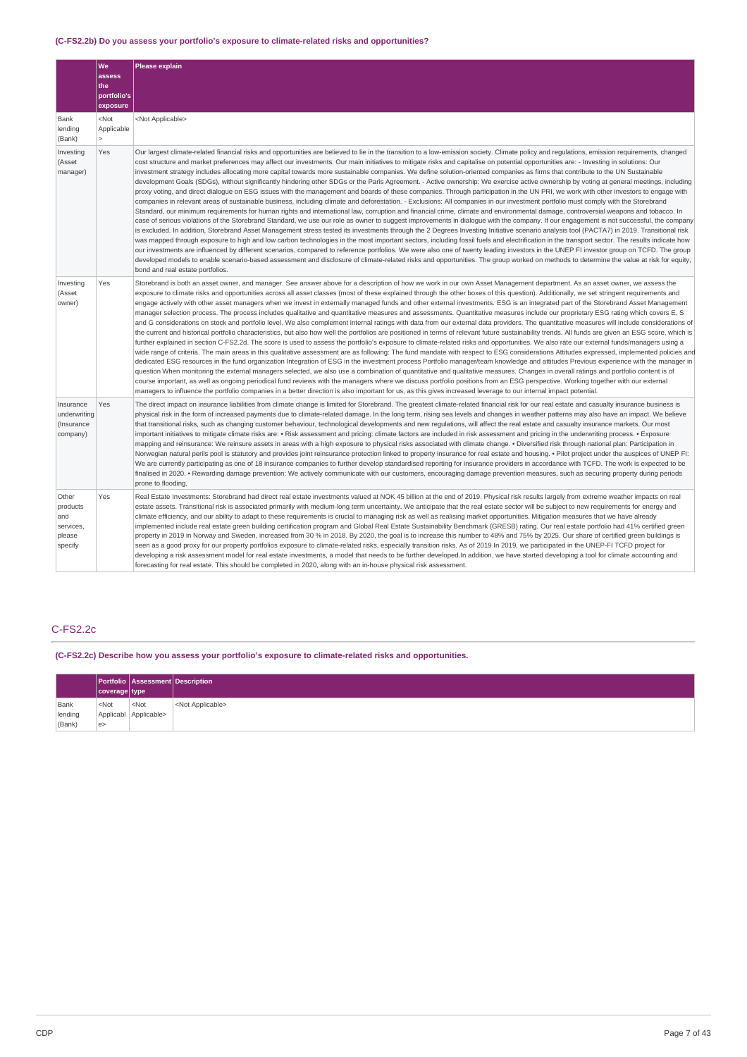### (C-FS2.2b) Do you assess your portfolio's exposure to climate-related risks and opportunities?

| | We assess the portfolio's exposure | Please explain |
|---|---|---|
| Bank lending (Bank) | <Not Applicable> | <Not Applicable> |
| Investing (Asset manager) | Yes | Our largest climate-related financial risks and opportunities are believed to lie in the transition to a low-emission society. Climate policy and regulations, emission requirements, changed cost structure and market preferences may affect our investments. Our main initiatives to mitigate risks and capitalise on potential opportunities are: - Investing in solutions: Our investment strategy includes allocating more capital towards more sustainable companies. We define solution-oriented companies as firms that contribute to the UN Sustainable development Goals (SDGs), without significantly hindering other SDGs or the Paris Agreement. - Active ownership: We exercise active ownership by voting at general meetings, including proxy voting, and direct dialogue on ESG issues with the management and boards of these companies. Through participation in the UN PRI, we work with other investors to engage with companies in relevant areas of sustainable business, including climate and deforestation. - Exclusions: All companies in our investment portfolio must comply with the Storebrand Standard, our minimum requirements for human rights and international law, corruption and financial crime, climate and environmental damage, controversial weapons and tobacco. In case of serious violations of the Storebrand Standard, we use our role as owner to suggest improvements in dialogue with the company. If our engagement is not successful, the company is excluded. In addition, Storebrand Asset Management stress tested its investments through the 2 Degrees Investing Initiative scenario analysis tool (PACTA7) in 2019. Transitional risk was mapped through exposure to high and low carbon technologies in the most important sectors, including fossil fuels and electrification in the transport sector. The results indicate how our investments are influenced by different scenarios, compared to reference portfolios. We were also one of twenty leading investors in the UNEP FI investor group on TCFD. The group developed models to enable scenario-based assessment and disclosure of climate-related risks and opportunities. The group worked on methods to determine the value at risk for equity, bond and real estate portfolios. |
| Investing (Asset owner) | Yes | Storebrand is both an asset owner, and manager. See answer above for a description of how we work in our own Asset Management department. As an asset owner, we assess the exposure to climate risks and opportunities across all asset classes (most of these explained through the other boxes of this question). Additionally, we set stringent requirements and engage actively with other asset managers when we invest in externally managed funds and other external investments. ESG is an integrated part of the Storebrand Asset Management manager selection process. The process includes qualitative and quantitative measures and assessments. Quantitative measures include our proprietary ESG rating which covers E, S and G considerations on stock and portfolio level. We also complement internal ratings with data from our external data providers. The quantitative measures will include considerations of the current and historical portfolio characteristics, but also how well the portfolios are positioned in terms of relevant future sustainability trends. All funds are given an ESG score, which is further explained in section C-FS2.2d. The score is used to assess the portfolio's exposure to climate-related risks and opportunities. We also rate our external funds/managers using a wide range of criteria. The main areas in this qualitative assessment are as following: The fund mandate with respect to ESG considerations Attitudes expressed, implemented policies and dedicated ESG resources in the fund organization Integration of ESG in the investment process Portfolio manager/team knowledge and attitudes Previous experience with the manager in question When monitoring the external managers selected, we also use a combination of quantitative and qualitative measures. Changes in overall ratings and portfolio content is of course important, as well as ongoing periodical fund reviews with the managers where we discuss portfolio positions from an ESG perspective. Working together with our external managers to influence the portfolio companies in a better direction is also important for us, as this gives increased leverage to our internal impact potential. |
| Insurance underwriting (Insurance company) | Yes | The direct impact on insurance liabilities from climate change is limited for Storebrand. The greatest climate-related financial risk for our real estate and casualty insurance business is physical risk in the form of increased payments due to climate-related damage. In the long term, rising sea levels and changes in weather patterns may also have an impact. We believe that transitional risks, such as changing customer behaviour, technological developments and new regulations, will affect the real estate and casualty insurance markets. Our most important initiatives to mitigate climate risks are: • Risk assessment and pricing: climate factors are included in risk assessment and pricing in the underwriting process. • Exposure mapping and reinsurance: We reinsure assets in areas with a high exposure to physical risks associated with climate change. • Diversified risk through national plan: Participation in Norwegian natural perils pool is statutory and provides joint reinsurance protection linked to property insurance for real estate and housing. • Pilot project under the auspices of UNEP FI: We are currently participating as one of 18 insurance companies to further develop standardised reporting for insurance providers in accordance with TCFD. The work is expected to be finalised in 2020. • Rewarding damage prevention: We actively communicate with our customers, encouraging damage prevention measures, such as securing property during periods prone to flooding. |
| Other products and services, please specify | Yes | Real Estate Investments: Storebrand had direct real estate investments valued at NOK 45 billion at the end of 2019. Physical risk results largely from extreme weather impacts on real estate assets. Transitional risk is associated primarily with medium-long term uncertainty. We anticipate that the real estate sector will be subject to new requirements for energy and climate efficiency, and our ability to adapt to these requirements is crucial to managing risk as well as realising market opportunities. Mitigation measures that we have already implemented include real estate green building certification program and Global Real Estate Sustainability Benchmark (GRESB) rating. Our real estate portfolio had 41% certified green property in 2019 in Norway and Sweden, increased from 30 % in 2018. By 2020, the goal is to increase this number to 48% and 75% by 2025. Our share of certified green buildings is seen as a good proxy for our property portfolios exposure to climate-related risks, especially transition risks. As of 2019 In 2019, we participated in the UNEP-FI TCFD project for developing a risk assessment model for real estate investments, a model that needs to be further developed.In addition, we have started developing a tool for climate accounting and forecasting for real estate. This should be completed in 2020, along with an in-house physical risk assessment. |

## C-FS2.2c

### (C-FS2.2c) Describe how you assess your portfolio's exposure to climate-related risks and opportunities.

| | Portfolio coverage | Assessment type | Description |
|---|---|---|---|
| Bank lending (Bank) | <Not Applicable> | <Not Applicable> | <Not Applicable> |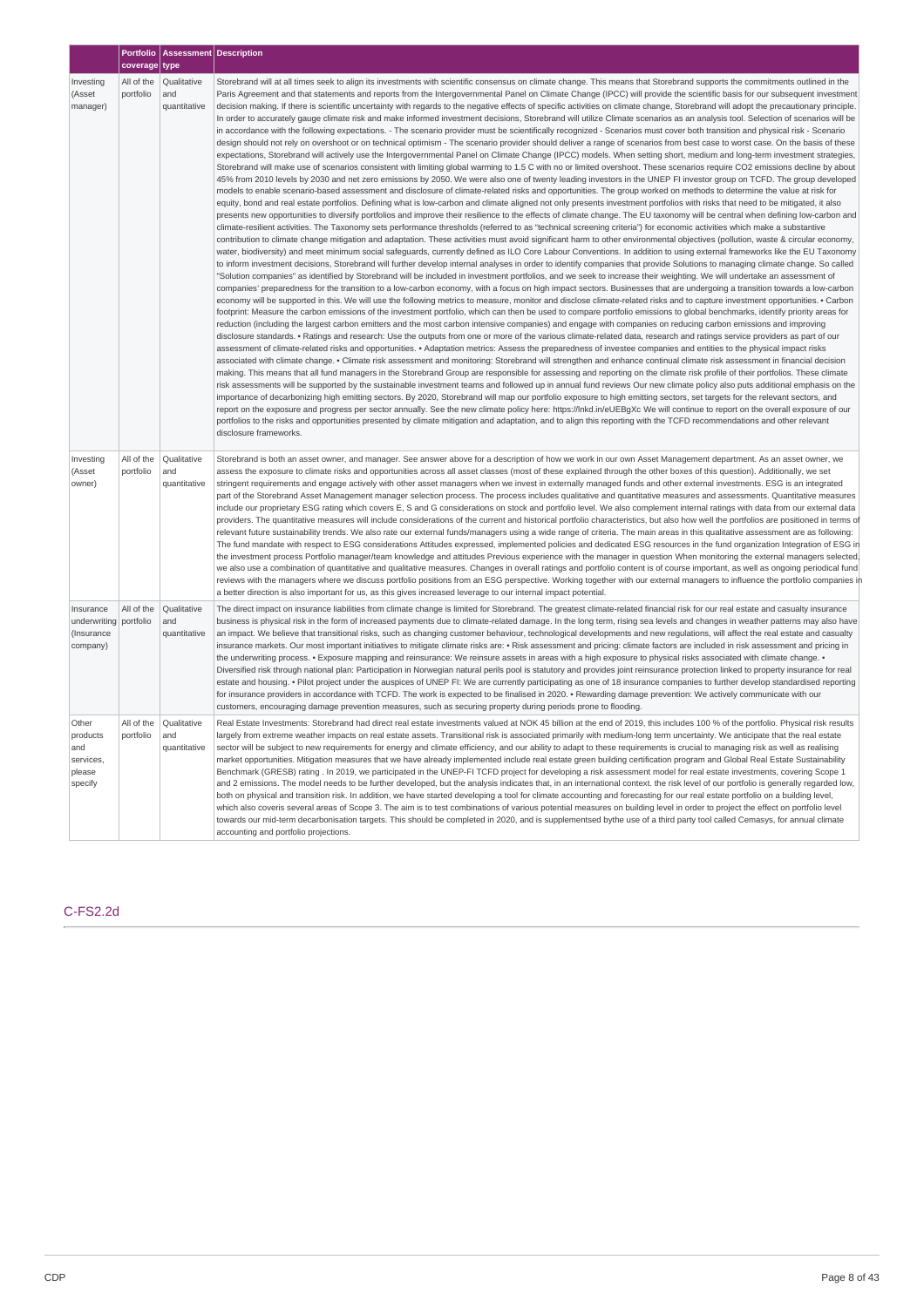| | Portfolio coverage | Assessment type | Description |
|---|---|---|---|
| Investing (Asset manager) | All of the portfolio | Qualitative and quantitative | Storebrand will at all times seek to align its investments with scientific consensus on climate change. This means that Storebrand supports the commitments outlined in the Paris Agreement and that statements and reports from the Intergovernmental Panel on Climate Change (IPCC) will provide the scientific basis for our subsequent investment decision making. If there is scientific uncertainty with regards to the negative effects of specific activities on climate change, Storebrand will adopt the precautionary principle. In order to accurately gauge climate risk and make informed investment decisions, Storebrand will utilize Climate scenarios as an analysis tool. Selection of scenarios will be in accordance with the following expectations. - The scenario provider must be scientifically recognized - Scenarios must cover both transition and physical risk - Scenario design should not rely on overshoot or on technical optimism - The scenario provider should deliver a range of scenarios from best case to worst case. On the basis of these expectations, Storebrand will actively use the Intergovernmental Panel on Climate Change (IPCC) models. When setting short, medium and long-term investment strategies, Storebrand will make use of scenarios consistent with limiting global warming to 1.5 C with no or limited overshoot. These scenarios require CO2 emissions decline by about 45% from 2010 levels by 2030 and net zero emissions by 2050. We were also one of twenty leading investors in the UNEP FI investor group on TCFD. The group developed models to enable scenario-based assessment and disclosure of climate-related risks and opportunities. The group worked on methods to determine the value at risk for equity, bond and real estate portfolios. Defining what is low-carbon and climate aligned not only presents investment portfolios with risks that need to be mitigated, it also presents new opportunities to diversify portfolios and improve their resilience to the effects of climate change. The EU taxonomy will be central when defining low-carbon and climate-resilient activities. The Taxonomy sets performance thresholds (referred to as "technical screening criteria") for economic activities which make a substantive contribution to climate change mitigation and adaptation. These activities must avoid significant harm to other environmental objectives (pollution, waste & circular economy, water, biodiversity) and meet minimum social safeguards, currently defined as ILO Core Labour Conventions. In addition to using external frameworks like the EU Taxonomy to inform investment decisions, Storebrand will further develop internal analyses in order to identify companies that provide Solutions to managing climate change. So called "Solution companies" as identified by Storebrand will be included in investment portfolios, and we seek to increase their weighting. We will undertake an assessment of companies' preparedness for the transition to a low-carbon economy, with a focus on high impact sectors. Businesses that are undergoing a transition towards a low-carbon economy will be supported in this. We will use the following metrics to measure, monitor and disclose climate-related risks and to capture investment opportunities. • Carbon footprint: Measure the carbon emissions of the investment portfolio, which can then be used to compare portfolio emissions to global benchmarks, identify priority areas for reduction (including the largest carbon emitters and the most carbon intensive companies) and engage with companies on reducing carbon emissions and improving disclosure standards. • Ratings and research: Use the outputs from one or more of the various climate-related data, research and ratings service providers as part of our assessment of climate-related risks and opportunities. • Adaptation metrics: Assess the preparedness of investee companies and entities to the physical impact risks associated with climate change. • Climate risk assessment and monitoring: Storebrand will strengthen and enhance continual climate risk assessment in financial decision making. This means that all fund managers in the Storebrand Group are responsible for assessing and reporting on the climate risk profile of their portfolios. These climate risk assessments will be supported by the sustainable investment teams and followed up in annual fund reviews Our new climate policy also puts additional emphasis on the importance of decarbonizing high emitting sectors. By 2020, Storebrand will map our portfolio exposure to high emitting sectors, set targets for the relevant sectors, and report on the exposure and progress per sector annually. See the new climate policy here: https://lnkd.in/eUEBgXc We will continue to report on the overall exposure of our portfolios to the risks and opportunities presented by climate mitigation and adaptation, and to align this reporting with the TCFD recommendations and other relevant disclosure frameworks. |
| Investing (Asset owner) | All of the portfolio | Qualitative and quantitative | Storebrand is both an asset owner, and manager. See answer above for a description of how we work in our own Asset Management department. As an asset owner, we assess the exposure to climate risks and opportunities across all asset classes (most of these explained through the other boxes of this question). Additionally, we set stringent requirements and engage actively with other asset managers when we invest in externally managed funds and other external investments. ESG is an integrated part of the Storebrand Asset Management manager selection process. The process includes qualitative and quantitative measures and assessments. Quantitative measures include our proprietary ESG rating which covers E, S and G considerations on stock and portfolio level. We also complement internal ratings with data from our external data providers. The quantitative measures will include considerations of the current and historical portfolio characteristics, but also how well the portfolios are positioned in terms of relevant future sustainability trends. We also rate our external funds/managers using a wide range of criteria. The main areas in this qualitative assessment are as following: The fund mandate with respect to ESG considerations Attitudes expressed, implemented policies and dedicated ESG resources in the fund organization Integration of ESG in the investment process Portfolio manager/team knowledge and attitudes Previous experience with the manager in question When monitoring the external managers selected, we also use a combination of quantitative and qualitative measures. Changes in overall ratings and portfolio content is of course important, as well as ongoing periodical fund reviews with the managers where we discuss portfolio positions from an ESG perspective. Working together with our external managers to influence the portfolio companies in a better direction is also important for us, as this gives increased leverage to our internal impact potential. |
| Insurance underwriting (Insurance company) | All of the portfolio | Qualitative and quantitative | The direct impact on insurance liabilities from climate change is limited for Storebrand. The greatest climate-related financial risk for our real estate and casualty insurance business is physical risk in the form of increased payments due to climate-related damage. In the long term, rising sea levels and changes in weather patterns may also have an impact. We believe that transitional risks, such as changing customer behaviour, technological developments and new regulations, will affect the real estate and casualty insurance markets. Our most important initiatives to mitigate climate risks are: • Risk assessment and pricing: climate factors are included in risk assessment and pricing in the underwriting process. • Exposure mapping and reinsurance: We reinsure assets in areas with a high exposure to physical risks associated with climate change. • Diversified risk through national plan: Participation in Norwegian natural perils pool is statutory and provides joint reinsurance protection linked to property insurance for real estate and housing. • Pilot project under the auspices of UNEP FI: We are currently participating as one of 18 insurance companies to further develop standardised reporting for insurance providers in accordance with TCFD. The work is expected to be finalised in 2020. • Rewarding damage prevention: We actively communicate with our customers, encouraging damage prevention measures, such as securing property during periods prone to flooding. |
| Other products and services, please specify | All of the portfolio | Qualitative and quantitative | Real Estate Investments: Storebrand had direct real estate investments valued at NOK 45 billion at the end of 2019, this includes 100 % of the portfolio. Physical risk results largely from extreme weather impacts on real estate assets. Transitional risk is associated primarily with medium-long term uncertainty. We anticipate that the real estate sector will be subject to new requirements for energy and climate efficiency, and our ability to adapt to these requirements is crucial to managing risk as well as realising market opportunities. Mitigation measures that we have already implemented include real estate green building certification program and Global Real Estate Sustainability Benchmark (GRESB) rating . In 2019, we participated in the UNEP-FI TCFD project for developing a risk assessment model for real estate investments, covering Scope 1 and 2 emissions. The model needs to be further developed, but the analysis indicates that, in an international context. the risk level of our portfolio is generally regarded low, both on physical and transition risk. In addition, we have started developing a tool for climate accounting and forecasting for our real estate portfolio on a building level, which also coveris several areas of Scope 3. The aim is to test combinations of various potential measures on building level in order to project the effect on portfolio level towards our mid-term decarbonisation targets. This should be completed in 2020, and is supplementsed bythe use of a third party tool called Cemasys, for annual climate accounting and portfolio projections. |

## C-FS2.2d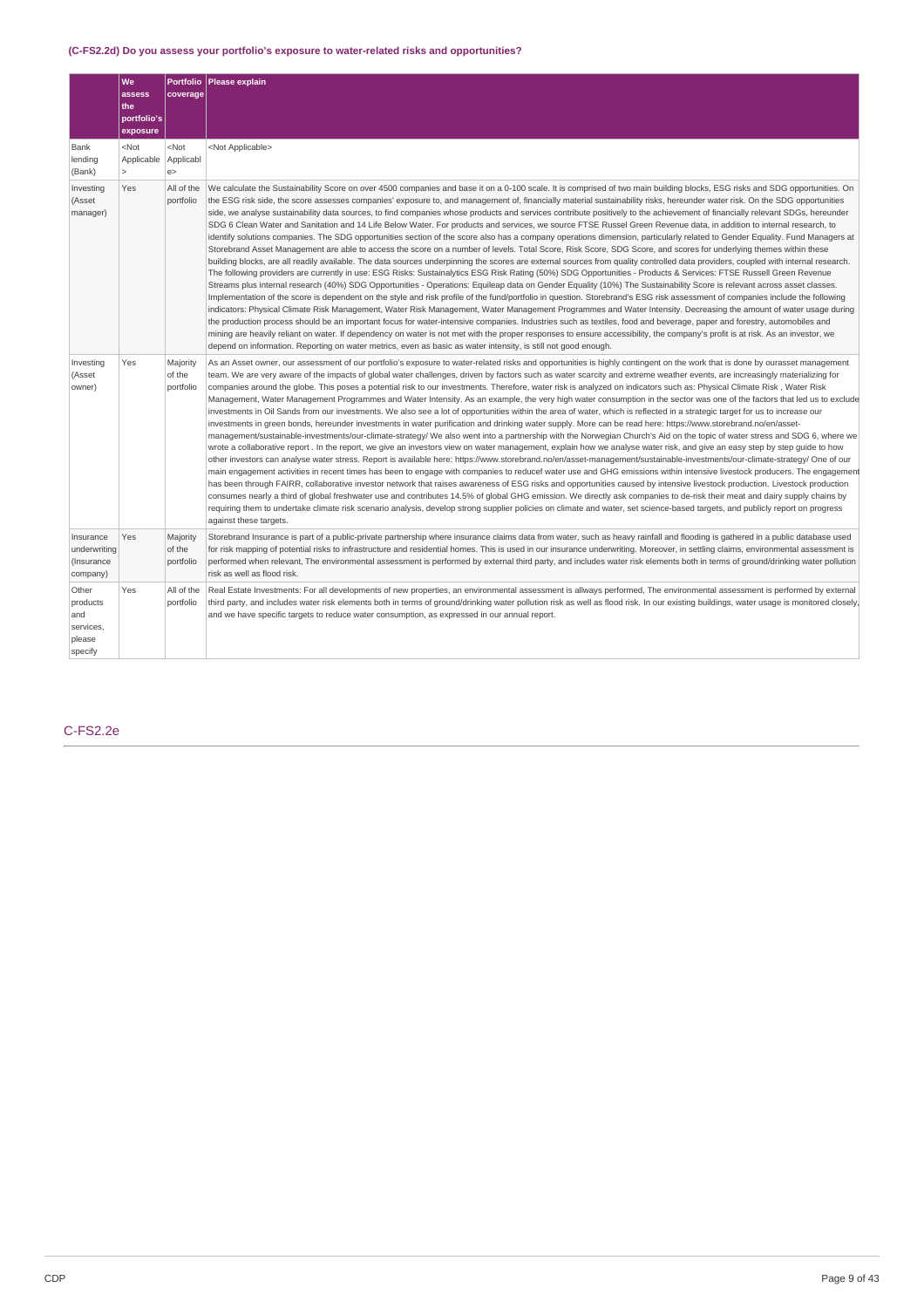### (C-FS2.2d) Do you assess your portfolio's exposure to water-related risks and opportunities?

| | We assess the portfolio's exposure | Portfolio coverage | Please explain |
|---|---|---|---|
| Bank lending (Bank) | <Not Applicable> | <Not Applicable> | <Not Applicable> |
| Investing (Asset manager) | Yes | All of the portfolio | We calculate the Sustainability Score on over 4500 companies and base it on a 0-100 scale. It is comprised of two main building blocks, ESG risks and SDG opportunities. On the ESG risk side, the score assesses companies' exposure to, and management of, financially material sustainability risks, hereunder water risk. On the SDG opportunities side, we analyse sustainability data sources, to find companies whose products and services contribute positively to the achievement of financially relevant SDGs, hereunder SDG 6 Clean Water and Sanitation and 14 Life Below Water. For products and services, we source FTSE Russel Green Revenue data, in addition to internal research, to identify solutions companies. The SDG opportunities section of the score also has a company operations dimension, particularly related to Gender Equality. Fund Managers at Storebrand Asset Management are able to access the score on a number of levels. Total Score, Risk Score, SDG Score, and scores for underlying themes within these building blocks, are all readily available. The data sources underpinning the scores are external sources from quality controlled data providers, coupled with internal research. The following providers are currently in use: ESG Risks: Sustainalytics ESG Risk Rating (50%) SDG Opportunities - Products & Services: FTSE Russell Green Revenue Streams plus internal research (40%) SDG Opportunities - Operations: Equileap data on Gender Equality (10%) The Sustainability Score is relevant across asset classes. Implementation of the score is dependent on the style and risk profile of the fund/portfolio in question. Storebrand's ESG risk assessment of companies include the following indicators: Physical Climate Risk Management, Water Risk Management, Water Management Programmes and Water Intensity. Decreasing the amount of water usage during the production process should be an important focus for water-intensive companies. Industries such as textiles, food and beverage, paper and forestry, automobiles and mining are heavily reliant on water. If dependency on water is not met with the proper responses to ensure accessibility, the company's profit is at risk. As an investor, we depend on information. Reporting on water metrics, even as basic as water intensity, is still not good enough. |
| Investing (Asset owner) | Yes | Majority of the portfolio | As an Asset owner, our assessment of our portfolio's exposure to water-related risks and opportunities is highly contingent on the work that is done by ourasset management team. We are very aware of the impacts of global water challenges, driven by factors such as water scarcity and extreme weather events, are increasingly materializing for companies around the globe. This poses a potential risk to our investments. Therefore, water risk is analyzed on indicators such as: Physical Climate Risk , Water Risk Management, Water Management Programmes and Water Intensity. As an example, the very high water consumption in the sector was one of the factors that led us to exclude investments in Oil Sands from our investments. We also see a lot of opportunities within the area of water, which is reflected in a strategic target for us to increase our investments in green bonds, hereunder investments in water purification and drinking water supply. More can be read here: https://www.storebrand.no/en/asset-management/sustainable-investments/our-climate-strategy/ We also went into a partnership with the Norwegian Church's Aid on the topic of water stress and SDG 6, where we wrote a collaborative report . In the report, we give an investors view on water management, explain how we analyse water risk, and give an easy step by step guide to how other investors can analyse water stress. Report is available here: https://www.storebrand.no/en/asset-management/sustainable-investments/our-climate-strategy/ One of our main engagement activities in recent times has been to engage with companies to reducef water use and GHG emissions within intensive livestock producers. The engagement has been through FAIRR, collaborative investor network that raises awareness of ESG risks and opportunities caused by intensive livestock production. Livestock production consumes nearly a third of global freshwater use and contributes 14.5% of global GHG emission. We directly ask companies to de-risk their meat and dairy supply chains by requiring them to undertake climate risk scenario analysis, develop strong supplier policies on climate and water, set science-based targets, and publicly report on progress against these targets. |
| Insurance underwriting (Insurance company) | Yes | Majority of the portfolio | Storebrand Insurance is part of a public-private partnership where insurance claims data from water, such as heavy rainfall and flooding is gathered in a public database used for risk mapping of potential risks to infrastructure and residential homes. This is used in our insurance underwriting. Moreover, in settling claims, environmental assessment is performed when relevant, The environmental assessment is performed by external third party, and includes water risk elements both in terms of ground/drinking water pollution risk as well as flood risk. |
| Other products and services, please specify | Yes | All of the portfolio | Real Estate Investments: For all developments of new properties, an environmental assessment is allways performed, The environmental assessment is performed by external third party, and includes water risk elements both in terms of ground/drinking water pollution risk as well as flood risk. In our existing buildings, water usage is monitored closely, and we have specific targets to reduce water consumption, as expressed in our annual report. |

## C-FS2.2e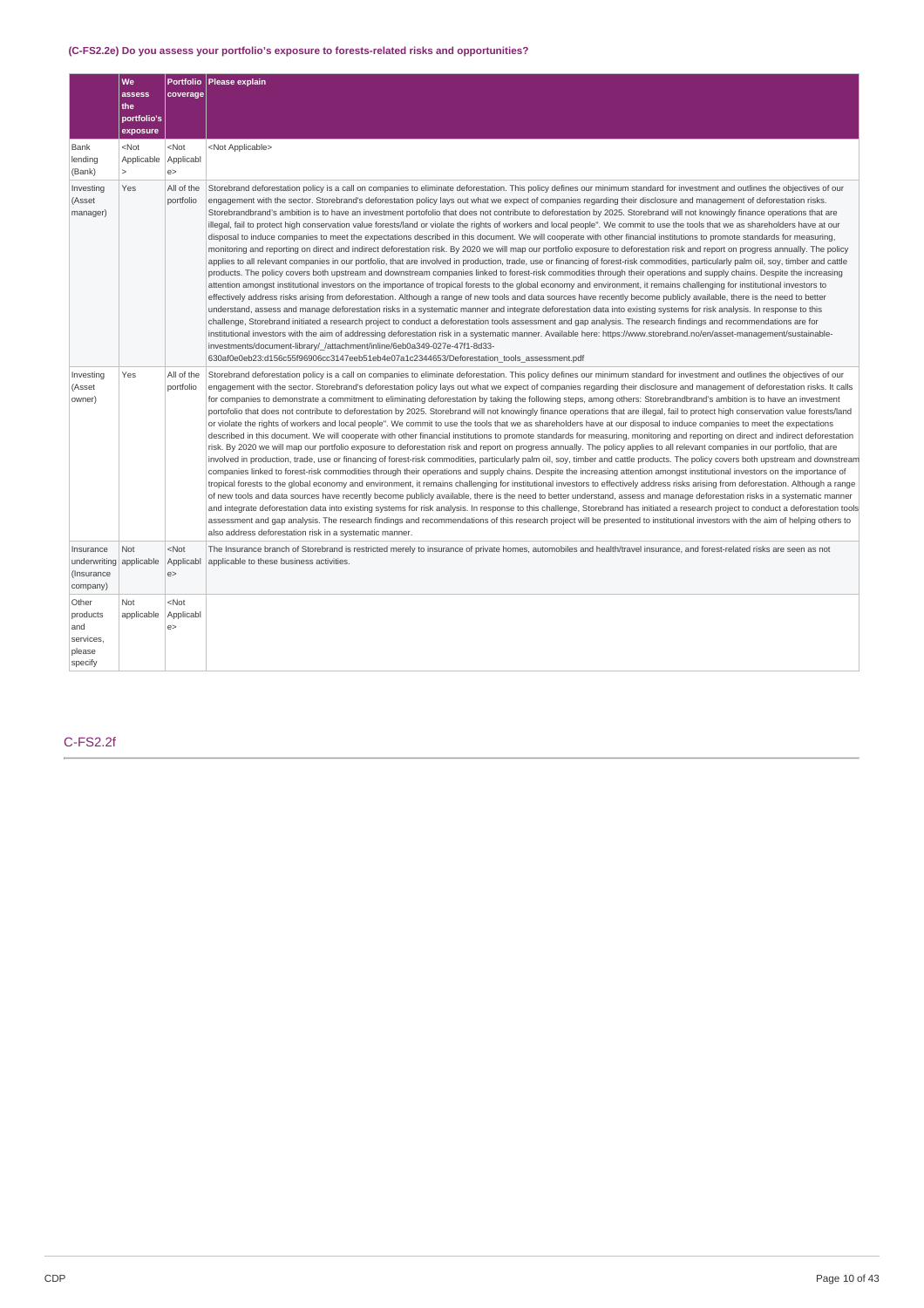### (C-FS2.2e) Do you assess your portfolio's exposure to forests-related risks and opportunities?

| | We assess the portfolio's exposure | Portfolio coverage | Please explain |
|---|---|---|---|
| Bank lending (Bank) | <Not Applicable> | <Not Applicable> | <Not Applicable> |
| Investing (Asset manager) | Yes | All of the portfolio | Storebrand deforestation policy is a call on companies to eliminate deforestation. This policy defines our minimum standard for investment and outlines the objectives of our engagement with the sector. Storebrand's deforestation policy lays out what we expect of companies regarding their disclosure and management of deforestation risks. Storebrandbrand's ambition is to have an investment portofolio that does not contribute to deforestation by 2025. Storebrand will not knowingly finance operations that are illegal, fail to protect high conservation value forests/land or violate the rights of workers and local people". We commit to use the tools that we as shareholders have at our disposal to induce companies to meet the expectations described in this document. We will cooperate with other financial institutions to promote standards for measuring, monitoring and reporting on direct and indirect deforestation risk. By 2020 we will map our portfolio exposure to deforestation risk and report on progress annually. The policy applies to all relevant companies in our portfolio, that are involved in production, trade, use or financing of forest-risk commodities, particularly palm oil, soy, timber and cattle products. The policy covers both upstream and downstream companies linked to forest-risk commodities through their operations and supply chains. Despite the increasing attention amongst institutional investors on the importance of tropical forests to the global economy and environment, it remains challenging for institutional investors to effectively address risks arising from deforestation. Although a range of new tools and data sources have recently become publicly available, there is the need to better understand, assess and manage deforestation risks in a systematic manner and integrate deforestation data into existing systems for risk analysis. In response to this challenge, Storebrand initiated a research project to conduct a deforestation tools assessment and gap analysis. The research findings and recommendations are for institutional investors with the aim of addressing deforestation risk in a systematic manner. Available here: https://www.storebrand.no/en/asset-management/sustainable-investments/document-library/_/attachment/inline/6eb0a349-027e-47f1-8d33-630af0e0eb23:d156c55f96906cc3147eeb51eb4e07a1c2344653/Deforestation_tools_assessment.pdf |
| Investing (Asset owner) | Yes | All of the portfolio | Storebrand deforestation policy is a call on companies to eliminate deforestation. This policy defines our minimum standard for investment and outlines the objectives of our engagement with the sector. Storebrand's deforestation policy lays out what we expect of companies regarding their disclosure and management of deforestation risks. It calls for companies to demonstrate a commitment to eliminating deforestation by taking the following steps, among others: Storebrandbrand's ambition is to have an investment portofolio that does not contribute to deforestation by 2025. Storebrand will not knowingly finance operations that are illegal, fail to protect high conservation value forests/land or violate the rights of workers and local people". We commit to use the tools that we as shareholders have at our disposal to induce companies to meet the expectations described in this document. We will cooperate with other financial institutions to promote standards for measuring, monitoring and reporting on direct and indirect deforestation risk. By 2020 we will map our portfolio exposure to deforestation risk and report on progress annually. The policy applies to all relevant companies in our portfolio, that are involved in production, trade, use or financing of forest-risk commodities, particularly palm oil, soy, timber and cattle products. The policy covers both upstream and downstream companies linked to forest-risk commodities through their operations and supply chains. Despite the increasing attention amongst institutional investors on the importance of tropical forests to the global economy and environment, it remains challenging for institutional investors to effectively address risks arising from deforestation. Although a range of new tools and data sources have recently become publicly available, there is the need to better understand, assess and manage deforestation risks in a systematic manner and integrate deforestation data into existing systems for risk analysis. In response to this challenge, Storebrand has initiated a research project to conduct a deforestation tools assessment and gap analysis. The research findings and recommendations of this research project will be presented to institutional investors with the aim of helping others to also address deforestation risk in a systematic manner. |
| Insurance underwriting (Insurance company) | Not applicable | <Not Applicable> | The Insurance branch of Storebrand is restricted merely to insurance of private homes, automobiles and health/travel insurance, and forest-related risks are seen as not applicable to these business activities. |
| Other products and services, please specify | Not applicable | <Not Applicable> | |

## C-FS2.2f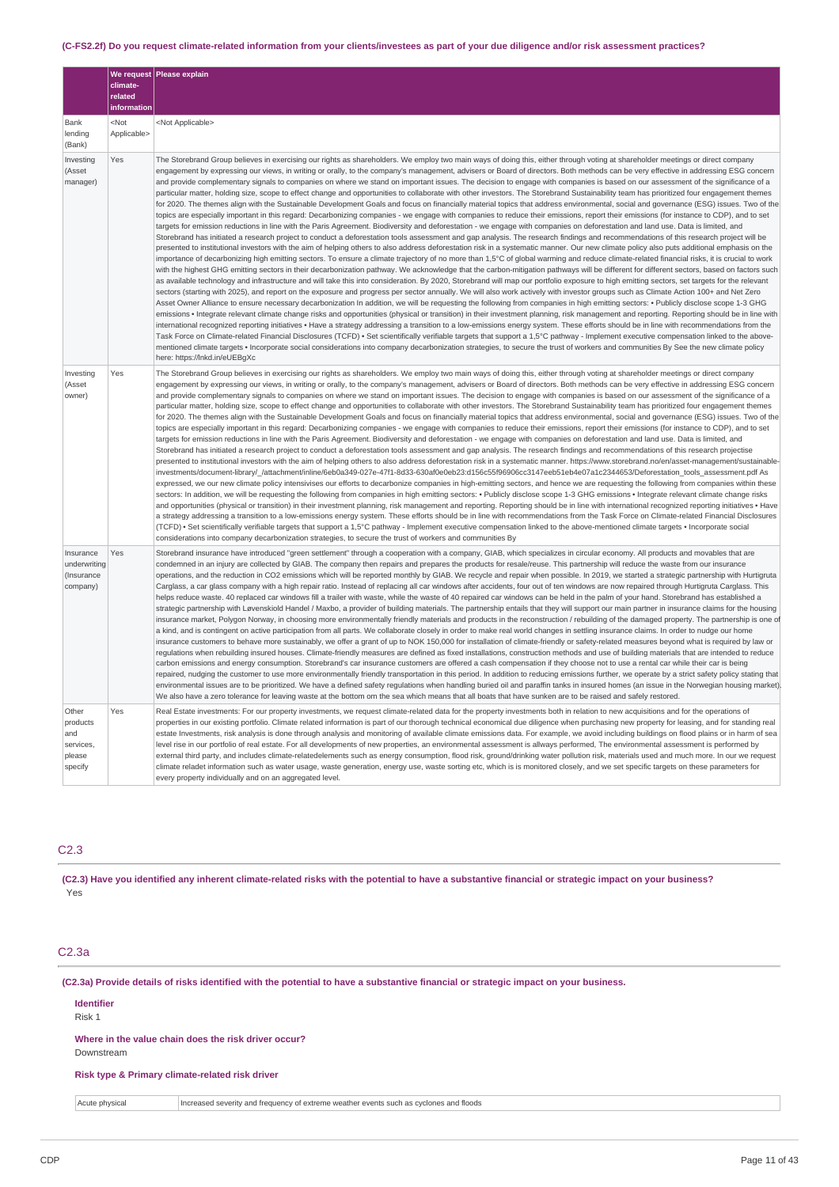### (C-FS2.2f) Do you request climate-related information from your clients/investees as part of your due diligence and/or risk assessment practices?

| | We request climate-related information | Please explain |
|---|---|---|
| Bank lending (Bank) | <Not Applicable> | <Not Applicable> |
| Investing (Asset manager) | Yes | The Storebrand Group believes in exercising our rights as shareholders. We employ two main ways of doing this, either through voting at shareholder meetings or direct company engagement by expressing our views, in writing or orally, to the company's management, advisers or Board of directors. Both methods can be very effective in addressing ESG concern and provide complementary signals to companies on where we stand on important issues. The decision to engage with companies is based on our assessment of the significance of a particular matter, holding size, scope to effect change and opportunities to collaborate with other investors. The Storebrand Sustainability team has prioritized four engagement themes for 2020. The themes align with the Sustainable Development Goals and focus on financially material topics that address environmental, social and governance (ESG) issues. Two of the topics are especially important in this regard: Decarbonizing companies - we engage with companies to reduce their emissions, report their emissions (for instance to CDP), and to set targets for emission reductions in line with the Paris Agreement. Biodiversity and deforestation - we engage with companies on deforestation and land use. Data is limited, and Storebrand has initiated a research project to conduct a deforestation tools assessment and gap analysis. The research findings and recommendations of this research project will be presented to institutional investors with the aim of helping others to also address deforestation risk in a systematic manner. Our new climate policy also puts additional emphasis on the importance of decarbonizing high emitting sectors. To ensure a climate trajectory of no more than 1,5°C of global warming and reduce climate-related financial risks, it is crucial to work with the highest GHG emitting sectors in their decarbonization pathway. We acknowledge that the carbon-mitigation pathways will be different for different sectors, based on factors such as available technology and infrastructure and will take this into consideration. By 2020, Storebrand will map our portfolio exposure to high emitting sectors, set targets for the relevant sectors (starting with 2025), and report on the exposure and progress per sector annually. We will also work actively with investor groups such as Climate Action 100+ and Net Zero Asset Owner Alliance to ensure necessary decarbonization In addition, we will be requesting the following from companies in high emitting sectors: • Publicly disclose scope 1-3 GHG emissions • Integrate relevant climate change risks and opportunities (physical or transition) in their investment planning, risk management and reporting. Reporting should be in line with international recognized reporting initiatives • Have a strategy addressing a transition to a low-emissions energy system. These efforts should be in line with recommendations from the Task Force on Climate-related Financial Disclosures (TCFD) • Set scientifically verifiable targets that support a 1,5°C pathway - Implement executive compensation linked to the above-mentioned climate targets • Incorporate social considerations into company decarbonization strategies, to secure the trust of workers and communities By See the new climate policy here: https://lnkd.in/eUEBgXc |
| Investing (Asset owner) | Yes | The Storebrand Group believes in exercising our rights as shareholders. We employ two main ways of doing this, either through voting at shareholder meetings or direct company engagement by expressing our views, in writing or orally, to the company's management, advisers or Board of directors. Both methods can be very effective in addressing ESG concern and provide complementary signals to companies on where we stand on important issues. The decision to engage with companies is based on our assessment of the significance of a particular matter, holding size, scope to effect change and opportunities to collaborate with other investors. The Storebrand Sustainability team has prioritized four engagement themes for 2020. The themes align with the Sustainable Development Goals and focus on financially material topics that address environmental, social and governance (ESG) issues. Two of the topics are especially important in this regard: Decarbonizing companies - we engage with companies to reduce their emissions, report their emissions (for instance to CDP), and to set targets for emission reductions in line with the Paris Agreement. Biodiversity and deforestation - we engage with companies on deforestation and land use. Data is limited, and Storebrand has initiated a research project to conduct a deforestation tools assessment and gap analysis. The research findings and recommendations of this research projectise presented to institutional investors with the aim of helping others to also address deforestation risk in a systematic manner. https://www.storebrand.no/en/asset-management/sustainable-investments/document-library/_/attachment/inline/6eb0a349-027e-47f1-8d33-630af0e0eb23:d156c55f96906cc3147eeb51eb4e07a1c2344653/Deforestation_tools_assessment.pdf As expressed, we our new climate policy intensivises our efforts to decarbonize companies in high-emitting sectors, and hence we are requesting the following from companies within these sectors: In addition, we will be requesting the following from companies in high emitting sectors: • Publicly disclose scope 1-3 GHG emissions • Integrate relevant climate change risks and opportunities (physical or transition) in their investment planning, risk management and reporting. Reporting should be in line with international recognized reporting initiatives • Have a strategy addressing a transition to a low-emissions energy system. These efforts should be in line with recommendations from the Task Force on Climate-related Financial Disclosures (TCFD) • Set scientifically verifiable targets that support a 1,5°C pathway - Implement executive compensation linked to the above-mentioned climate targets • Incorporate social considerations into company decarbonization strategies, to secure the trust of workers and communities By |
| Insurance underwriting (Insurance company) | Yes | Storebrand insurance have introduced "green settlement" through a cooperation with a company, GIAB, which specializes in circular economy. All products and movables that are condemned in an injury are collected by GIAB. The company then repairs and prepares the products for resale/reuse. This partnership will reduce the waste from our insurance operations, and the reduction in CO2 emissions which will be reported monthly by GIAB. We recycle and repair when possible. In 2019, we started a strategic partnership with Hurtigruta Carglass, a car glass company with a high repair ratio. Instead of replacing all car windows after accidents, four out of ten windows are now repaired through Hurtigruta Carglass. This helps reduce waste. 40 replaced car windows fill a trailer with waste, while the waste of 40 repaired car windows can be held in the palm of your hand. Storebrand has established a strategic partnership with Løvenskiold Handel / Maxbo, a provider of building materials. The partnership entails that they will support our main partner in insurance claims for the housing insurance market, Polygon Norway, in choosing more environmentally friendly materials and products in the reconstruction / rebuilding of the damaged property. The partnership is one of a kind, and is contingent on active participation from all parts. We collaborate closely in order to make real world changes in settling insurance claims. In order to nudge our home insurance customers to behave more sustainably, we offer a grant of up to NOK 150,000 for installation of climate-friendly or safety-related measures beyond what is required by law or regulations when rebuilding insured houses. Climate-friendly measures are defined as fixed installations, construction methods and use of building materials that are intended to reduce carbon emissions and energy consumption. Storebrand's car insurance customers are offered a cash compensation if they choose not to use a rental car while their car is being repaired, nudging the customer to use more environmentally friendly transportation in this period. In addition to reducing emissions further, we operate by a strict safety policy stating that environmental issues are to be prioritized. We have a defined safety regulations when handling buried oil and paraffin tanks in insured homes (an issue in the Norwegian housing market). We also have a zero tolerance for leaving waste at the bottom om the sea which means that all boats that have sunken are to be raised and safely restored. |
| Other products and services, please specify | Yes | Real Estate investments: For our property investments, we request climate-related data for the property investments both in relation to new acquisitions and for the operations of properties in our existing portfolio. Climate related information is part of our thorough technical economical due diligence when purchasing new property for leasing, and for standing real estate Investments, risk analysis is done through analysis and monitoring of available climate emissions data. For example, we avoid including buildings on flood plains or in harm of sea level rise in our portfolio of real estate. For all developments of new properties, an environmental assessment is allways performed, The environmental assessment is performed by external third party, and includes climate-relatedelements such as energy consumption, flood risk, ground/drinking water pollution risk, materials used and much more. In our we request climate reladet information such as water usage, waste generation, energy use, waste sorting etc, which is is monitored closely, and we set specific targets on these parameters for every property individually and on an aggregated level. |

## C2.3

**(C2.3) Have you identified any inherent climate-related risks with the potential to have a substantive financial or strategic impact on your business?**

Yes

## C2.3a

**(C2.3a) Provide details of risks identified with the potential to have a substantive financial or strategic impact on your business.**

**Identifier**

Risk 1

**Where in the value chain does the risk driver occur?**

Downstream

**Risk type & Primary climate-related risk driver**

| Acute physical | Increased severity and frequency of extreme weather events such as cyclones and floods |
|---|---|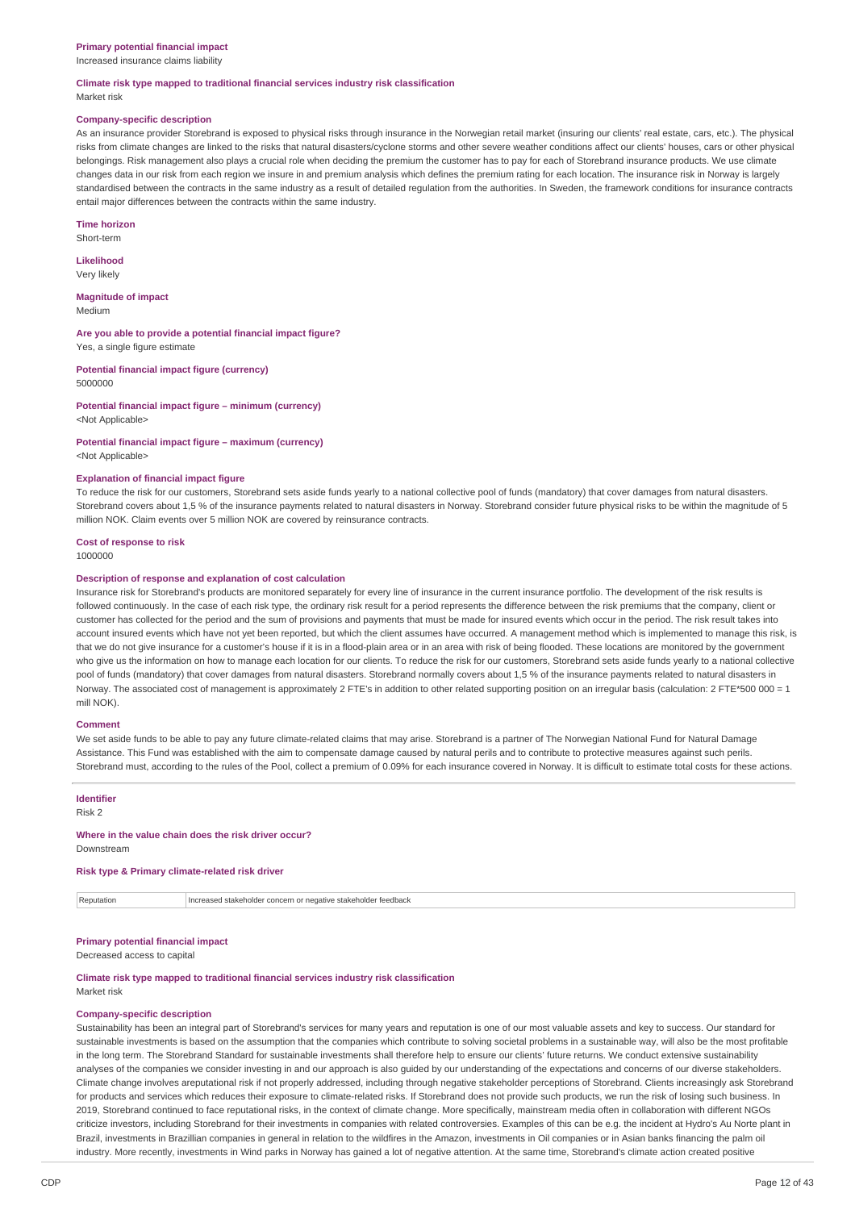**Primary potential financial impact**

Increased insurance claims liability

**Climate risk type mapped to traditional financial services industry risk classification**

Market risk

**Company-specific description**

As an insurance provider Storebrand is exposed to physical risks through insurance in the Norwegian retail market (insuring our clients' real estate, cars, etc.). The physical risks from climate changes are linked to the risks that natural disasters/cyclone storms and other severe weather conditions affect our clients' houses, cars or other physical belongings. Risk management also plays a crucial role when deciding the premium the customer has to pay for each of Storebrand insurance products. We use climate changes data in our risk from each region we insure in and premium analysis which defines the premium rating for each location. The insurance risk in Norway is largely standardised between the contracts in the same industry as a result of detailed regulation from the authorities. In Sweden, the framework conditions for insurance contracts entail major differences between the contracts within the same industry.

**Time horizon**

Short-term

**Likelihood**

Very likely

**Magnitude of impact**

Medium

**Are you able to provide a potential financial impact figure?**

Yes, a single figure estimate

**Potential financial impact figure (currency)**

5000000

**Potential financial impact figure – minimum (currency)**

<Not Applicable>

**Potential financial impact figure – maximum (currency)**

<Not Applicable>

**Explanation of financial impact figure**

To reduce the risk for our customers, Storebrand sets aside funds yearly to a national collective pool of funds (mandatory) that cover damages from natural disasters. Storebrand covers about 1,5 % of the insurance payments related to natural disasters in Norway. Storebrand consider future physical risks to be within the magnitude of 5 million NOK. Claim events over 5 million NOK are covered by reinsurance contracts.

**Cost of response to risk**

1000000

**Description of response and explanation of cost calculation**

Insurance risk for Storebrand's products are monitored separately for every line of insurance in the current insurance portfolio. The development of the risk results is followed continuously. In the case of each risk type, the ordinary risk result for a period represents the difference between the risk premiums that the company, client or customer has collected for the period and the sum of provisions and payments that must be made for insured events which occur in the period. The risk result takes into account insured events which have not yet been reported, but which the client assumes have occurred. A management method which is implemented to manage this risk, is that we do not give insurance for a customer's house if it is in a flood-plain area or in an area with risk of being flooded. These locations are monitored by the government who give us the information on how to manage each location for our clients. To reduce the risk for our customers, Storebrand sets aside funds yearly to a national collective pool of funds (mandatory) that cover damages from natural disasters. Storebrand normally covers about 1,5 % of the insurance payments related to natural disasters in Norway. The associated cost of management is approximately 2 FTE's in addition to other related supporting position on an irregular basis (calculation: 2 FTE*500 000 = 1 mill NOK).

**Comment**

We set aside funds to be able to pay any future climate-related claims that may arise. Storebrand is a partner of The Norwegian National Fund for Natural Damage Assistance. This Fund was established with the aim to compensate damage caused by natural perils and to contribute to protective measures against such perils. Storebrand must, according to the rules of the Pool, collect a premium of 0.09% for each insurance covered in Norway. It is difficult to estimate total costs for these actions.

---

**Identifier**

Risk 2

**Where in the value chain does the risk driver occur?**

Downstream

**Risk type & Primary climate-related risk driver**

| Reputation | Increased stakeholder concern or negative stakeholder feedback |
|---|---|

**Primary potential financial impact**

Decreased access to capital

**Climate risk type mapped to traditional financial services industry risk classification**

Market risk

**Company-specific description**

Sustainability has been an integral part of Storebrand's services for many years and reputation is one of our most valuable assets and key to success. Our standard for sustainable investments is based on the assumption that the companies which contribute to solving societal problems in a sustainable way, will also be the most profitable in the long term. The Storebrand Standard for sustainable investments shall therefore help to ensure our clients' future returns. We conduct extensive sustainability analyses of the companies we consider investing in and our approach is also guided by our understanding of the expectations and concerns of our diverse stakeholders. Climate change involves areputational risk if not properly addressed, including through negative stakeholder perceptions of Storebrand. Clients increasingly ask Storebrand for products and services which reduces their exposure to climate-related risks. If Storebrand does not provide such products, we run the risk of losing such business. In 2019, Storebrand continued to face reputational risks, in the context of climate change. More specifically, mainstream media often in collaboration with different NGOs criticize investors, including Storebrand for their investments in companies with related controversies. Examples of this can be e.g. the incident at Hydro's Au Norte plant in Brazil, investments in Brazillian companies in general in relation to the wildfires in the Amazon, investments in Oil companies or in Asian banks financing the palm oil industry. More recently, investments in Wind parks in Norway has gained a lot of negative attention. At the same time, Storebrand's climate action created positive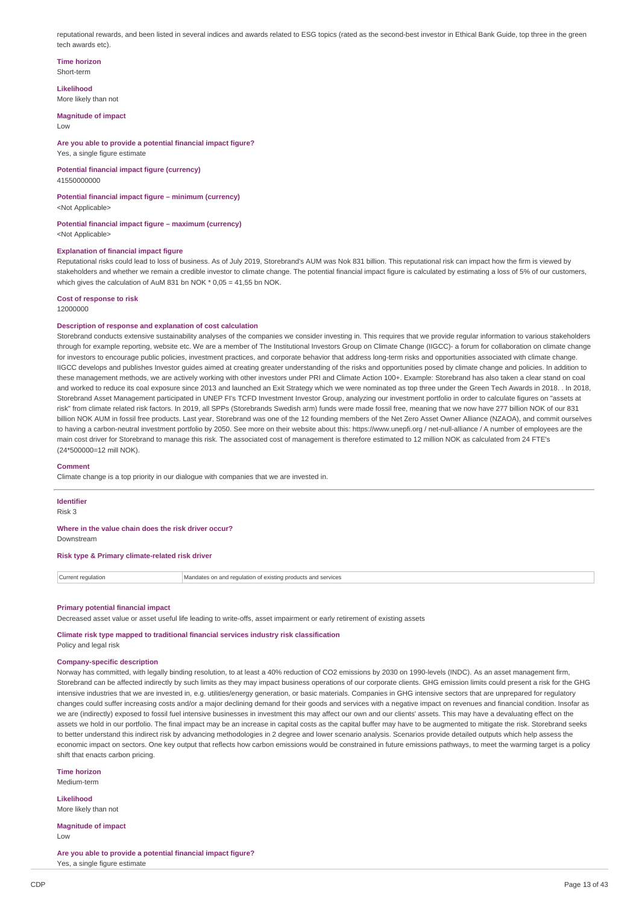reputational rewards, and been listed in several indices and awards related to ESG topics (rated as the second-best investor in Ethical Bank Guide, top three in the green tech awards etc).

**Time horizon**
Short-term

**Likelihood**
More likely than not

**Magnitude of impact**
Low

**Are you able to provide a potential financial impact figure?**
Yes, a single figure estimate

**Potential financial impact figure (currency)**
41550000000

**Potential financial impact figure – minimum (currency)**
<Not Applicable>

**Potential financial impact figure – maximum (currency)**
<Not Applicable>

**Explanation of financial impact figure**
Reputational risks could lead to loss of business. As of July 2019, Storebrand's AUM was Nok 831 billion. This reputational risk can impact how the firm is viewed by stakeholders and whether we remain a credible investor to climate change. The potential financial impact figure is calculated by estimating a loss of 5% of our customers, which gives the calculation of AuM 831 bn NOK * 0,05 = 41,55 bn NOK.

**Cost of response to risk**
12000000

**Description of response and explanation of cost calculation**
Storebrand conducts extensive sustainability analyses of the companies we consider investing in. This requires that we provide regular information to various stakeholders through for example reporting, website etc. We are a member of The Institutional Investors Group on Climate Change (IIGCC)- a forum for collaboration on climate change for investors to encourage public policies, investment practices, and corporate behavior that address long-term risks and opportunities associated with climate change. IIGCC develops and publishes Investor guides aimed at creating greater understanding of the risks and opportunities posed by climate change and policies. In addition to these management methods, we are actively working with other investors under PRI and Climate Action 100+. Example: Storebrand has also taken a clear stand on coal and worked to reduce its coal exposure since 2013 and launched an Exit Strategy which we were nominated as top three under the Green Tech Awards in 2018. . In 2018, Storebrand Asset Management participated in UNEP FI's TCFD Investment Investor Group, analyzing our investment portfolio in order to calculate figures on "assets at risk" from climate related risk factors. In 2019, all SPPs (Storebrands Swedish arm) funds were made fossil free, meaning that we now have 277 billion NOK of our 831 billion NOK AUM in fossil free products. Last year, Storebrand was one of the 12 founding members of the Net Zero Asset Owner Alliance (NZAOA), and commit ourselves to having a carbon-neutral investment portfolio by 2050. See more on their website about this: https://www.unepfi.org / net-null-alliance / A number of employees are the main cost driver for Storebrand to manage this risk. The associated cost of management is therefore estimated to 12 million NOK as calculated from 24 FTE's (24*500000=12 mill NOK).

**Comment**
Climate change is a top priority in our dialogue with companies that we are invested in.

**Identifier**
Risk 3

**Where in the value chain does the risk driver occur?**
Downstream

**Risk type & Primary climate-related risk driver**

| Current regulation | Mandates on and regulation of existing products and services |
|---|---|

**Primary potential financial impact**
Decreased asset value or asset useful life leading to write-offs, asset impairment or early retirement of existing assets

**Climate risk type mapped to traditional financial services industry risk classification**
Policy and legal risk

**Company-specific description**
Norway has committed, with legally binding resolution, to at least a 40% reduction of $CO_2$ emissions by 2030 on 1990-levels (INDC). As an asset management firm, Storebrand can be affected indirectly by such limits as they may impact business operations of our corporate clients. GHG emission limits could present a risk for the GHG intensive industries that we are invested in, e.g. utilities/energy generation, or basic materials. Companies in GHG intensive sectors that are unprepared for regulatory changes could suffer increasing costs and/or a major declining demand for their goods and services with a negative impact on revenues and financial condition. Insofar as we are (indirectly) exposed to fossil fuel intensive businesses in investment this may affect our own and our clients' assets. This may have a devaluating effect on the assets we hold in our portfolio. The final impact may be an increase in capital costs as the capital buffer may have to be augmented to mitigate the risk. Storebrand seeks to better understand this indirect risk by advancing methodologies in 2 degree and lower scenario analysis. Scenarios provide detailed outputs which help assess the economic impact on sectors. One key output that reflects how carbon emissions would be constrained in future emissions pathways, to meet the warming target is a policy shift that enacts carbon pricing.

**Time horizon**
Medium-term

**Likelihood**
More likely than not

**Magnitude of impact**
Low

**Are you able to provide a potential financial impact figure?**
Yes, a single figure estimate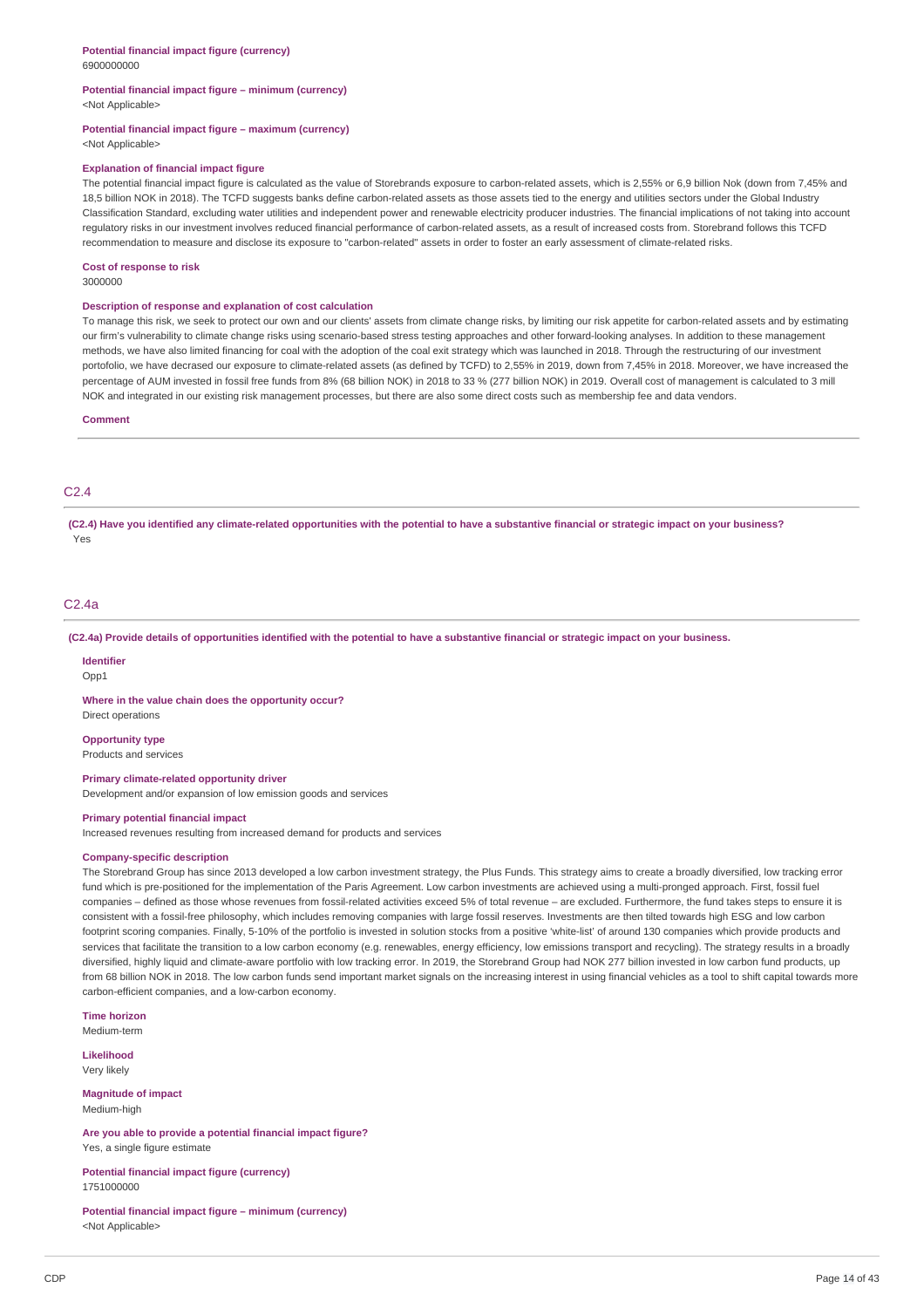**Potential financial impact figure (currency)**
6900000000

**Potential financial impact figure – minimum (currency)**
<Not Applicable>

**Potential financial impact figure – maximum (currency)**
<Not Applicable>

**Explanation of financial impact figure**
The potential financial impact figure is calculated as the value of Storebrands exposure to carbon-related assets, which is 2,55% or 6,9 billion Nok (down from 7,45% and 18,5 billion NOK in 2018). The TCFD suggests banks define carbon-related assets as those assets tied to the energy and utilities sectors under the Global Industry Classification Standard, excluding water utilities and independent power and renewable electricity producer industries. The financial implications of not taking into account regulatory risks in our investment involves reduced financial performance of carbon-related assets, as a result of increased costs from. Storebrand follows this TCFD recommendation to measure and disclose its exposure to "carbon-related" assets in order to foster an early assessment of climate-related risks.

**Cost of response to risk**
3000000

**Description of response and explanation of cost calculation**
To manage this risk, we seek to protect our own and our clients' assets from climate change risks, by limiting our risk appetite for carbon-related assets and by estimating our firm's vulnerability to climate change risks using scenario-based stress testing approaches and other forward-looking analyses. In addition to these management methods, we have also limited financing for coal with the adoption of the coal exit strategy which was launched in 2018. Through the restructuring of our investment portofolio, we have decrased our exposure to climate-related assets (as defined by TCFD) to 2,55% in 2019, down from 7,45% in 2018. Moreover, we have increased the percentage of AUM invested in fossil free funds from 8% (68 billion NOK) in 2018 to 33 % (277 billion NOK) in 2019. Overall cost of management is calculated to 3 mill NOK and integrated in our existing risk management processes, but there are also some direct costs such as membership fee and data vendors.

**Comment**

## C2.4

**(C2.4) Have you identified any climate-related opportunities with the potential to have a substantive financial or strategic impact on your business?**
Yes

## C2.4a

**(C2.4a) Provide details of opportunities identified with the potential to have a substantive financial or strategic impact on your business.**

**Identifier**
Opp1

**Where in the value chain does the opportunity occur?**
Direct operations

**Opportunity type**
Products and services

**Primary climate-related opportunity driver**
Development and/or expansion of low emission goods and services

**Primary potential financial impact**
Increased revenues resulting from increased demand for products and services

**Company-specific description**
The Storebrand Group has since 2013 developed a low carbon investment strategy, the Plus Funds. This strategy aims to create a broadly diversified, low tracking error fund which is pre-positioned for the implementation of the Paris Agreement. Low carbon investments are achieved using a multi-pronged approach. First, fossil fuel companies – defined as those whose revenues from fossil-related activities exceed 5% of total revenue – are excluded. Furthermore, the fund takes steps to ensure it is consistent with a fossil-free philosophy, which includes removing companies with large fossil reserves. Investments are then tilted towards high ESG and low carbon footprint scoring companies. Finally, 5-10% of the portfolio is invested in solution stocks from a positive 'white-list' of around 130 companies which provide products and services that facilitate the transition to a low carbon economy (e.g. renewables, energy efficiency, low emissions transport and recycling). The strategy results in a broadly diversified, highly liquid and climate-aware portfolio with low tracking error. In 2019, the Storebrand Group had NOK 277 billion invested in low carbon fund products, up from 68 billion NOK in 2018. The low carbon funds send important market signals on the increasing interest in using financial vehicles as a tool to shift capital towards more carbon-efficient companies, and a low-carbon economy.

**Time horizon**
Medium-term

**Likelihood**
Very likely

**Magnitude of impact**
Medium-high

**Are you able to provide a potential financial impact figure?**
Yes, a single figure estimate

**Potential financial impact figure (currency)**
1751000000

**Potential financial impact figure – minimum (currency)**
<Not Applicable>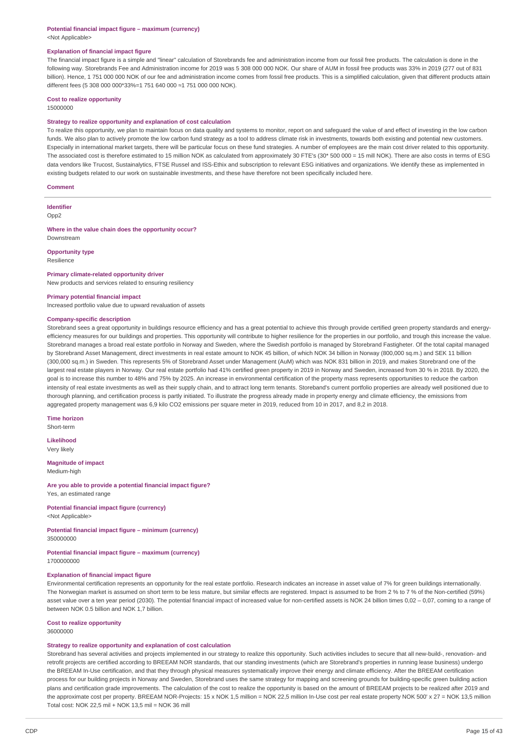**Potential financial impact figure – maximum (currency)**
<Not Applicable>

**Explanation of financial impact figure**
The financial impact figure is a simple and "linear" calculation of Storebrands fee and administration income from our fossil free products. The calculation is done in the following way. Storebrands Fee and Administration income for 2019 was 5 308 000 000 NOK. Our share of AUM in fossil free products was 33% in 2019 (277 out of 831 billion). Hence, 1 751 000 000 NOK of our fee and administration income comes from fossil free products. This is a simplified calculation, given that different products attain different fees (5 308 000 000*33%=1 751 640 000 ≈1 751 000 000 NOK).

**Cost to realize opportunity**
15000000

**Strategy to realize opportunity and explanation of cost calculation**
To realize this opportunity, we plan to maintain focus on data quality and systems to monitor, report on and safeguard the value of and effect of investing in the low carbon funds. We also plan to actively promote the low carbon fund strategy as a tool to address climate risk in investments, towards both existing and potential new customers. Especially in international market targets, there will be particular focus on these fund strategies. A number of employees are the main cost driver related to this opportunity. The associated cost is therefore estimated to 15 million NOK as calculated from approximately 30 FTE's (30* 500 000 = 15 mill NOK). There are also costs in terms of ESG data vendors like Trucost, Sustainalytics, FTSE Russel and ISS-Ethix and subscription to relevant ESG initiatives and organizations. We identify these as implemented in existing budgets related to our work on sustainable investments, and these have therefore not been specifically included here.

**Comment**

---

**Identifier**
Opp2

**Where in the value chain does the opportunity occur?**
Downstream

**Opportunity type**
Resilience

**Primary climate-related opportunity driver**
New products and services related to ensuring resiliency

**Primary potential financial impact**
Increased portfolio value due to upward revaluation of assets

**Company-specific description**
Storebrand sees a great opportunity in buildings resource efficiency and has a great potential to achieve this through provide certified green property standards and energy-efficiency measures for our buildings and properties. This opportunity will contribute to higher resilience for the properties in our portfolio, and trough this increase the value. Storebrand manages a broad real estate portfolio in Norway and Sweden, where the Swedish portfolio is managed by Storebrand Fastigheter. Of the total capital managed by Storebrand Asset Management, direct investments in real estate amount to NOK 45 billion, of which NOK 34 billion in Norway (800,000 sq.m.) and SEK 11 billion (300,000 sq.m.) in Sweden. This represents 5% of Storebrand Asset under Management (AuM) which was NOK 831 billion in 2019, and makes Storebrand one of the largest real estate players in Norway. Our real estate portfolio had 41% certified green property in 2019 in Norway and Sweden, increased from 30 % in 2018. By 2020, the goal is to increase this number to 48% and 75% by 2025. An increase in environmental certification of the property mass represents opportunities to reduce the carbon intensity of real estate investments as well as their supply chain, and to attract long term tenants. Storeband's current portfolio properties are already well positioned due to thorough planning, and certification process is partly initiated. To illustrate the progress already made in property energy and climate efficiency, the emissions from aggregated property management was 6,9 kilo CO2 emissions per square meter in 2019, reduced from 10 in 2017, and 8,2 in 2018.

**Time horizon**
Short-term

**Likelihood**
Very likely

**Magnitude of impact**
Medium-high

**Are you able to provide a potential financial impact figure?**
Yes, an estimated range

**Potential financial impact figure (currency)**
<Not Applicable>

**Potential financial impact figure – minimum (currency)**
350000000

**Potential financial impact figure – maximum (currency)**
1700000000

**Explanation of financial impact figure**
Environmental certification represents an opportunity for the real estate portfolio. Research indicates an increase in asset value of 7% for green buildings internationally. The Norwegian market is assumed on short term to be less mature, but similar effects are registered. Impact is assumed to be from 2 % to 7 % of the Non-certified (59%) asset value over a ten year period (2030). The potential financial impact of increased value for non-certified assets is NOK 24 billion times 0,02 – 0,07, coming to a range of between NOK 0.5 billion and NOK 1,7 billion.

**Cost to realize opportunity**
36000000

**Strategy to realize opportunity and explanation of cost calculation**
Storebrand has several activities and projects implemented in our strategy to realize this opportunity. Such activities includes to secure that all new-build-, renovation- and retrofit projects are certified according to BREEAM NOR standards, that our standing investments (which are Storebrand's properties in running lease business) undergo the BREEAM In-Use certification, and that they through physical measures systematically improve their energy and climate efficiency. After the BREEAM certification process for our building projects in Norway and Sweden, Storebrand uses the same strategy for mapping and screening grounds for building-specific green building action plans and certification grade improvements. The calculation of the cost to realize the opportunity is based on the amount of BREEAM projects to be realized after 2019 and the approximate cost per property. BREEAM NOR-Projects: 15 x NOK 1,5 million = NOK 22,5 million In-Use cost per real estate property NOK 500' x 27 = NOK 13,5 million Total cost: NOK 22,5 mil + NOK 13,5 mil = NOK 36 mill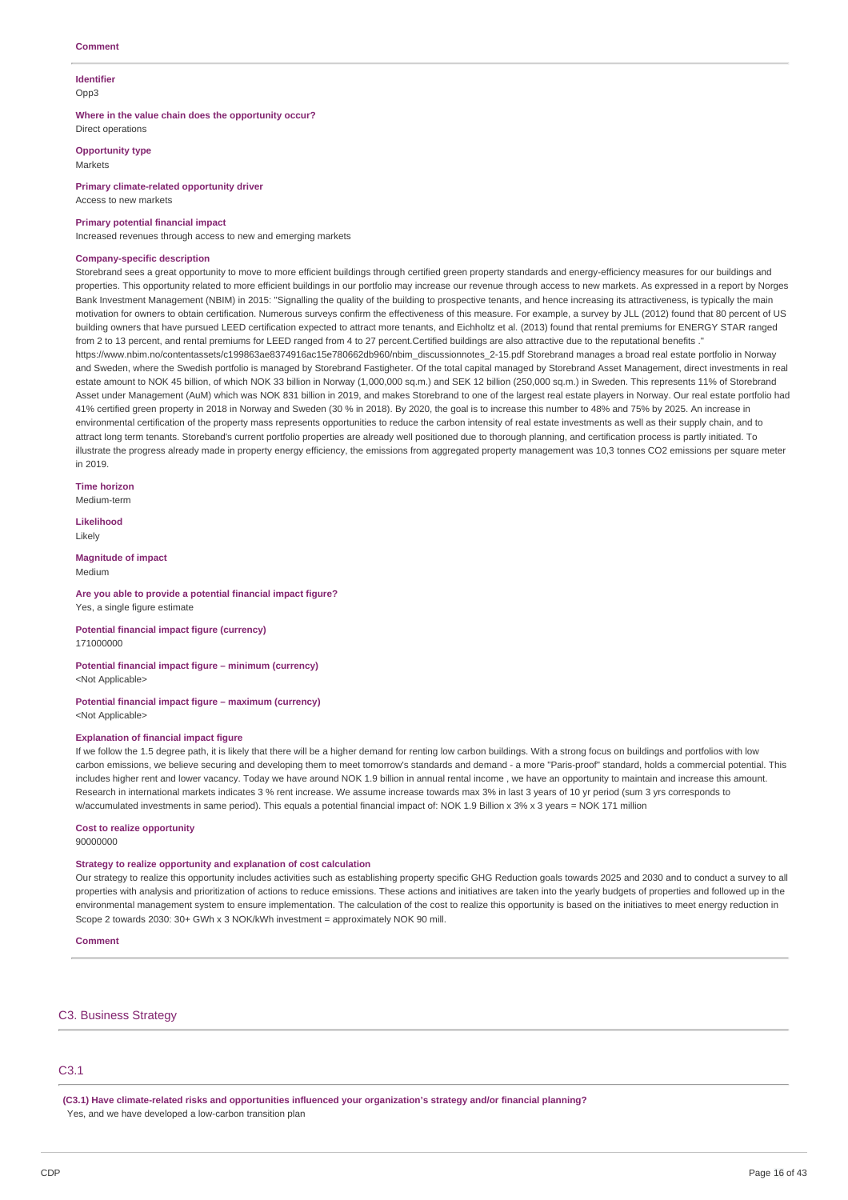**Comment**

**Identifier**

Opp3

**Where in the value chain does the opportunity occur?**

Direct operations

**Opportunity type**

Markets

**Primary climate-related opportunity driver**

Access to new markets

**Primary potential financial impact**

Increased revenues through access to new and emerging markets

**Company-specific description**

Storebrand sees a great opportunity to move to more efficient buildings through certified green property standards and energy-efficiency measures for our buildings and properties. This opportunity related to more efficient buildings in our portfolio may increase our revenue through access to new markets. As expressed in a report by Norges Bank Investment Management (NBIM) in 2015: "Signalling the quality of the building to prospective tenants, and hence increasing its attractiveness, is typically the main motivation for owners to obtain certification. Numerous surveys confirm the effectiveness of this measure. For example, a survey by JLL (2012) found that 80 percent of US building owners that have pursued LEED certification expected to attract more tenants, and Eichholtz et al. (2013) found that rental premiums for ENERGY STAR ranged from 2 to 13 percent, and rental premiums for LEED ranged from 4 to 27 percent.Certified buildings are also attractive due to the reputational benefits ." https://www.nbim.no/contentassets/c199863ae8374916ac15e780662db960/nbim_discussionnotes_2-15.pdf Storebrand manages a broad real estate portfolio in Norway and Sweden, where the Swedish portfolio is managed by Storebrand Fastigheter. Of the total capital managed by Storebrand Asset Management, direct investments in real estate amount to NOK 45 billion, of which NOK 33 billion in Norway (1,000,000 sq.m.) and SEK 12 billion (250,000 sq.m.) in Sweden. This represents 11% of Storebrand Asset under Management (AuM) which was NOK 831 billion in 2019, and makes Storebrand to one of the largest real estate players in Norway. Our real estate portfolio had 41% certified green property in 2018 in Norway and Sweden (30 % in 2018). By 2020, the goal is to increase this number to 48% and 75% by 2025. An increase in environmental certification of the property mass represents opportunities to reduce the carbon intensity of real estate investments as well as their supply chain, and to attract long term tenants. Storeband's current portfolio properties are already well positioned due to thorough planning, and certification process is partly initiated. To illustrate the progress already made in property energy efficiency, the emissions from aggregated property management was 10,3 tonnes CO2 emissions per square meter in 2019.

**Time horizon**

Medium-term

**Likelihood**

Likely

**Magnitude of impact**

Medium

**Are you able to provide a potential financial impact figure?**

Yes, a single figure estimate

**Potential financial impact figure (currency)**

171000000

**Potential financial impact figure – minimum (currency)**

<Not Applicable>

**Potential financial impact figure – maximum (currency)**

<Not Applicable>

**Explanation of financial impact figure**

If we follow the 1.5 degree path, it is likely that there will be a higher demand for renting low carbon buildings. With a strong focus on buildings and portfolios with low carbon emissions, we believe securing and developing them to meet tomorrow's standards and demand - a more "Paris-proof" standard, holds a commercial potential. This includes higher rent and lower vacancy. Today we have around NOK 1.9 billion in annual rental income , we have an opportunity to maintain and increase this amount. Research in international markets indicates 3 % rent increase. We assume increase towards max 3% in last 3 years of 10 yr period (sum 3 yrs corresponds to w/accumulated investments in same period). This equals a potential financial impact of: NOK 1.9 Billion x 3% x 3 years = NOK 171 million

**Cost to realize opportunity**

90000000

**Strategy to realize opportunity and explanation of cost calculation**

Our strategy to realize this opportunity includes activities such as establishing property specific GHG Reduction goals towards 2025 and 2030 and to conduct a survey to all properties with analysis and prioritization of actions to reduce emissions. These actions and initiatives are taken into the yearly budgets of properties and followed up in the environmental management system to ensure implementation. The calculation of the cost to realize this opportunity is based on the initiatives to meet energy reduction in Scope 2 towards 2030: 30+ GWh x 3 NOK/kWh investment = approximately NOK 90 mill.

**Comment**

## C3. Business Strategy

### C3.1

**(C3.1) Have climate-related risks and opportunities influenced your organization's strategy and/or financial planning?**

Yes, and we have developed a low-carbon transition plan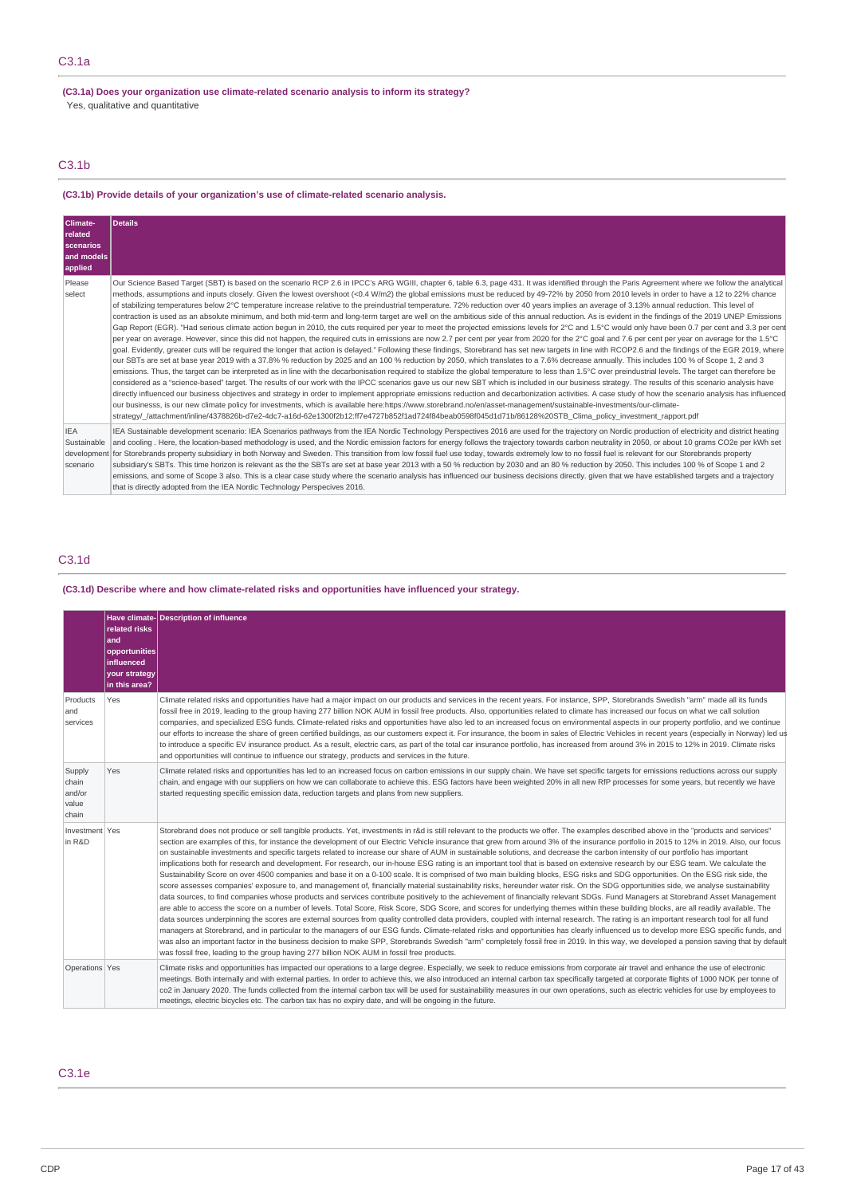## C3.1a

**(C3.1a) Does your organization use climate-related scenario analysis to inform its strategy?**

Yes, qualitative and quantitative

## C3.1b

**(C3.1b) Provide details of your organization's use of climate-related scenario analysis.**

| Climate-related scenarios and models applied | Details |
|---|---|
| Please select | Our Science Based Target (SBT) is based on the scenario RCP 2.6 in IPCC's ARG WGIII, chapter 6, table 6.3, page 431. It was identified through the Paris Agreement where we follow the analytical methods, assumptions and inputs closely. Given the lowest overshoot (<0.4 W/m2) the global emissions must be reduced by 49-72% by 2050 from 2010 levels in order to have a 12 to 22% chance of stabilizing temperatures below 2°C temperature increase relative to the preindustrial temperature. 72% reduction over 40 years implies an average of 3.13% annual reduction. This level of contraction is used as an absolute minimum, and both mid-term and long-term target are well on the ambitious side of this annual reduction. As is evident in the findings of the 2019 UNEP Emissions Gap Report (EGR). "Had serious climate action begun in 2010, the cuts required per year to meet the projected emissions levels for 2°C and 1.5°C would only have been 0.7 per cent and 3.3 per cent per year on average. However, since this did not happen, the required cuts in emissions are now 2.7 per cent per year from 2020 for the 2°C goal and 7.6 per cent per year on average for the 1.5°C goal. Evidently, greater cuts will be required the longer that action is delayed." Following these findings, Storebrand has set new targets in line with RCOP2.6 and the findings of the EGR 2019, where our SBTs are set at base year 2019 with a 37.8% % reduction by 2025 and an 100 % reduction by 2050, which translates to a 7.6% decrease annually. This includes 100 % of Scope 1, 2 and 3 emissions. Thus, the target can be interpreted as in line with the decarbonisation required to stabilize the global temperature to less than 1.5°C over preindustrial levels. The target can therefore be considered as a "science-based" target. The results of our work with the IPCC scenarios gave us our new SBT which is included in our business strategy. The results of this scenario analysis have directly influenced our business objectives and strategy in order to implement appropriate emissions reduction and decarbonization activities. A case study of how the scenario analysis has influenced our businesss, is our new climate policy for investments, which is available here:https://www.storebrand.no/en/asset-management/sustainable-investments/our-climate-strategy/_/attachment/inline/4378826b-d7e2-4dc7-a16d-62e1300f2b12:ff7e4727b852f1ad724f84beab0598f045d1d71b/86128%20STB_Clima_policy_investment_rapport.pdf |
| IEA Sustainable development scenario | IEA Sustainable development scenario: IEA Scenarios pathways from the IEA Nordic Technology Perspectives 2016 are used for the trajectory on Nordic production of electricity and district heating and cooling . Here, the location-based methodology is used, and the Nordic emission factors for energy follows the trajectory towards carbon neutrality in 2050, or about 10 grams CO2e per kWh set for Storebrands property subsidiary in both Norway and Sweden. This transition from low fossil fuel use today, towards extremely low to no fossil fuel is relevant for our Storebrands property subsidiary's SBTs. This time horizon is relevant as the SBTs are set at base year 2013 with a 50 % reduction by 2030 and an 80 % reduction by 2050. This includes 100 % of Scope 1 and 2 emissions, and some of Scope 3 also. This is a clear case study where the scenario analysis has influenced our business decisions directly. given that we have established targets and a trajectory that is directly adopted from the IEA Nordic Technology Perspecives 2016. |

## C3.1d

**(C3.1d) Describe where and how climate-related risks and opportunities have influenced your strategy.**

| | Have climate-related risks and opportunities influenced your strategy in this area? | Description of influence |
|---|---|---|
| Products and services | Yes | Climate related risks and opportunities have had a major impact on our products and services in the recent years. For instance, SPP, Storebrands Swedish "arm" made all its funds fossil free in 2019, leading to the group having 277 billion NOK AUM in fossil free products. Also, opportunities related to climate has increased our focus on what we call solution companies, and specialized ESG funds. Climate-related risks and opportunities have also led to an increased focus on environmental aspects in our property portfolio, and we continue our efforts to increase the share of green certified buildings, as our customers expect it. For insurance, the boom in sales of Electric Vehicles in recent years (especially in Norway) led us to introduce a specific EV insurance product. As a result, electric cars, as part of the total car insurance portfolio, has increased from around 3% in 2015 to 12% in 2019. Climate risks and opportunities will continue to influence our strategy, products and services in the future. |
| Supply chain and/or value chain | Yes | Climate related risks and opportunities has led to an increased focus on carbon emissions in our supply chain. We have set specific targets for emissions reductions across our supply chain, and engage with our suppliers on how we can collaborate to achieve this. ESG factors have been weighted 20% in all new RfP processes for some years, but recently we have started requesting specific emission data, reduction targets and plans from new suppliers. |
| Investment in R&D | Yes | Storebrand does not produce or sell tangible products. Yet, investments in r&d is still relevant to the products we offer. The examples described above in the "products and services" section are examples of this, for instance the development of our Electric Vehicle insurance that grew from around 3% of the insurance portfolio in 2015 to 12% in 2019. Also, our focus on sustainable investments and specific targets related to increase our share of AUM in sustainable solutions, and decrease the carbon intensity of our portfolio has important implications both for research and development. For research, our in-house ESG rating is an important tool that is based on extensive research by our ESG team. We calculate the Sustainability Score on over 4500 companies and base it on a 0-100 scale. It is comprised of two main building blocks, ESG risks and SDG opportunities. On the ESG risk side, the score assesses companies' exposure to, and management of, financially material sustainability risks, hereunder water risk. On the SDG opportunities side, we analyse sustainability data sources, to find companies whose products and services contribute positively to the achievement of financially relevant SDGs. Fund Managers at Storebrand Asset Management are able to access the score on a number of levels. Total Score, Risk Score, SDG Score, and scores for underlying themes within these building blocks, are all readily available. The data sources underpinning the scores are external sources from quality controlled data providers, coupled with internal research. The rating is an important research tool for all fund managers at Storebrand, and in particular to the managers of our ESG funds. Climate-related risks and opportunities has clearly influenced us to develop more ESG specific funds, and was also an important factor in the business decision to make SPP, Storebrands Swedish "arm" completely fossil free in 2019. In this way, we developed a pension saving that by default was fossil free, leading to the group having 277 billion NOK AUM in fossil free products. |
| Operations | Yes | Climate risks and opportunities has impacted our operations to a large degree. Especially, we seek to reduce emissions from corporate air travel and enhance the use of electronic meetings. Both internally and with external parties. In order to achieve this, we also introduced an internal carbon tax specifically targeted at corporate flights of 1000 NOK per tonne of co2 in January 2020. The funds collected from the internal carbon tax will be used for sustainability measures in our own operations, such as electric vehicles for use by employees to meetings, electric bicycles etc. The carbon tax has no expiry date, and will be ongoing in the future. |

## C3.1e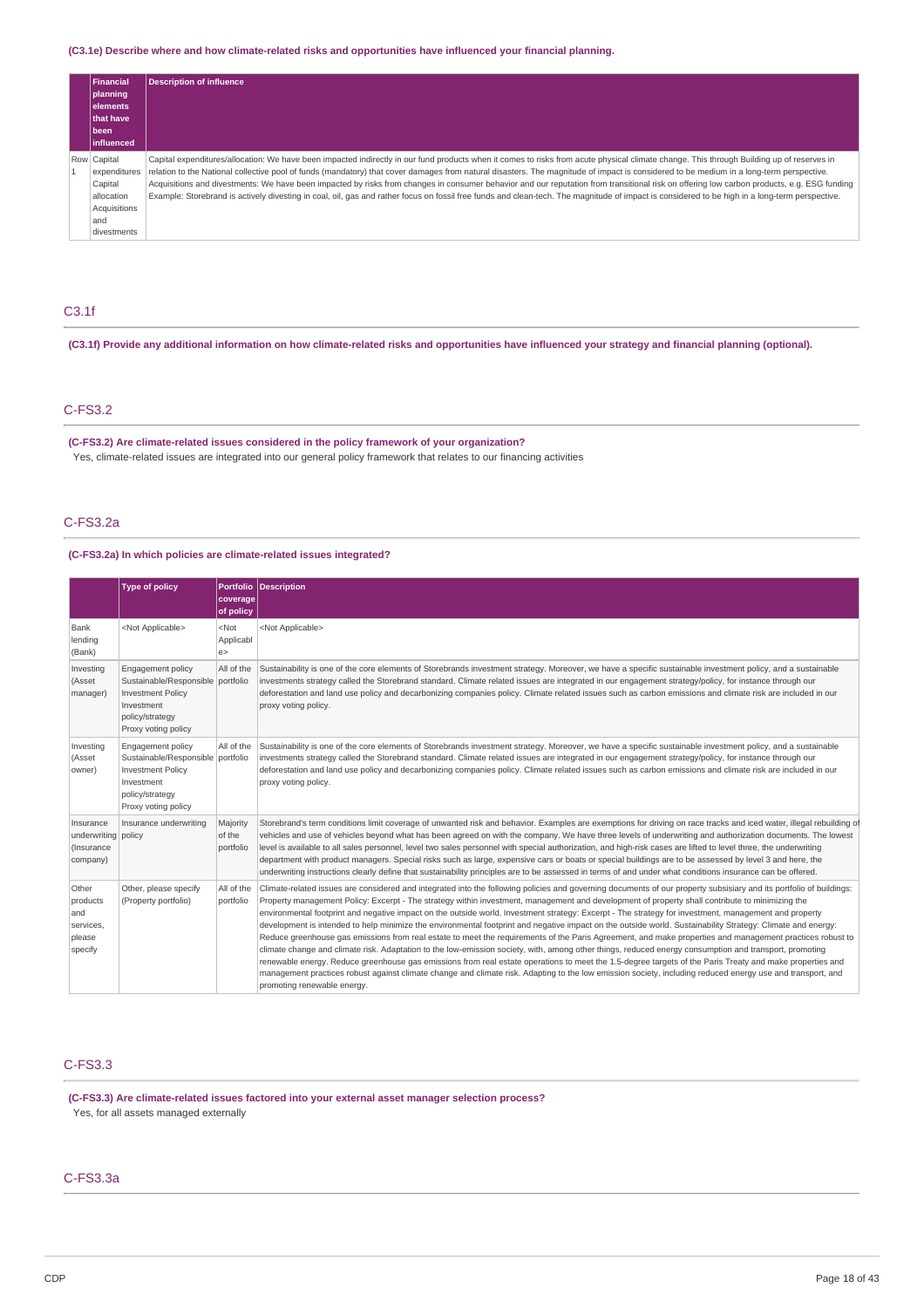**(C3.1e) Describe where and how climate-related risks and opportunities have influenced your financial planning.**

| | Financial planning elements that have been influenced | Description of influence |
|---|---|---|
| Row 1 | Capital expenditures Capital allocation Acquisitions and divestments | Capital expenditures/allocation: We have been impacted indirectly in our fund products when it comes to risks from acute physical climate change. This through Building up of reserves in relation to the National collective pool of funds (mandatory) that cover damages from natural disasters. The magnitude of impact is considered to be medium in a long-term perspective. Acquisitions and divestments: We have been impacted by risks from changes in consumer behavior and our reputation from transitional risk on offering low carbon products, e.g. ESG funding Example: Storebrand is actively divesting in coal, oil, gas and rather focus on fossil free funds and clean-tech. The magnitude of impact is considered to be high in a long-term perspective. |

## C3.1f

**(C3.1f) Provide any additional information on how climate-related risks and opportunities have influenced your strategy and financial planning (optional).**

## C-FS3.2

**(C-FS3.2) Are climate-related issues considered in the policy framework of your organization?**

Yes, climate-related issues are integrated into our general policy framework that relates to our financing activities

## C-FS3.2a

**(C-FS3.2a) In which policies are climate-related issues integrated?**

| | Type of policy | Portfolio coverage of policy | Description |
|---|---|---|---|
| Bank lending (Bank) | <Not Applicable> | <Not Applicable> | <Not Applicable> |
| Investing (Asset manager) | Engagement policy Sustainable/Responsible Investment Policy Investment policy/strategy Proxy voting policy | All of the portfolio | Sustainability is one of the core elements of Storebrands investment strategy. Moreover, we have a specific sustainable investment policy, and a sustainable investments strategy called the Storebrand standard. Climate related issues are integrated in our engagement strategy/policy, for instance through our deforestation and land use policy and decarbonizing companies policy. Climate related issues such as carbon emissions and climate risk are included in our proxy voting policy. |
| Investing (Asset owner) | Engagement policy Sustainable/Responsible Investment Policy Investment policy/strategy Proxy voting policy | All of the portfolio | Sustainability is one of the core elements of Storebrands investment strategy. Moreover, we have a specific sustainable investment policy, and a sustainable investments strategy called the Storebrand standard. Climate related issues are integrated in our engagement strategy/policy, for instance through our deforestation and land use policy and decarbonizing companies policy. Climate related issues such as carbon emissions and climate risk are included in our proxy voting policy. |
| Insurance underwriting (Insurance company) | Insurance underwriting policy | Majority of the portfolio | Storebrand's term conditions limit coverage of unwanted risk and behavior. Examples are exemptions for driving on race tracks and iced water, illegal rebuilding of vehicles and use of vehicles beyond what has been agreed on with the company. We have three levels of underwriting and authorization documents. The lowest level is available to all sales personnel, level two sales personnel with special authorization, and high-risk cases are lifted to level three, the underwriting department with product managers. Special risks such as large, expensive cars or boats or special buildings are to be assessed by level 3 and here, the underwriting instructions clearly define that sustainability principles are to be assessed in terms of and under what conditions insurance can be offered. |
| Other products and services, please specify | Other, please specify (Property portfolio) | All of the portfolio | Climate-related issues are considered and integrated into the following policies and governing documents of our property subsisiary and its portfolio of buildings: Property management Policy: Excerpt - The strategy within investment, management and development of property shall contribute to minimizing the environmental footprint and negative impact on the outside world. Investment strategy: Excerpt - The strategy for investment, management and property development is intended to help minimize the environmental footprint and negative impact on the outside world. Sustainability Strategy: Climate and energy: Reduce greenhouse gas emissions from real estate to meet the requirements of the Paris Agreement, and make properties and management practices robust to climate change and climate risk. Adaptation to the low-emission society, with, among other things, reduced energy consumption and transport, promoting renewable energy. Reduce greenhouse gas emissions from real estate operations to meet the 1.5-degree targets of the Paris Treaty and make properties and management practices robust against climate change and climate risk. Adapting to the low emission society, including reduced energy use and transport, and promoting renewable energy. |

## C-FS3.3

**(C-FS3.3) Are climate-related issues factored into your external asset manager selection process?**

Yes, for all assets managed externally

## C-FS3.3a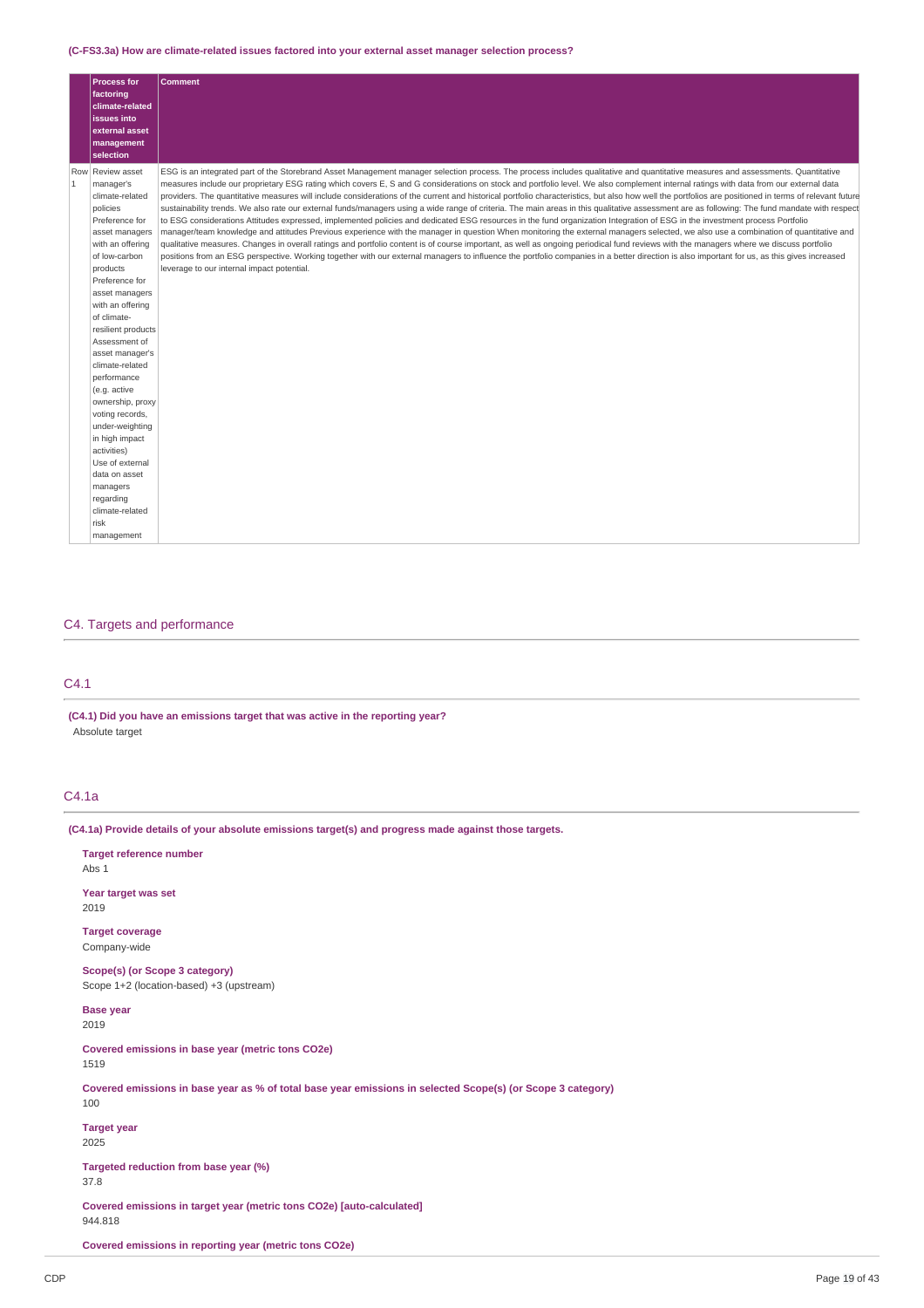**(C-FS3.3a) How are climate-related issues factored into your external asset manager selection process?**

| | Process for factoring climate-related issues into external asset management selection | Comment |
|---|---|---|
| Row 1 | Review asset manager's climate-related policies<br>Preference for asset managers with an offering of low-carbon products<br>Preference for asset managers with an offering of climate-resilient products<br>Assessment of asset manager's climate-related performance (e.g. active ownership, proxy voting records, under-weighting in high impact activities)<br>Use of external data on asset managers regarding climate-related risk management | ESG is an integrated part of the Storebrand Asset Management manager selection process. The process includes qualitative and quantitative measures and assessments. Quantitative measures include our proprietary ESG rating which covers E, S and G considerations on stock and portfolio level. We also complement internal ratings with data from our external data providers. The quantitative measures will include considerations of the current and historical portfolio characteristics, but also how well the portfolios are positioned in terms of relevant future sustainability trends. We also rate our external funds/managers using a wide range of criteria. The main areas in this qualitative assessment are as following: The fund mandate with respect to ESG considerations Attitudes expressed, implemented policies and dedicated ESG resources in the fund organization Integration of ESG in the investment process Portfolio manager/team knowledge and attitudes Previous experience with the manager in question When monitoring the external managers selected, we also use a combination of quantitative and qualitative measures. Changes in overall ratings and portfolio content is of course important, as well as ongoing periodical fund reviews with the managers where we discuss portfolio positions from an ESG perspective. Working together with our external managers to influence the portfolio companies in a better direction is also important for us, as this gives increased leverage to our internal impact potential. |

## C4. Targets and performance

### C4.1

**(C4.1) Did you have an emissions target that was active in the reporting year?**

Absolute target

### C4.1a

**(C4.1a) Provide details of your absolute emissions target(s) and progress made against those targets.**

**Target reference number**
Abs 1

**Year target was set**
2019

**Target coverage**
Company-wide

**Scope(s) (or Scope 3 category)**
Scope 1+2 (location-based) +3 (upstream)

**Base year**
2019

**Covered emissions in base year (metric tons CO2e)**
1519

**Covered emissions in base year as % of total base year emissions in selected Scope(s) (or Scope 3 category)**
100

**Target year**
2025

**Targeted reduction from base year (%)**
37.8

**Covered emissions in target year (metric tons CO2e) [auto-calculated]**
944.818

**Covered emissions in reporting year (metric tons CO2e)**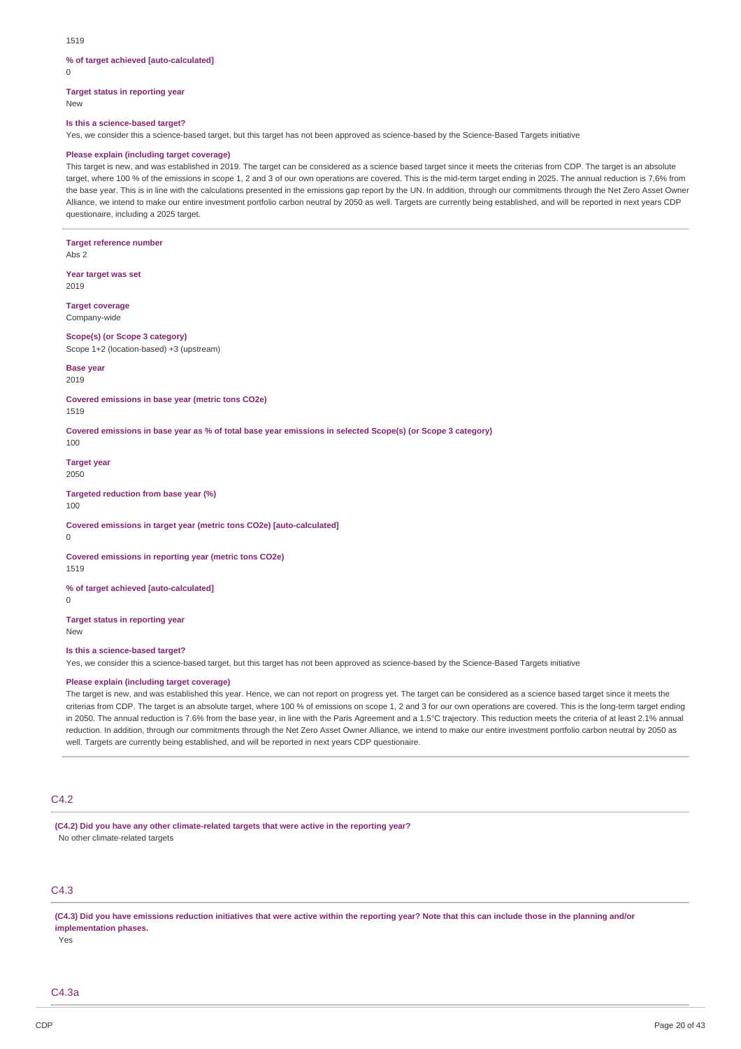1519

**% of target achieved [auto-calculated]**

0

**Target status in reporting year**

New

**Is this a science-based target?**

Yes, we consider this a science-based target, but this target has not been approved as science-based by the Science-Based Targets initiative

**Please explain (including target coverage)**

This target is new, and was established in 2019. The target can be considered as a science based target since it meets the criterias from CDP. The target is an absolute target, where 100 % of the emissions in scope 1, 2 and 3 of our own operations are covered. This is the mid-term target ending in 2025. The annual reduction is 7,6% from the base year. This is in line with the calculations presented in the emissions gap report by the UN. In addition, through our commitments through the Net Zero Asset Owner Alliance, we intend to make our entire investment portfolio carbon neutral by 2050 as well. Targets are currently being established, and will be reported in next years CDP questionaire, including a 2025 target.

---

**Target reference number**

Abs 2

**Year target was set**

2019

**Target coverage**

Company-wide

**Scope(s) (or Scope 3 category)**

Scope 1+2 (location-based) +3 (upstream)

**Base year**

2019

**Covered emissions in base year (metric tons CO2e)**

1519

**Covered emissions in base year as % of total base year emissions in selected Scope(s) (or Scope 3 category)**

100

**Target year**

2050

**Targeted reduction from base year (%)**

100

**Covered emissions in target year (metric tons CO2e) [auto-calculated]**

0

**Covered emissions in reporting year (metric tons CO2e)**

1519

**% of target achieved [auto-calculated]**

0

**Target status in reporting year**

New

**Is this a science-based target?**

Yes, we consider this a science-based target, but this target has not been approved as science-based by the Science-Based Targets initiative

**Please explain (including target coverage)**

The target is new, and was established this year. Hence, we can not report on progress yet. The target can be considered as a science based target since it meets the criterias from CDP. The target is an absolute target, where 100 % of emissions on scope 1, 2 and 3 for our own operations are covered. This is the long-term target ending in 2050. The annual reduction is 7.6% from the base year, in line with the Paris Agreement and a 1.5°C trajectory. This reduction meets the criteria of at least 2.1% annual reduction. In addition, through our commitments through the Net Zero Asset Owner Alliance, we intend to make our entire investment portfolio carbon neutral by 2050 as well. Targets are currently being established, and will be reported in next years CDP questionaire.

---

## C4.2

**(C4.2) Did you have any other climate-related targets that were active in the reporting year?**

No other climate-related targets

## C4.3

**(C4.3) Did you have emissions reduction initiatives that were active within the reporting year? Note that this can include those in the planning and/or implementation phases.**

Yes

## C4.3a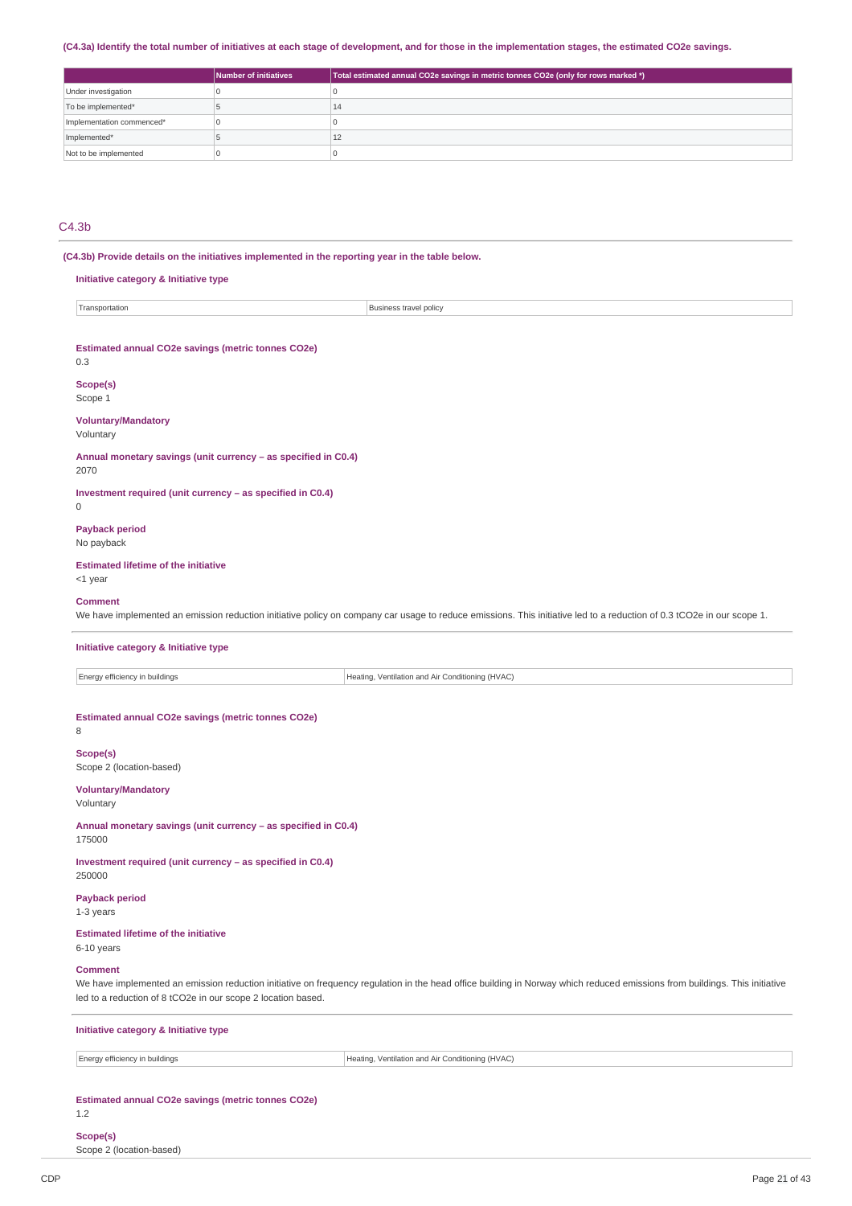(C4.3a) Identify the total number of initiatives at each stage of development, and for those in the implementation stages, the estimated CO2e savings.

| | Number of initiatives | Total estimated annual CO2e savings in metric tonnes CO2e (only for rows marked *) |
|---|---|---|
| Under investigation | 0 | 0 |
| To be implemented* | 5 | 14 |
| Implementation commenced* | 0 | 0 |
| Implemented* | 5 | 12 |
| Not to be implemented | 0 | 0 |

## C4.3b

**(C4.3b) Provide details on the initiatives implemented in the reporting year in the table below.**

**Initiative category & Initiative type**

| Transportation | Business travel policy |
|---|---|

**Estimated annual CO2e savings (metric tonnes CO2e)**
0.3

**Scope(s)**
Scope 1

**Voluntary/Mandatory**
Voluntary

**Annual monetary savings (unit currency – as specified in C0.4)**
2070

**Investment required (unit currency – as specified in C0.4)**
0

**Payback period**
No payback

**Estimated lifetime of the initiative**
<1 year

**Comment**
We have implemented an emission reduction initiative policy on company car usage to reduce emissions. This initiative led to a reduction of 0.3 tCO2e in our scope 1.

**Initiative category & Initiative type**

| Energy efficiency in buildings | Heating, Ventilation and Air Conditioning (HVAC) |
|---|---|

**Estimated annual CO2e savings (metric tonnes CO2e)**
8

**Scope(s)**
Scope 2 (location-based)

**Voluntary/Mandatory**
Voluntary

**Annual monetary savings (unit currency – as specified in C0.4)**
175000

**Investment required (unit currency – as specified in C0.4)**
250000

**Payback period**
1-3 years

**Estimated lifetime of the initiative**
6-10 years

**Comment**
We have implemented an emission reduction initiative on frequency regulation in the head office building in Norway which reduced emissions from buildings. This initiative led to a reduction of 8 tCO2e in our scope 2 location based.

**Initiative category & Initiative type**

| Energy efficiency in buildings | Heating, Ventilation and Air Conditioning (HVAC) |
|---|---|

**Estimated annual CO2e savings (metric tonnes CO2e)**
1.2

**Scope(s)**
Scope 2 (location-based)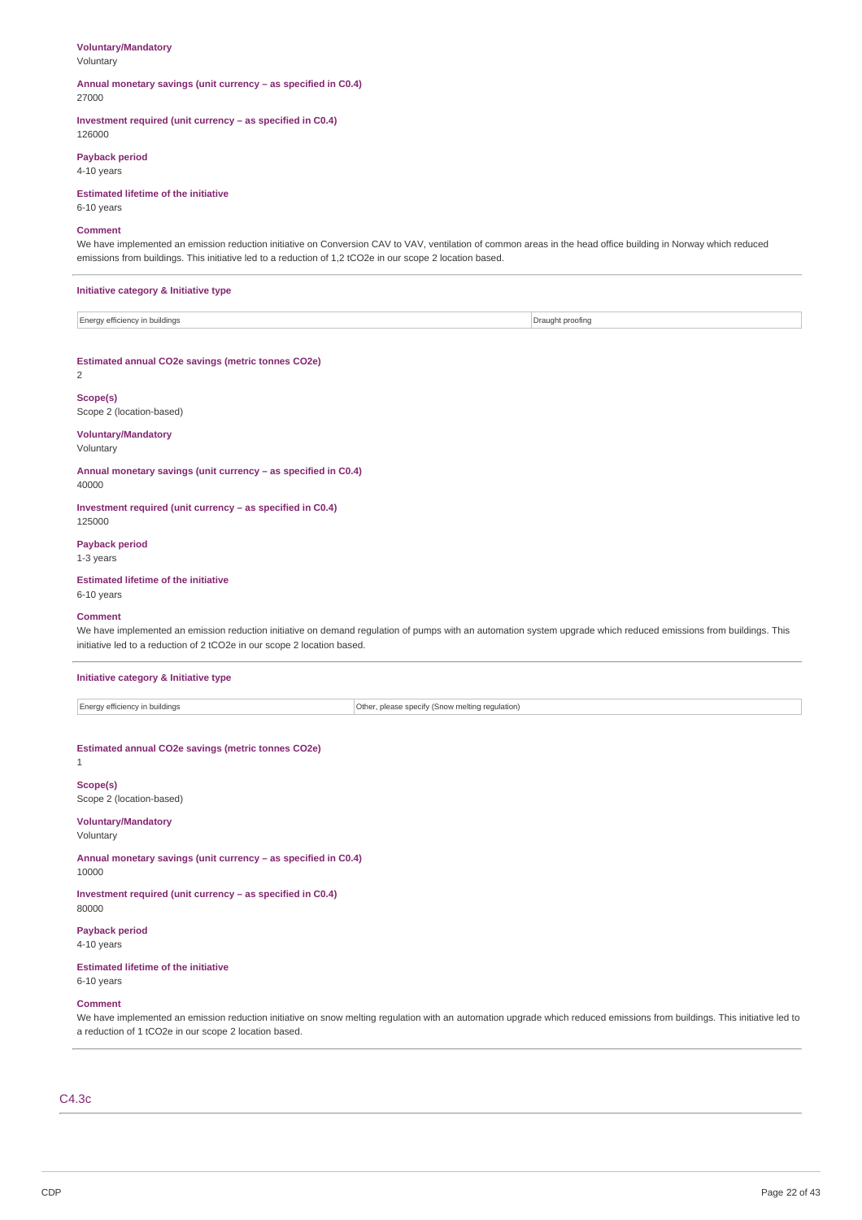**Voluntary/Mandatory**
Voluntary

**Annual monetary savings (unit currency – as specified in C0.4)**
27000

**Investment required (unit currency – as specified in C0.4)**
126000

**Payback period**
4-10 years

**Estimated lifetime of the initiative**
6-10 years

**Comment**
We have implemented an emission reduction initiative on Conversion CAV to VAV, ventilation of common areas in the head office building in Norway which reduced emissions from buildings. This initiative led to a reduction of 1,2 tCO2e in our scope 2 location based.

---

**Initiative category & Initiative type**

| Energy efficiency in buildings | Draught proofing |
|---|---|

**Estimated annual CO2e savings (metric tonnes CO2e)**
2

**Scope(s)**
Scope 2 (location-based)

**Voluntary/Mandatory**
Voluntary

**Annual monetary savings (unit currency – as specified in C0.4)**
40000

**Investment required (unit currency – as specified in C0.4)**
125000

**Payback period**
1-3 years

**Estimated lifetime of the initiative**
6-10 years

**Comment**
We have implemented an emission reduction initiative on demand regulation of pumps with an automation system upgrade which reduced emissions from buildings. This initiative led to a reduction of 2 tCO2e in our scope 2 location based.

---

**Initiative category & Initiative type**

| Energy efficiency in buildings | Other, please specify (Snow melting regulation) |
|---|---|

**Estimated annual CO2e savings (metric tonnes CO2e)**
1

**Scope(s)**
Scope 2 (location-based)

**Voluntary/Mandatory**
Voluntary

**Annual monetary savings (unit currency – as specified in C0.4)**
10000

**Investment required (unit currency – as specified in C0.4)**
80000

**Payback period**
4-10 years

**Estimated lifetime of the initiative**
6-10 years

**Comment**
We have implemented an emission reduction initiative on snow melting regulation with an automation upgrade which reduced emissions from buildings. This initiative led to a reduction of 1 tCO2e in our scope 2 location based.

---

## C4.3c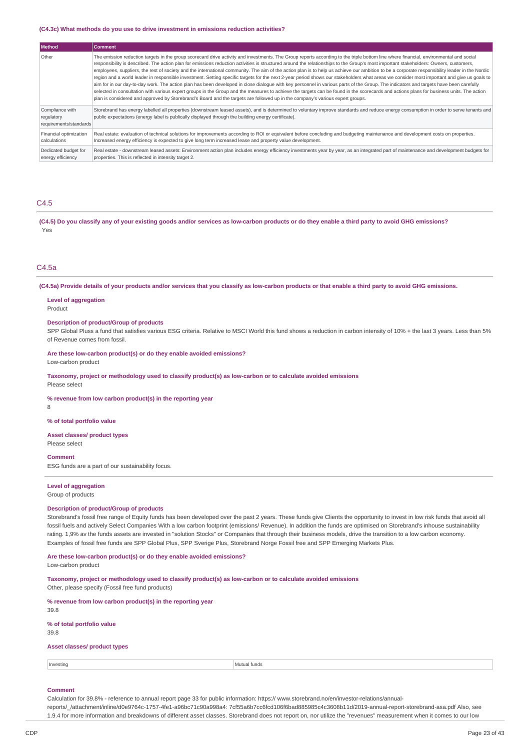**(C4.3c) What methods do you use to drive investment in emissions reduction activities?**

| Method | Comment |
|---|---|
| Other | The emission reduction targets in the group scorecard drive activity and investments. The Group reports according to the triple bottom line where financial, environmental and social responsibility is described. The action plan for emissions reduction activities is structured around the relationships to the Group's most important stakeholders: Owners, customers, employees, suppliers, the rest of society and the international community. The aim of the action plan is to help us achieve our ambition to be a corporate responsibility leader in the Nordic region and a world leader in responsible investment. Setting specific targets for the next 2-year period shows our stakeholders what areas we consider most important and give us goals to aim for in our day-to-day work. The action plan has been developed in close dialogue with key personnel in various parts of the Group. The indicators and targets have been carefully selected in consultation with various expert groups in the Group and the measures to achieve the targets can be found in the scorecards and actions plans for business units. The action plan is considered and approved by Storebrand's Board and the targets are followed up in the company's various expert groups. |
| Compliance with regulatory requirements/standards | Storebrand has energy labelled all properties (downstream leased assets), and is determined to voluntary improve standards and reduce energy consumption in order to serve tenants and public expectations (energy label is publically displayed through the building energy certificate). |
| Financial optimization calculations | Real estate: evaluation of technical solutions for improvements according to ROI or equivalent before concluding and budgeting maintenance and development costs on properties. Increased energy efficiency is expected to give long term increased lease and property value development. |
| Dedicated budget for energy efficiency | Real estate - downstream leased assets: Environment action plan includes energy efficiency investments year by year, as an integrated part of maintenance and development budgets for properties. This is reflected in intensity target 2. |

## C4.5

**(C4.5) Do you classify any of your existing goods and/or services as low-carbon products or do they enable a third party to avoid GHG emissions?**

Yes

## C4.5a

**(C4.5a) Provide details of your products and/or services that you classify as low-carbon products or that enable a third party to avoid GHG emissions.**

**Level of aggregation**

Product

**Description of product/Group of products**

SPP Global Pluss a fund that satisfies various ESG criteria. Relative to MSCI World this fund shows a reduction in carbon intensity of 10% + the last 3 years. Less than 5% of Revenue comes from fossil.

**Are these low-carbon product(s) or do they enable avoided emissions?**

Low-carbon product

**Taxonomy, project or methodology used to classify product(s) as low-carbon or to calculate avoided emissions**

Please select

**% revenue from low carbon product(s) in the reporting year**

8

**% of total portfolio value**

**Asset classes/ product types**

Please select

**Comment**

ESG funds are a part of our sustainability focus.

---

**Level of aggregation**

Group of products

**Description of product/Group of products**

Storebrand's fossil free range of Equity funds has been developed over the past 2 years. These funds give Clients the opportunity to invest in low risk funds that avoid all fossil fuels and actively Select Companies With a low carbon footprint (emissions/ Revenue). In addition the funds are optimised on Storebrand's inhouse sustainability rating. 1,9% av the funds assets are invested in "solution Stocks" or Companies that through their business models, drive the transition to a low carbon economy. Examples of fossil free funds are SPP Global Plus, SPP Sverige Plus, Storebrand Norge Fossil free and SPP Emerging Markets Plus.

**Are these low-carbon product(s) or do they enable avoided emissions?**

Low-carbon product

**Taxonomy, project or methodology used to classify product(s) as low-carbon or to calculate avoided emissions**

Other, please specify (Fossil free fund products)

**% revenue from low carbon product(s) in the reporting year**

39.8

**% of total portfolio value**

39.8

**Asset classes/ product types**

| Investing | Mutual funds |
|---|---|

**Comment**

Calculation for 39.8% - reference to annual report page 33 for public information: https:// www.storebrand.no/en/investor-relations/annual-reports/_/attachment/inline/d0e9764c-1757-4fe1-a96bc71c90a998a4: 7cf55a6b7cc6fcd106f6bad885985c4c3608b11d/2019-annual-report-storebrand-asa.pdf Also, see 1.9.4 for more information and breakdowns of different asset classes. Storebrand does not report on, nor utilize the "revenues" measurement when it comes to our low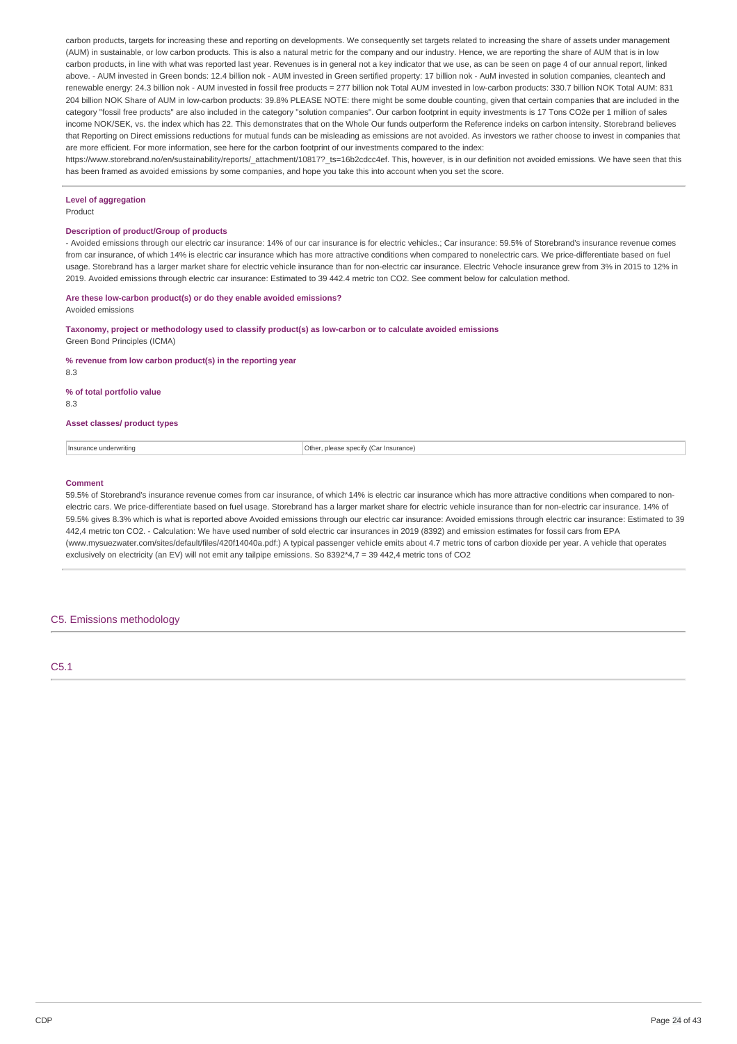carbon products, targets for increasing these and reporting on developments. We consequently set targets related to increasing the share of assets under management (AUM) in sustainable, or low carbon products. This is also a natural metric for the company and our industry. Hence, we are reporting the share of AUM that is in low carbon products, in line with what was reported last year. Revenues is in general not a key indicator that we use, as can be seen on page 4 of our annual report, linked above. - AUM invested in Green bonds: 12.4 billion nok - AUM invested in Green sertified property: 17 billion nok - AuM invested in solution companies, cleantech and renewable energy: 24.3 billion nok - AUM invested in fossil free products = 277 billion nok Total AUM invested in low-carbon products: 330.7 billion NOK Total AUM: 831 204 billion NOK Share of AUM in low-carbon products: 39.8% PLEASE NOTE: there might be some double counting, given that certain companies that are included in the category "fossil free products" are also included in the category "solution companies". Our carbon footprint in equity investments is 17 Tons CO2e per 1 million of sales income NOK/SEK, vs. the index which has 22. This demonstrates that on the Whole Our funds outperform the Reference indeks on carbon intensity. Storebrand believes that Reporting on Direct emissions reductions for mutual funds can be misleading as emissions are not avoided. As investors we rather choose to invest in companies that are more efficient. For more information, see here for the carbon footprint of our investments compared to the index: https://www.storebrand.no/en/sustainability/reports/_attachment/10817?_ts=16b2cdcc4ef. This, however, is in our definition not avoided emissions. We have seen that this has been framed as avoided emissions by some companies, and hope you take this into account when you set the score.

**Level of aggregation**

Product

**Description of product/Group of products**

- Avoided emissions through our electric car insurance: 14% of our car insurance is for electric vehicles.; Car insurance: 59.5% of Storebrand's insurance revenue comes from car insurance, of which 14% is electric car insurance which has more attractive conditions when compared to nonelectric cars. We price-differentiate based on fuel usage. Storebrand has a larger market share for electric vehicle insurance than for non-electric car insurance. Electric Vehocle insurance grew from 3% in 2015 to 12% in 2019. Avoided emissions through electric car insurance: Estimated to 39 442.4 metric ton CO2. See comment below for calculation method.

**Are these low-carbon product(s) or do they enable avoided emissions?**

Avoided emissions

**Taxonomy, project or methodology used to classify product(s) as low-carbon or to calculate avoided emissions**

Green Bond Principles (ICMA)

**% revenue from low carbon product(s) in the reporting year**

8.3

**% of total portfolio value**

8.3

**Asset classes/ product types**

| Insurance underwriting | Other, please specify (Car Insurance) |
|---|---|

**Comment**

59.5% of Storebrand's insurance revenue comes from car insurance, of which 14% is electric car insurance which has more attractive conditions when compared to non-electric cars. We price-differentiate based on fuel usage. Storebrand has a larger market share for electric vehicle insurance than for non-electric car insurance. 14% of 59.5% gives 8.3% which is what is reported above Avoided emissions through our electric car insurance: Avoided emissions through electric car insurance: Estimated to 39 442,4 metric ton CO2. - Calculation: We have used number of sold electric car insurances in 2019 (8392) and emission estimates for fossil cars from EPA (www.mysuezwater.com/sites/default/files/420f14040a.pdf:) A typical passenger vehicle emits about 4.7 metric tons of carbon dioxide per year. A vehicle that operates exclusively on electricity (an EV) will not emit any tailpipe emissions. So 8392*4,7 = 39 442,4 metric tons of CO2

## C5. Emissions methodology

### C5.1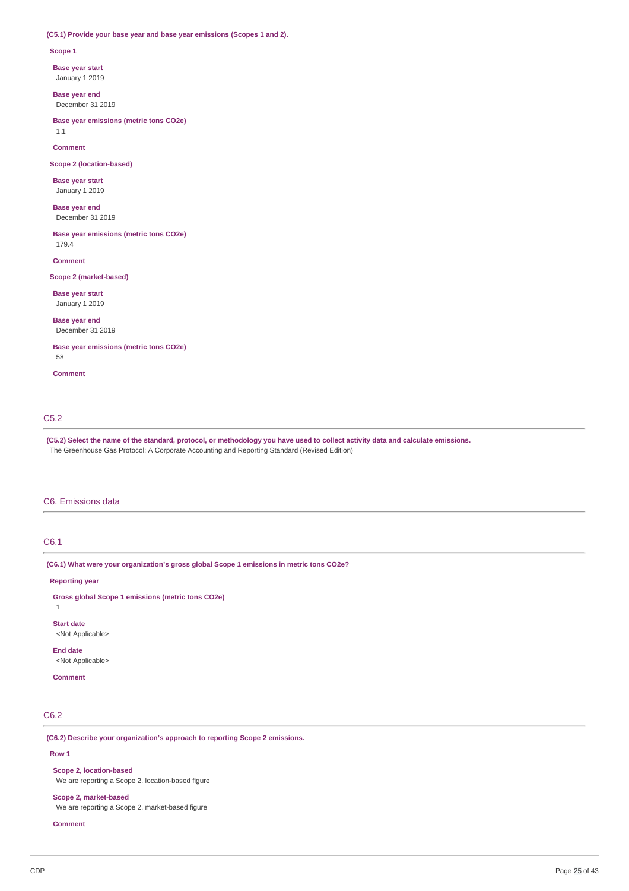**(C5.1) Provide your base year and base year emissions (Scopes 1 and 2).**

**Scope 1**

**Base year start**
January 1 2019

**Base year end**
December 31 2019

**Base year emissions (metric tons CO2e)**
1.1

**Comment**

**Scope 2 (location-based)**

**Base year start**
January 1 2019

**Base year end**
December 31 2019

**Base year emissions (metric tons CO2e)**
179.4

**Comment**

**Scope 2 (market-based)**

**Base year start**
January 1 2019

**Base year end**
December 31 2019

**Base year emissions (metric tons CO2e)**
58

**Comment**

## C5.2

**(C5.2) Select the name of the standard, protocol, or methodology you have used to collect activity data and calculate emissions.**
The Greenhouse Gas Protocol: A Corporate Accounting and Reporting Standard (Revised Edition)

# C6. Emissions data

## C6.1

**(C6.1) What were your organization's gross global Scope 1 emissions in metric tons CO2e?**

**Reporting year**

**Gross global Scope 1 emissions (metric tons CO2e)**
1

**Start date**
<Not Applicable>

**End date**
<Not Applicable>

**Comment**

## C6.2

**(C6.2) Describe your organization's approach to reporting Scope 2 emissions.**

**Row 1**

**Scope 2, location-based**
We are reporting a Scope 2, location-based figure

**Scope 2, market-based**
We are reporting a Scope 2, market-based figure

**Comment**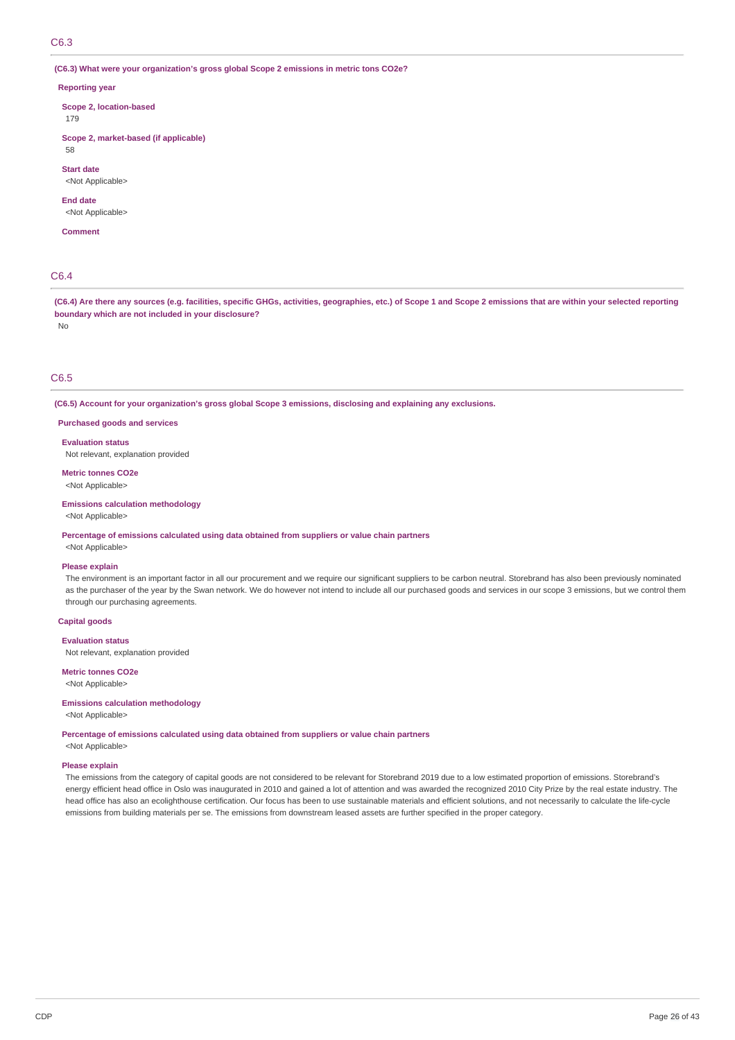## C6.3

**(C6.3) What were your organization's gross global Scope 2 emissions in metric tons CO2e?**

**Reporting year**

**Scope 2, location-based**
179

**Scope 2, market-based (if applicable)**
58

**Start date**
<Not Applicable>

**End date**
<Not Applicable>

**Comment**

## C6.4

**(C6.4) Are there any sources (e.g. facilities, specific GHGs, activities, geographies, etc.) of Scope 1 and Scope 2 emissions that are within your selected reporting boundary which are not included in your disclosure?**
No

## C6.5

**(C6.5) Account for your organization's gross global Scope 3 emissions, disclosing and explaining any exclusions.**

**Purchased goods and services**

**Evaluation status**
Not relevant, explanation provided

**Metric tonnes CO2e**
<Not Applicable>

**Emissions calculation methodology**
<Not Applicable>

**Percentage of emissions calculated using data obtained from suppliers or value chain partners**
<Not Applicable>

**Please explain**
The environment is an important factor in all our procurement and we require our significant suppliers to be carbon neutral. Storebrand has also been previously nominated as the purchaser of the year by the Swan network. We do however not intend to include all our purchased goods and services in our scope 3 emissions, but we control them through our purchasing agreements.

**Capital goods**

**Evaluation status**
Not relevant, explanation provided

**Metric tonnes CO2e**
<Not Applicable>

**Emissions calculation methodology**
<Not Applicable>

**Percentage of emissions calculated using data obtained from suppliers or value chain partners**
<Not Applicable>

**Please explain**
The emissions from the category of capital goods are not considered to be relevant for Storebrand 2019 due to a low estimated proportion of emissions. Storebrand's energy efficient head office in Oslo was inaugurated in 2010 and gained a lot of attention and was awarded the recognized 2010 City Prize by the real estate industry. The head office has also an ecolighthouse certification. Our focus has been to use sustainable materials and efficient solutions, and not necessarily to calculate the life-cycle emissions from building materials per se. The emissions from downstream leased assets are further specified in the proper category.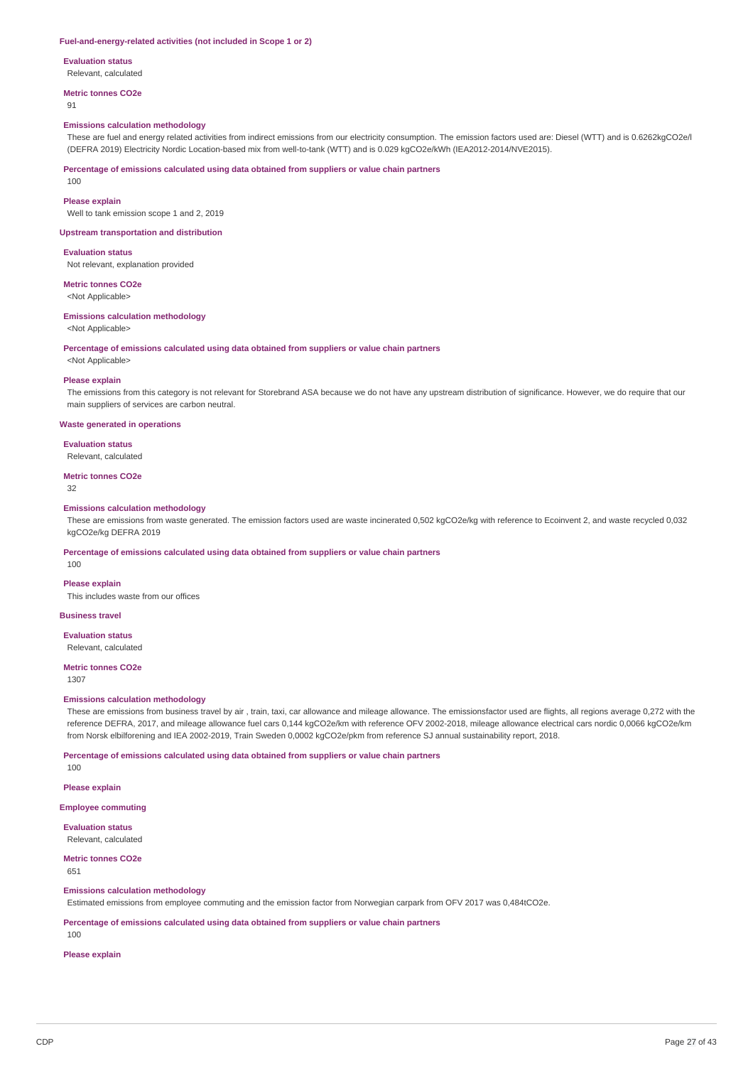### Fuel-and-energy-related activities (not included in Scope 1 or 2)

**Evaluation status**

Relevant, calculated

**Metric tonnes CO2e**

91

**Emissions calculation methodology**

These are fuel and energy related activities from indirect emissions from our electricity consumption. The emission factors used are: Diesel (WTT) and is 0.6262kgCO2e/l (DEFRA 2019) Electricity Nordic Location-based mix from well-to-tank (WTT) and is 0.029 kgCO2e/kWh (IEA2012-2014/NVE2015).

**Percentage of emissions calculated using data obtained from suppliers or value chain partners**

100

**Please explain**

Well to tank emission scope 1 and 2, 2019

### Upstream transportation and distribution

**Evaluation status**

Not relevant, explanation provided

**Metric tonnes CO2e**

<Not Applicable>

**Emissions calculation methodology**

<Not Applicable>

**Percentage of emissions calculated using data obtained from suppliers or value chain partners**

<Not Applicable>

**Please explain**

The emissions from this category is not relevant for Storebrand ASA because we do not have any upstream distribution of significance. However, we do require that our main suppliers of services are carbon neutral.

### Waste generated in operations

**Evaluation status**

Relevant, calculated

**Metric tonnes CO2e**

32

**Emissions calculation methodology**

These are emissions from waste generated. The emission factors used are waste incinerated 0,502 kgCO2e/kg with reference to Ecoinvent 2, and waste recycled 0,032 kgCO2e/kg DEFRA 2019

**Percentage of emissions calculated using data obtained from suppliers or value chain partners**

100

**Please explain**

This includes waste from our offices

### Business travel

**Evaluation status**

Relevant, calculated

**Metric tonnes CO2e**

1307

**Emissions calculation methodology**

These are emissions from business travel by air , train, taxi, car allowance and mileage allowance. The emissionsfactor used are flights, all regions average 0,272 with the reference DEFRA, 2017, and mileage allowance fuel cars 0,144 kgCO2e/km with reference OFV 2002-2018, mileage allowance electrical cars nordic 0,0066 kgCO2e/km from Norsk elbilforening and IEA 2002-2019, Train Sweden 0,0002 kgCO2e/pkm from reference SJ annual sustainability report, 2018.

**Percentage of emissions calculated using data obtained from suppliers or value chain partners**

100

**Please explain**

### Employee commuting

**Evaluation status**

Relevant, calculated

**Metric tonnes CO2e**

651

**Emissions calculation methodology**

Estimated emissions from employee commuting and the emission factor from Norwegian carpark from OFV 2017 was 0,484tCO2e.

**Percentage of emissions calculated using data obtained from suppliers or value chain partners**

100

**Please explain**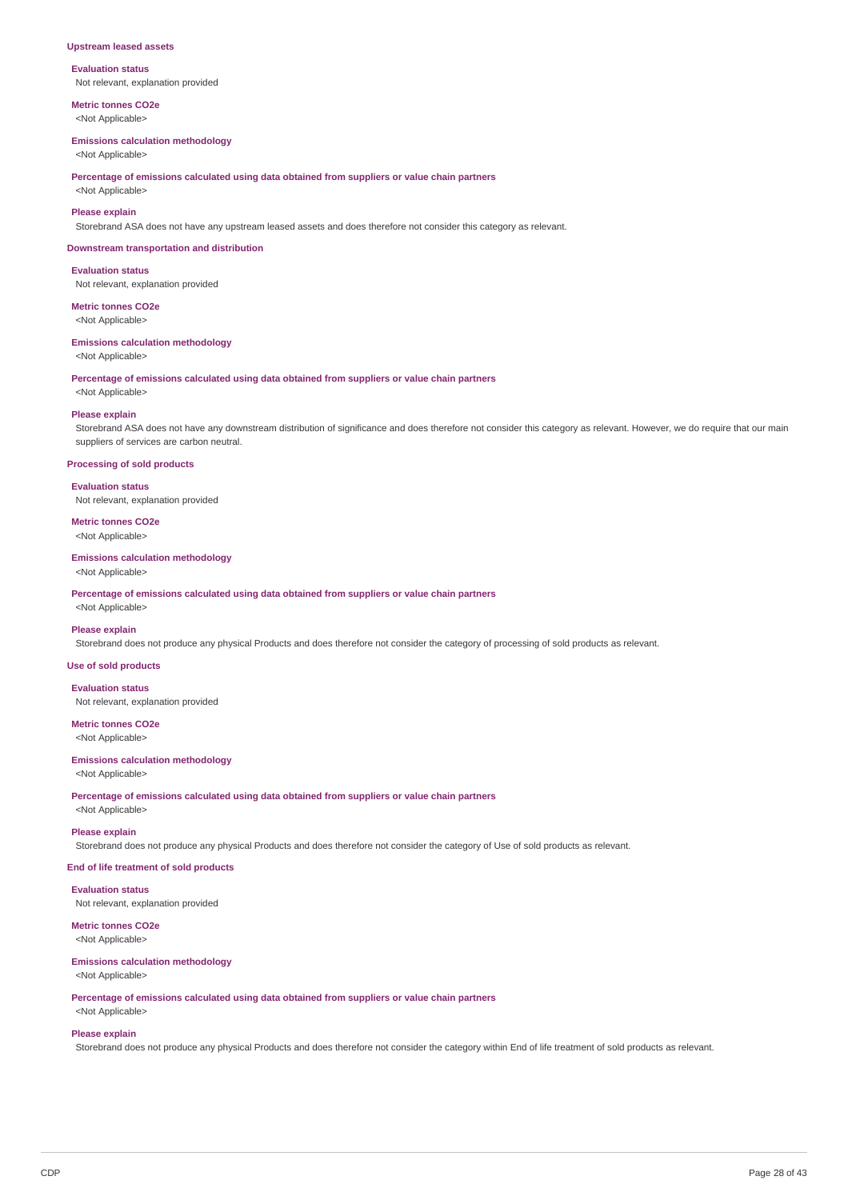### Upstream leased assets

**Evaluation status**
Not relevant, explanation provided

**Metric tonnes CO2e**
<Not Applicable>

**Emissions calculation methodology**
<Not Applicable>

**Percentage of emissions calculated using data obtained from suppliers or value chain partners**
<Not Applicable>

**Please explain**
Storebrand ASA does not have any upstream leased assets and does therefore not consider this category as relevant.

### Downstream transportation and distribution

**Evaluation status**
Not relevant, explanation provided

**Metric tonnes CO2e**
<Not Applicable>

**Emissions calculation methodology**
<Not Applicable>

**Percentage of emissions calculated using data obtained from suppliers or value chain partners**
<Not Applicable>

**Please explain**
Storebrand ASA does not have any downstream distribution of significance and does therefore not consider this category as relevant. However, we do require that our main suppliers of services are carbon neutral.

### Processing of sold products

**Evaluation status**
Not relevant, explanation provided

**Metric tonnes CO2e**
<Not Applicable>

**Emissions calculation methodology**
<Not Applicable>

**Percentage of emissions calculated using data obtained from suppliers or value chain partners**
<Not Applicable>

**Please explain**
Storebrand does not produce any physical Products and does therefore not consider the category of processing of sold products as relevant.

### Use of sold products

**Evaluation status**
Not relevant, explanation provided

**Metric tonnes CO2e**
<Not Applicable>

**Emissions calculation methodology**
<Not Applicable>

**Percentage of emissions calculated using data obtained from suppliers or value chain partners**
<Not Applicable>

**Please explain**
Storebrand does not produce any physical Products and does therefore not consider the category of Use of sold products as relevant.

### End of life treatment of sold products

**Evaluation status**
Not relevant, explanation provided

**Metric tonnes CO2e**
<Not Applicable>

**Emissions calculation methodology**
<Not Applicable>

**Percentage of emissions calculated using data obtained from suppliers or value chain partners**
<Not Applicable>

**Please explain**
Storebrand does not produce any physical Products and does therefore not consider the category within End of life treatment of sold products as relevant.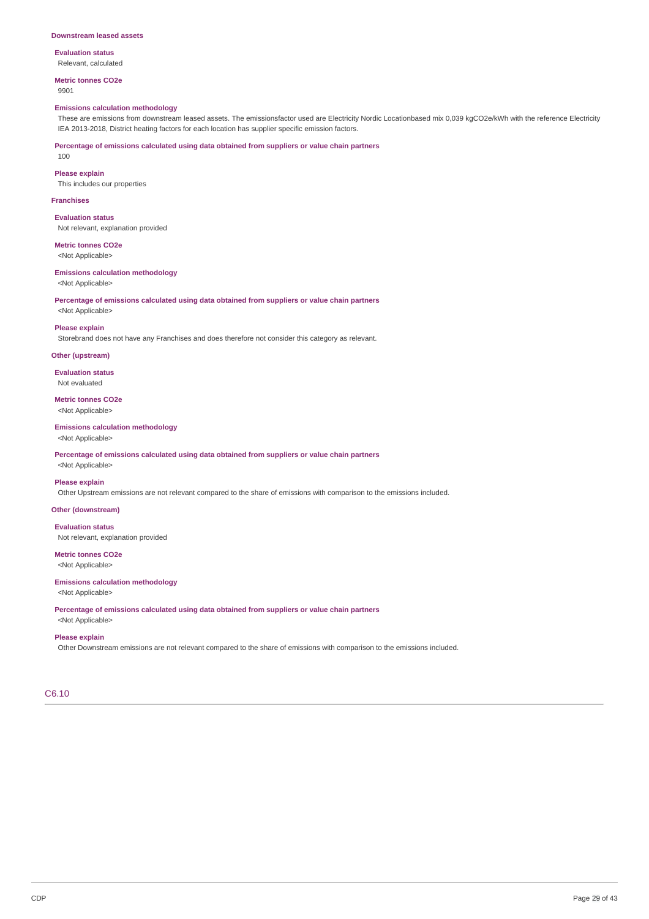### Downstream leased assets

**Evaluation status**
Relevant, calculated

**Metric tonnes CO2e**
9901

**Emissions calculation methodology**
These are emissions from downstream leased assets. The emissionsfactor used are Electricity Nordic Locationbased mix 0,039 kgCO2e/kWh with the reference Electricity IEA 2013-2018, District heating factors for each location has supplier specific emission factors.

**Percentage of emissions calculated using data obtained from suppliers or value chain partners**
100

**Please explain**
This includes our properties

### Franchises

**Evaluation status**
Not relevant, explanation provided

**Metric tonnes CO2e**
<Not Applicable>

**Emissions calculation methodology**
<Not Applicable>

**Percentage of emissions calculated using data obtained from suppliers or value chain partners**
<Not Applicable>

**Please explain**
Storebrand does not have any Franchises and does therefore not consider this category as relevant.

### Other (upstream)

**Evaluation status**
Not evaluated

**Metric tonnes CO2e**
<Not Applicable>

**Emissions calculation methodology**
<Not Applicable>

**Percentage of emissions calculated using data obtained from suppliers or value chain partners**
<Not Applicable>

**Please explain**
Other Upstream emissions are not relevant compared to the share of emissions with comparison to the emissions included.

### Other (downstream)

**Evaluation status**
Not relevant, explanation provided

**Metric tonnes CO2e**
<Not Applicable>

**Emissions calculation methodology**
<Not Applicable>

**Percentage of emissions calculated using data obtained from suppliers or value chain partners**
<Not Applicable>

**Please explain**
Other Downstream emissions are not relevant compared to the share of emissions with comparison to the emissions included.

## C6.10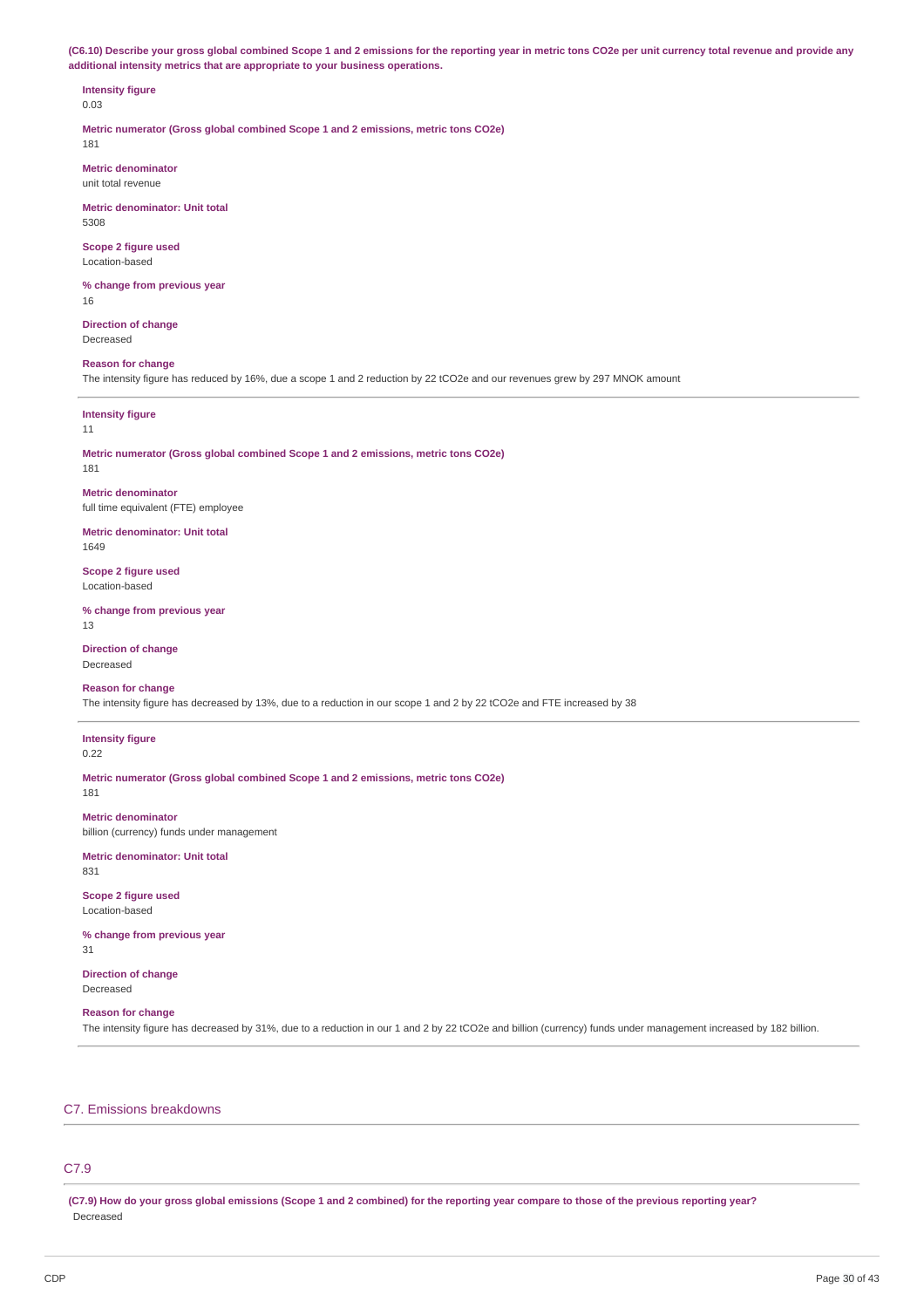**(C6.10) Describe your gross global combined Scope 1 and 2 emissions for the reporting year in metric tons CO2e per unit currency total revenue and provide any additional intensity metrics that are appropriate to your business operations.**

**Intensity figure**
0.03

**Metric numerator (Gross global combined Scope 1 and 2 emissions, metric tons CO2e)**
181

**Metric denominator**
unit total revenue

**Metric denominator: Unit total**
5308

**Scope 2 figure used**
Location-based

**% change from previous year**
16

**Direction of change**
Decreased

**Reason for change**
The intensity figure has reduced by 16%, due a scope 1 and 2 reduction by 22 tCO2e and our revenues grew by 297 MNOK amount

---

**Intensity figure**
11

**Metric numerator (Gross global combined Scope 1 and 2 emissions, metric tons CO2e)**
181

**Metric denominator**
full time equivalent (FTE) employee

**Metric denominator: Unit total**
1649

**Scope 2 figure used**
Location-based

**% change from previous year**
13

**Direction of change**
Decreased

**Reason for change**
The intensity figure has decreased by 13%, due to a reduction in our scope 1 and 2 by 22 tCO2e and FTE increased by 38

---

**Intensity figure**
0.22

**Metric numerator (Gross global combined Scope 1 and 2 emissions, metric tons CO2e)**
181

**Metric denominator**
billion (currency) funds under management

**Metric denominator: Unit total**
831

**Scope 2 figure used**
Location-based

**% change from previous year**
31

**Direction of change**
Decreased

**Reason for change**
The intensity figure has decreased by 31%, due to a reduction in our 1 and 2 by 22 tCO2e and billion (currency) funds under management increased by 182 billion.

---

## C7. Emissions breakdowns

### C7.9

**(C7.9) How do your gross global emissions (Scope 1 and 2 combined) for the reporting year compare to those of the previous reporting year?**
Decreased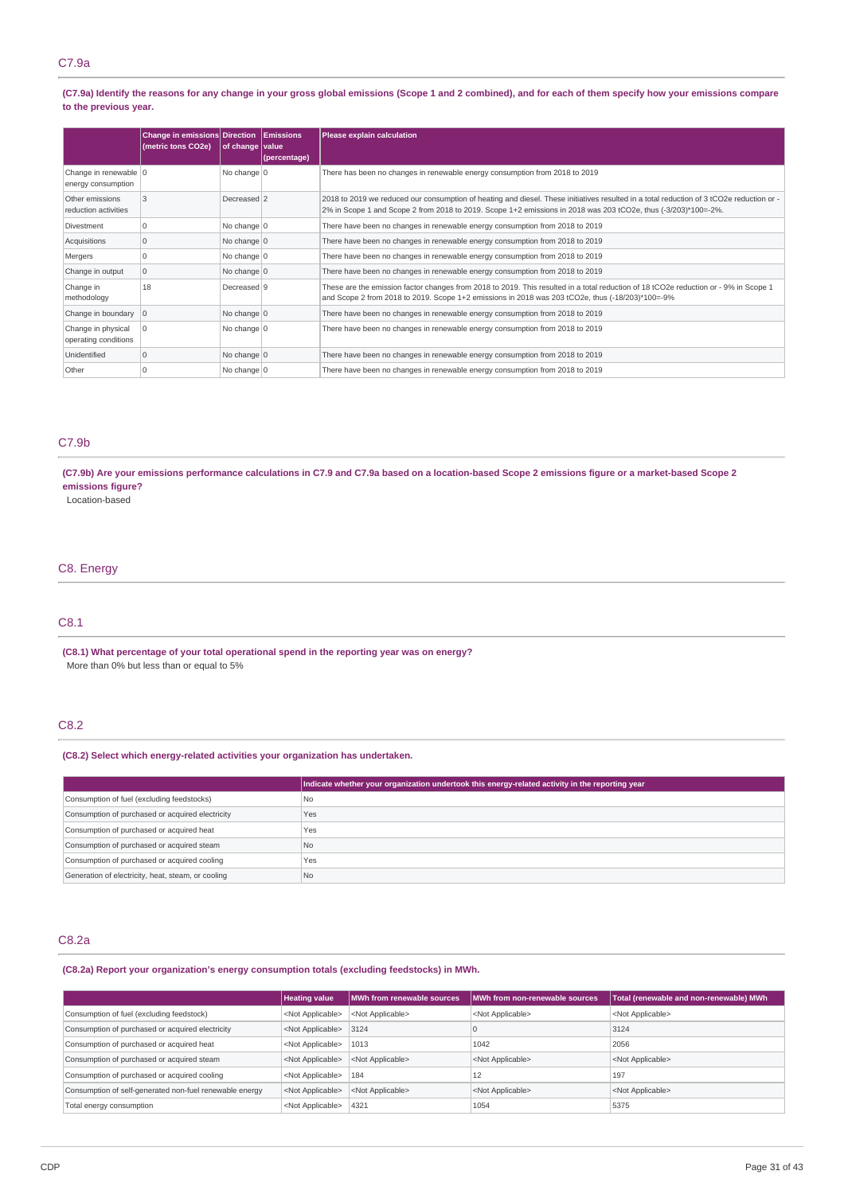## C7.9a

**(C7.9a) Identify the reasons for any change in your gross global emissions (Scope 1 and 2 combined), and for each of them specify how your emissions compare to the previous year.**

| | Change in emissions (metric tons CO2e) | Direction of change | Emissions value (percentage) | Please explain calculation |
|---|---|---|---|---|
| Change in renewable energy consumption | 0 | No change | 0 | There has been no changes in renewable energy consumption from 2018 to 2019 |
| Other emissions reduction activities | 3 | Decreased | 2 | 2018 to 2019 we reduced our consumption of heating and diesel. These initiatives resulted in a total reduction of 3 tCO2e reduction or -2% in Scope 1 and Scope 2 from 2018 to 2019. Scope 1+2 emissions in 2018 was 203 tCO2e, thus (-3/203)*100=-2%. |
| Divestment | 0 | No change | 0 | There have been no changes in renewable energy consumption from 2018 to 2019 |
| Acquisitions | 0 | No change | 0 | There have been no changes in renewable energy consumption from 2018 to 2019 |
| Mergers | 0 | No change | 0 | There have been no changes in renewable energy consumption from 2018 to 2019 |
| Change in output | 0 | No change | 0 | There have been no changes in renewable energy consumption from 2018 to 2019 |
| Change in methodology | 18 | Decreased | 9 | These are the emission factor changes from 2018 to 2019. This resulted in a total reduction of 18 tCO2e reduction or - 9% in Scope 1 and Scope 2 from 2018 to 2019. Scope 1+2 emissions in 2018 was 203 tCO2e, thus (-18/203)*100=-9% |
| Change in boundary | 0 | No change | 0 | There have been no changes in renewable energy consumption from 2018 to 2019 |
| Change in physical operating conditions | 0 | No change | 0 | There have been no changes in renewable energy consumption from 2018 to 2019 |
| Unidentified | 0 | No change | 0 | There have been no changes in renewable energy consumption from 2018 to 2019 |
| Other | 0 | No change | 0 | There have been no changes in renewable energy consumption from 2018 to 2019 |

## C7.9b

**(C7.9b) Are your emissions performance calculations in C7.9 and C7.9a based on a location-based Scope 2 emissions figure or a market-based Scope 2 emissions figure?**

Location-based

# C8. Energy

## C8.1

**(C8.1) What percentage of your total operational spend in the reporting year was on energy?**

More than 0% but less than or equal to 5%

## C8.2

**(C8.2) Select which energy-related activities your organization has undertaken.**

| | Indicate whether your organization undertook this energy-related activity in the reporting year |
|---|---|
| Consumption of fuel (excluding feedstocks) | No |
| Consumption of purchased or acquired electricity | Yes |
| Consumption of purchased or acquired heat | Yes |
| Consumption of purchased or acquired steam | No |
| Consumption of purchased or acquired cooling | Yes |
| Generation of electricity, heat, steam, or cooling | No |

## C8.2a

**(C8.2a) Report your organization's energy consumption totals (excluding feedstocks) in MWh.**

| | Heating value | MWh from renewable sources | MWh from non-renewable sources | Total (renewable and non-renewable) MWh |
|---|---|---|---|---|
| Consumption of fuel (excluding feedstock) | <Not Applicable> | <Not Applicable> | <Not Applicable> | <Not Applicable> |
| Consumption of purchased or acquired electricity | <Not Applicable> | 3124 | 0 | 3124 |
| Consumption of purchased or acquired heat | <Not Applicable> | 1013 | 1042 | 2056 |
| Consumption of purchased or acquired steam | <Not Applicable> | <Not Applicable> | <Not Applicable> | <Not Applicable> |
| Consumption of purchased or acquired cooling | <Not Applicable> | 184 | 12 | 197 |
| Consumption of self-generated non-fuel renewable energy | <Not Applicable> | <Not Applicable> | <Not Applicable> | <Not Applicable> |
| Total energy consumption | <Not Applicable> | 4321 | 1054 | 5375 |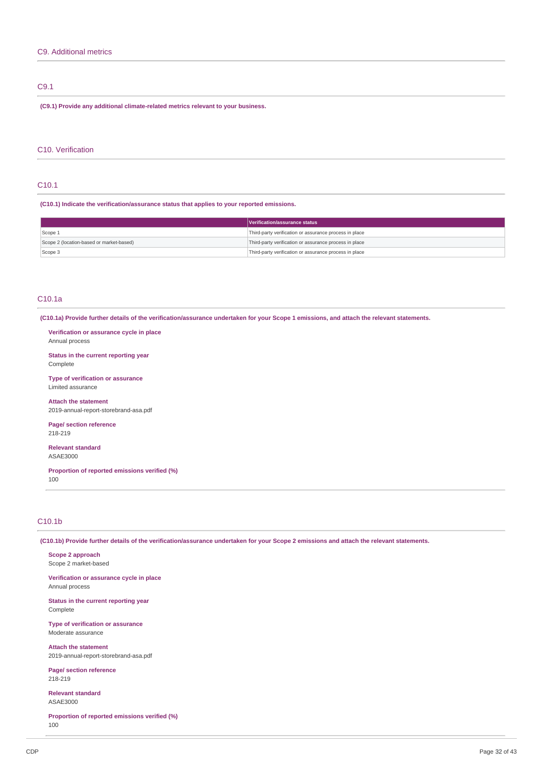## C9. Additional metrics

### C9.1

**(C9.1) Provide any additional climate-related metrics relevant to your business.**

## C10. Verification

### C10.1

**(C10.1) Indicate the verification/assurance status that applies to your reported emissions.**

| | Verification/assurance status |
|---|---|
| Scope 1 | Third-party verification or assurance process in place |
| Scope 2 (location-based or market-based) | Third-party verification or assurance process in place |
| Scope 3 | Third-party verification or assurance process in place |

### C10.1a

**(C10.1a) Provide further details of the verification/assurance undertaken for your Scope 1 emissions, and attach the relevant statements.**

**Verification or assurance cycle in place**
Annual process

**Status in the current reporting year**
Complete

**Type of verification or assurance**
Limited assurance

**Attach the statement**
2019-annual-report-storebrand-asa.pdf

**Page/ section reference**
218-219

**Relevant standard**
ASAE3000

**Proportion of reported emissions verified (%)**
100

### C10.1b

**(C10.1b) Provide further details of the verification/assurance undertaken for your Scope 2 emissions and attach the relevant statements.**

**Scope 2 approach**
Scope 2 market-based

**Verification or assurance cycle in place**
Annual process

**Status in the current reporting year**
Complete

**Type of verification or assurance**
Moderate assurance

**Attach the statement**
2019-annual-report-storebrand-asa.pdf

**Page/ section reference**
218-219

**Relevant standard**
ASAE3000

**Proportion of reported emissions verified (%)**
100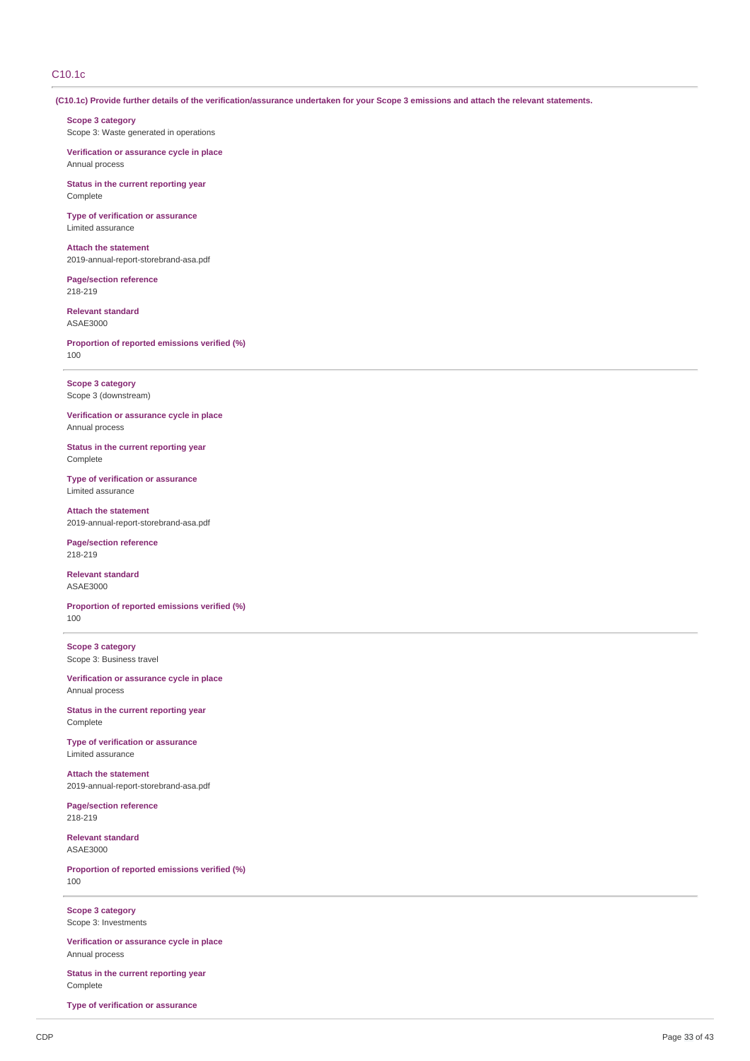## C10.1c

**(C10.1c) Provide further details of the verification/assurance undertaken for your Scope 3 emissions and attach the relevant statements.**

**Scope 3 category**
Scope 3: Waste generated in operations

**Verification or assurance cycle in place**
Annual process

**Status in the current reporting year**
Complete

**Type of verification or assurance**
Limited assurance

**Attach the statement**
2019-annual-report-storebrand-asa.pdf

**Page/section reference**
218-219

**Relevant standard**
ASAE3000

**Proportion of reported emissions verified (%)**
100

---

**Scope 3 category**
Scope 3 (downstream)

**Verification or assurance cycle in place**
Annual process

**Status in the current reporting year**
Complete

**Type of verification or assurance**
Limited assurance

**Attach the statement**
2019-annual-report-storebrand-asa.pdf

**Page/section reference**
218-219

**Relevant standard**
ASAE3000

**Proportion of reported emissions verified (%)**
100

---

**Scope 3 category**
Scope 3: Business travel

**Verification or assurance cycle in place**
Annual process

**Status in the current reporting year**
Complete

**Type of verification or assurance**
Limited assurance

**Attach the statement**
2019-annual-report-storebrand-asa.pdf

**Page/section reference**
218-219

**Relevant standard**
ASAE3000

**Proportion of reported emissions verified (%)**
100

---

**Scope 3 category**
Scope 3: Investments

**Verification or assurance cycle in place**
Annual process

**Status in the current reporting year**
Complete

**Type of verification or assurance**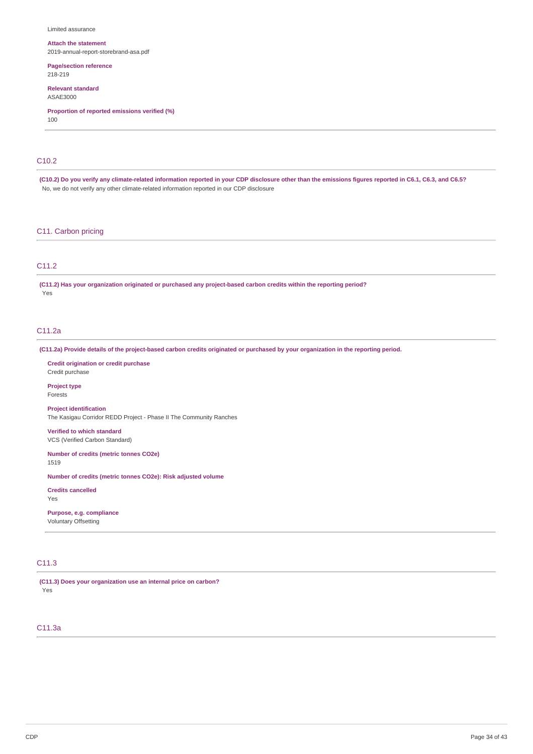Limited assurance

**Attach the statement**
2019-annual-report-storebrand-asa.pdf

**Page/section reference**
218-219

**Relevant standard**
ASAE3000

**Proportion of reported emissions verified (%)**
100

## C10.2

**(C10.2) Do you verify any climate-related information reported in your CDP disclosure other than the emissions figures reported in C6.1, C6.3, and C6.5?**

No, we do not verify any other climate-related information reported in our CDP disclosure

## C11. Carbon pricing

## C11.2

**(C11.2) Has your organization originated or purchased any project-based carbon credits within the reporting period?**

Yes

## C11.2a

**(C11.2a) Provide details of the project-based carbon credits originated or purchased by your organization in the reporting period.**

**Credit origination or credit purchase**
Credit purchase

**Project type**
Forests

**Project identification**
The Kasigau Corridor REDD Project - Phase II The Community Ranches

**Verified to which standard**
VCS (Verified Carbon Standard)

**Number of credits (metric tonnes CO2e)**
1519

**Number of credits (metric tonnes CO2e): Risk adjusted volume**

**Credits cancelled**
Yes

**Purpose, e.g. compliance**
Voluntary Offsetting

## C11.3

**(C11.3) Does your organization use an internal price on carbon?**

Yes

## C11.3a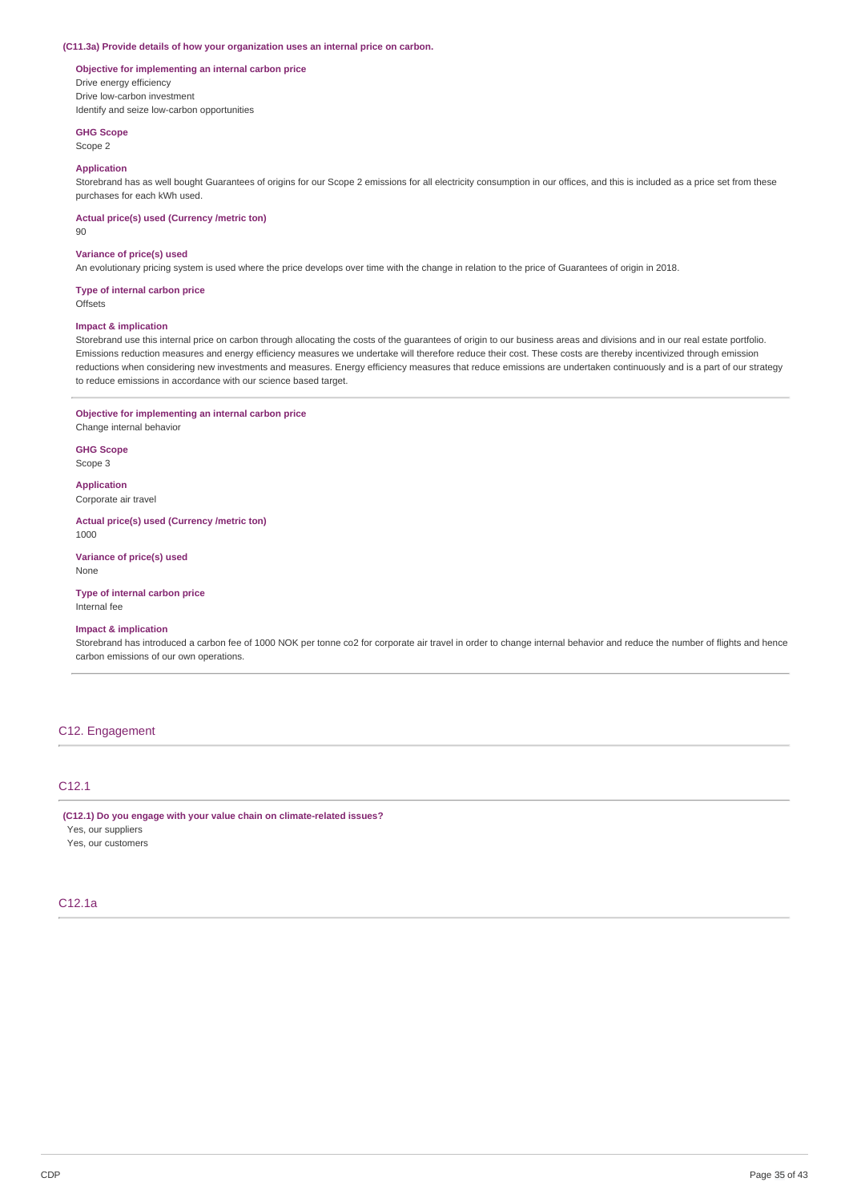**(C11.3a) Provide details of how your organization uses an internal price on carbon.**

**Objective for implementing an internal carbon price**
Drive energy efficiency
Drive low-carbon investment
Identify and seize low-carbon opportunities

**GHG Scope**
Scope 2

**Application**
Storebrand has as well bought Guarantees of origins for our Scope 2 emissions for all electricity consumption in our offices, and this is included as a price set from these purchases for each kWh used.

**Actual price(s) used (Currency /metric ton)**
90

**Variance of price(s) used**
An evolutionary pricing system is used where the price develops over time with the change in relation to the price of Guarantees of origin in 2018.

**Type of internal carbon price**
Offsets

**Impact & implication**
Storebrand use this internal price on carbon through allocating the costs of the guarantees of origin to our business areas and divisions and in our real estate portfolio. Emissions reduction measures and energy efficiency measures we undertake will therefore reduce their cost. These costs are thereby incentivized through emission reductions when considering new investments and measures. Energy efficiency measures that reduce emissions are undertaken continuously and is a part of our strategy to reduce emissions in accordance with our science based target.

---

**Objective for implementing an internal carbon price**
Change internal behavior

**GHG Scope**
Scope 3

**Application**
Corporate air travel

**Actual price(s) used (Currency /metric ton)**
1000

**Variance of price(s) used**
None

**Type of internal carbon price**
Internal fee

**Impact & implication**
Storebrand has introduced a carbon fee of 1000 NOK per tonne co2 for corporate air travel in order to change internal behavior and reduce the number of flights and hence carbon emissions of our own operations.

---

## C12. Engagement

### C12.1

**(C12.1) Do you engage with your value chain on climate-related issues?**
Yes, our suppliers
Yes, our customers

### C12.1a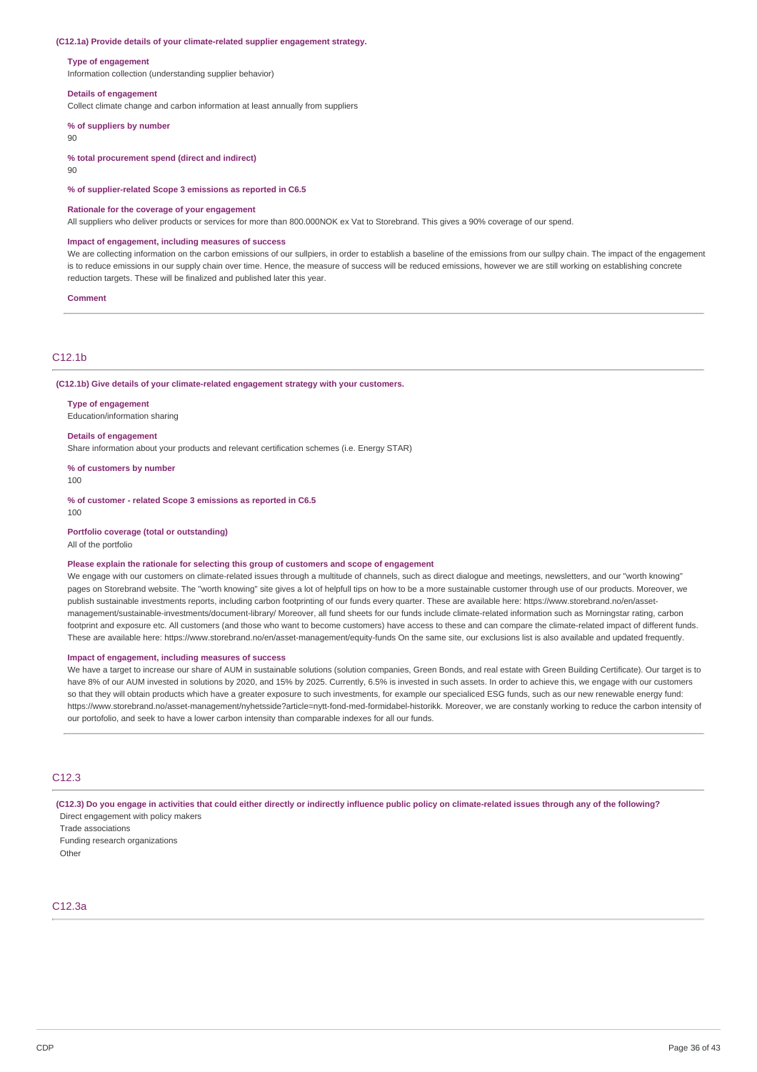**(C12.1a) Provide details of your climate-related supplier engagement strategy.**

**Type of engagement**

Information collection (understanding supplier behavior)

**Details of engagement**

Collect climate change and carbon information at least annually from suppliers

**% of suppliers by number**

90

**% total procurement spend (direct and indirect)**

90

**% of supplier-related Scope 3 emissions as reported in C6.5**

**Rationale for the coverage of your engagement**

All suppliers who deliver products or services for more than 800.000NOK ex Vat to Storebrand. This gives a 90% coverage of our spend.

**Impact of engagement, including measures of success**

We are collecting information on the carbon emissions of our sullpiers, in order to establish a baseline of the emissions from our sullpy chain. The impact of the engagement is to reduce emissions in our supply chain over time. Hence, the measure of success will be reduced emissions, however we are still working on establishing concrete reduction targets. These will be finalized and published later this year.

**Comment**

## C12.1b

**(C12.1b) Give details of your climate-related engagement strategy with your customers.**

**Type of engagement**

Education/information sharing

**Details of engagement**

Share information about your products and relevant certification schemes (i.e. Energy STAR)

**% of customers by number**

100

**% of customer - related Scope 3 emissions as reported in C6.5**

100

**Portfolio coverage (total or outstanding)**

All of the portfolio

**Please explain the rationale for selecting this group of customers and scope of engagement**

We engage with our customers on climate-related issues through a multitude of channels, such as direct dialogue and meetings, newsletters, and our "worth knowing" pages on Storebrand website. The "worth knowing" site gives a lot of helpfull tips on how to be a more sustainable customer through use of our products. Moreover, we publish sustainable investments reports, including carbon footprinting of our funds every quarter. These are available here: https://www.storebrand.no/en/asset-management/sustainable-investments/document-library/ Moreover, all fund sheets for our funds include climate-related information such as Morningstar rating, carbon footprint and exposure etc. All customers (and those who want to become customers) have access to these and can compare the climate-related impact of different funds. These are available here: https://www.storebrand.no/en/asset-management/equity-funds On the same site, our exclusions list is also available and updated frequently.

**Impact of engagement, including measures of success**

We have a target to increase our share of AUM in sustainable solutions (solution companies, Green Bonds, and real estate with Green Building Certificate). Our target is to have 8% of our AUM invested in solutions by 2020, and 15% by 2025. Currently, 6.5% is invested in such assets. In order to achieve this, we engage with our customers so that they will obtain products which have a greater exposure to such investments, for example our specialiced ESG funds, such as our new renewable energy fund: https://www.storebrand.no/asset-management/nyhetsside?article=nytt-fond-med-formidabel-historikk. Moreover, we are constanly working to reduce the carbon intensity of our portofolio, and seek to have a lower carbon intensity than comparable indexes for all our funds.

## C12.3

**(C12.3) Do you engage in activities that could either directly or indirectly influence public policy on climate-related issues through any of the following?**

Direct engagement with policy makers
Trade associations
Funding research organizations
Other

## C12.3a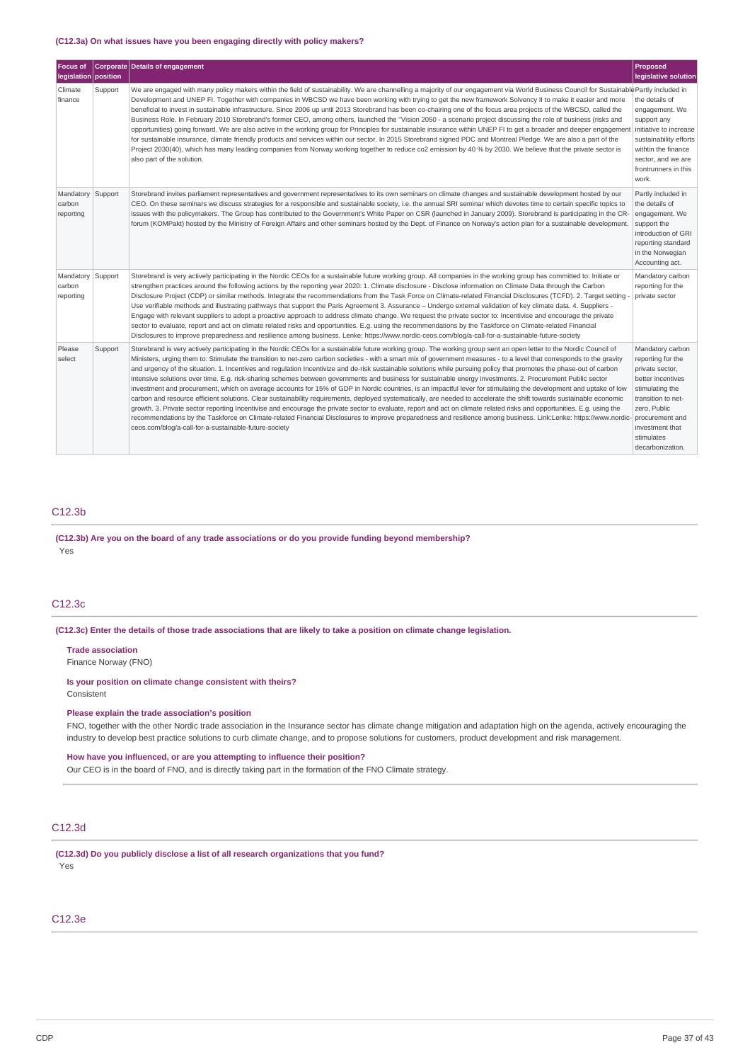(C12.3a) On what issues have you been engaging directly with policy makers?

| Focus of legislation | Corporate position | Details of engagement | Proposed legislative solution |
|---|---|---|---|
| Climate finance | Support | We are engaged with many policy makers within the field of sustainability. We are channelling a majority of our engagement via World Business Council for Sustainable Development and UNEP FI. Together with companies in WBCSD we have been working with trying to get the new framework Solvency II to make it easier and more beneficial to invest in sustainable infrastructure. Since 2006 up until 2013 Storebrand has been co-chairing one of the focus area projects of the WBCSD, called the Business Role. In February 2010 Storebrand's former CEO, among others, launched the "Vision 2050 - a scenario project discussing the role of business (risks and opportunities) going forward. We are also active in the working group for Principles for sustainable insurance within UNEP FI to get a broader and deeper engagement for sustainable insurance, climate friendly products and services within our sector. In 2015 Storebrand signed PDC and Montreal Pledge. We are also a part of the Project 2030(40), which has many leading companies from Norway working together to reduce co2 emission by 40 % by 2030. We believe that the private sector is also part of the solution. | Partly included in the details of engagement. We support any initiative to increase sustainability efforts withtin the finance sector, and we are frontrunners in this work. |
| Mandatory carbon reporting | Support | Storebrand invites parliament representatives and government representatives to its own seminars on climate changes and sustainable development hosted by our CEO. On these seminars we discuss strategies for a responsible and sustainable society, i.e. the annual SRI seminar which devotes time to certain specific topics to issues with the policymakers. The Group has contributed to the Government's White Paper on CSR (launched in January 2009). Storebrand is participating in the CR-forum (KOMPakt) hosted by the Ministry of Foreign Affairs and other seminars hosted by the Dept. of Finance on Norway's action plan for a sustainable development. | Partly included in the details of engagement. We support the introduction of GRI reporting standard in the Norwegian Accounting act. |
| Mandatory carbon reporting | Support | Storebrand is very actively participating in the Nordic CEOs for a sustainable future working group. All companies in the working group has committed to: Initiate or strengthen practices around the following actions by the reporting year 2020: 1. Climate disclosure - Disclose information on Climate Data through the Carbon Disclosure Project (CDP) or similar methods. Integrate the recommendations from the Task Force on Climate-related Financial Disclosures (TCFD). 2. Target setting - Use verifiable methods and illustrating pathways that support the Paris Agreement 3. Assurance – Undergo external validation of key climate data. 4. Suppliers - Engage with relevant suppliers to adopt a proactive approach to address climate change. We request the private sector to: Incentivise and encourage the private sector to evaluate, report and act on climate related risks and opportunities. E.g. using the recommendations by the Taskforce on Climate-related Financial Disclosures to improve preparedness and resilience among business. Lenke: https://www.nordic-ceos.com/blog/a-call-for-a-sustainable-future-society | Mandatory carbon reporting for the private sector |
| Please select | Support | Storebrand is very actively participating in the Nordic CEOs for a sustainable future working group. The working group sent an open letter to the Nordic Council of Ministers, urging them to: Stimulate the transition to net-zero carbon societies - with a smart mix of government measures - to a level that corresponds to the gravity and urgency of the situation. 1. Incentives and regulation Incentivize and de-risk sustainable solutions while pursuing policy that promotes the phase-out of carbon intensive solutions over time. E.g. risk-sharing schemes between governments and business for sustainable energy investments. 2. Procurement Public sector investment and procurement, which on average accounts for 15% of GDP in Nordic countries, is an impactful lever for stimulating the development and uptake of low carbon and resource efficient solutions. Clear sustainability requirements, deployed systematically, are needed to accelerate the shift towards sustainable economic growth. 3. Private sector reporting Incentivise and encourage the private sector to evaluate, report and act on climate related risks and opportunities. E.g. using the recommendations by the Taskforce on Climate-related Financial Disclosures to improve preparedness and resilience among business. Link:Lenke: https://www.nordic-ceos.com/blog/a-call-for-a-sustainable-future-society | Mandatory carbon reporting for the private sector, better incentives stimulating the transition to net-zero, Public procurement and investment that stimulates decarbonization. |

## C12.3b

**(C12.3b) Are you on the board of any trade associations or do you provide funding beyond membership?**

Yes

## C12.3c

**(C12.3c) Enter the details of those trade associations that are likely to take a position on climate change legislation.**

**Trade association**

Finance Norway (FNO)

**Is your position on climate change consistent with theirs?**

Consistent

**Please explain the trade association's position**

FNO, together with the other Nordic trade association in the Insurance sector has climate change mitigation and adaptation high on the agenda, actively encouraging the industry to develop best practice solutions to curb climate change, and to propose solutions for customers, product development and risk management.

**How have you influenced, or are you attempting to influence their position?**

Our CEO is in the board of FNO, and is directly taking part in the formation of the FNO Climate strategy.

## C12.3d

**(C12.3d) Do you publicly disclose a list of all research organizations that you fund?**

Yes

## C12.3e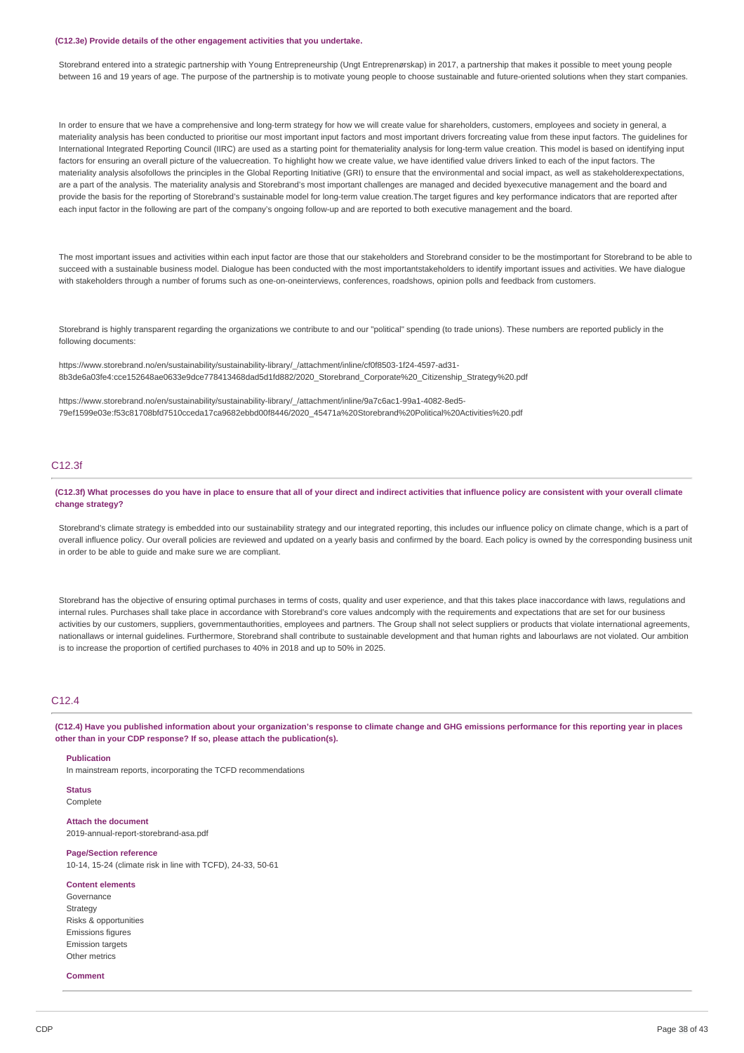**(C12.3e) Provide details of the other engagement activities that you undertake.**

Storebrand entered into a strategic partnership with Young Entrepreneurship (Ungt Entreprenørskap) in 2017, a partnership that makes it possible to meet young people between 16 and 19 years of age. The purpose of the partnership is to motivate young people to choose sustainable and future-oriented solutions when they start companies.

In order to ensure that we have a comprehensive and long-term strategy for how we will create value for shareholders, customers, employees and society in general, a materiality analysis has been conducted to prioritise our most important input factors and most important drivers forcreating value from these input factors. The guidelines for International Integrated Reporting Council (IIRC) are used as a starting point for thematериality analysis for long-term value creation. This model is based on identifying input factors for ensuring an overall picture of the valuecreation. To highlight how we create value, we have identified value drivers linked to each of the input factors. The materiality analysis alsofollows the principles in the Global Reporting Initiative (GRI) to ensure that the environmental and social impact, as well as stakeholderexpectations, are a part of the analysis. The materiality analysis and Storebrand's most important challenges are managed and decided byexecutive management and the board and provide the basis for the reporting of Storebrand's sustainable model for long-term value creation.The target figures and key performance indicators that are reported after each input factor in the following are part of the company's ongoing follow-up and are reported to both executive management and the board.

The most important issues and activities within each input factor are those that our stakeholders and Storebrand consider to be the mostimportant for Storebrand to be able to succeed with a sustainable business model. Dialogue has been conducted with the most importantstakeholders to identify important issues and activities. We have dialogue with stakeholders through a number of forums such as one-on-oneinterviews, conferences, roadshows, opinion polls and feedback from customers.

Storebrand is highly transparent regarding the organizations we contribute to and our "political" spending (to trade unions). These numbers are reported publicly in the following documents:

https://www.storebrand.no/en/sustainability/sustainability-library/_/attachment/inline/cf0f8503-1f24-4597-ad31-8b3de6a03fe4:cce152648ae0633e9dce778413468dad5d1fd882/2020_Storebrand_Corporate%20_Citizenship_Strategy%20.pdf

https://www.storebrand.no/en/sustainability/sustainability-library/_/attachment/inline/9a7c6ac1-99a1-4082-8ed5-79ef1599e03e:f53c81708bfd7510cceda17ca9682ebbd00f8446/2020_45471a%20Storebrand%20Political%20Activities%20.pdf

## C12.3f

**(C12.3f) What processes do you have in place to ensure that all of your direct and indirect activities that influence policy are consistent with your overall climate change strategy?**

Storebrand's climate strategy is embedded into our sustainability strategy and our integrated reporting, this includes our influence policy on climate change, which is a part of overall influence policy. Our overall policies are reviewed and updated on a yearly basis and confirmed by the board. Each policy is owned by the corresponding business unit in order to be able to guide and make sure we are compliant.

Storebrand has the objective of ensuring optimal purchases in terms of costs, quality and user experience, and that this takes place inaccordance with laws, regulations and internal rules. Purchases shall take place in accordance with Storebrand's core values andcomply with the requirements and expectations that are set for our business activities by our customers, suppliers, governmentauthorities, employees and partners. The Group shall not select suppliers or products that violate international agreements, nationallaws or internal guidelines. Furthermore, Storebrand shall contribute to sustainable development and that human rights and labourlaws are not violated. Our ambition is to increase the proportion of certified purchases to 40% in 2018 and up to 50% in 2025.

## C12.4

**(C12.4) Have you published information about your organization's response to climate change and GHG emissions performance for this reporting year in places other than in your CDP response? If so, please attach the publication(s).**

**Publication**
In mainstream reports, incorporating the TCFD recommendations

**Status**
Complete

**Attach the document**
2019-annual-report-storebrand-asa.pdf

**Page/Section reference**
10-14, 15-24 (climate risk in line with TCFD), 24-33, 50-61

**Content elements**
Governance
Strategy
Risks & opportunities
Emissions figures
Emission targets
Other metrics

**Comment**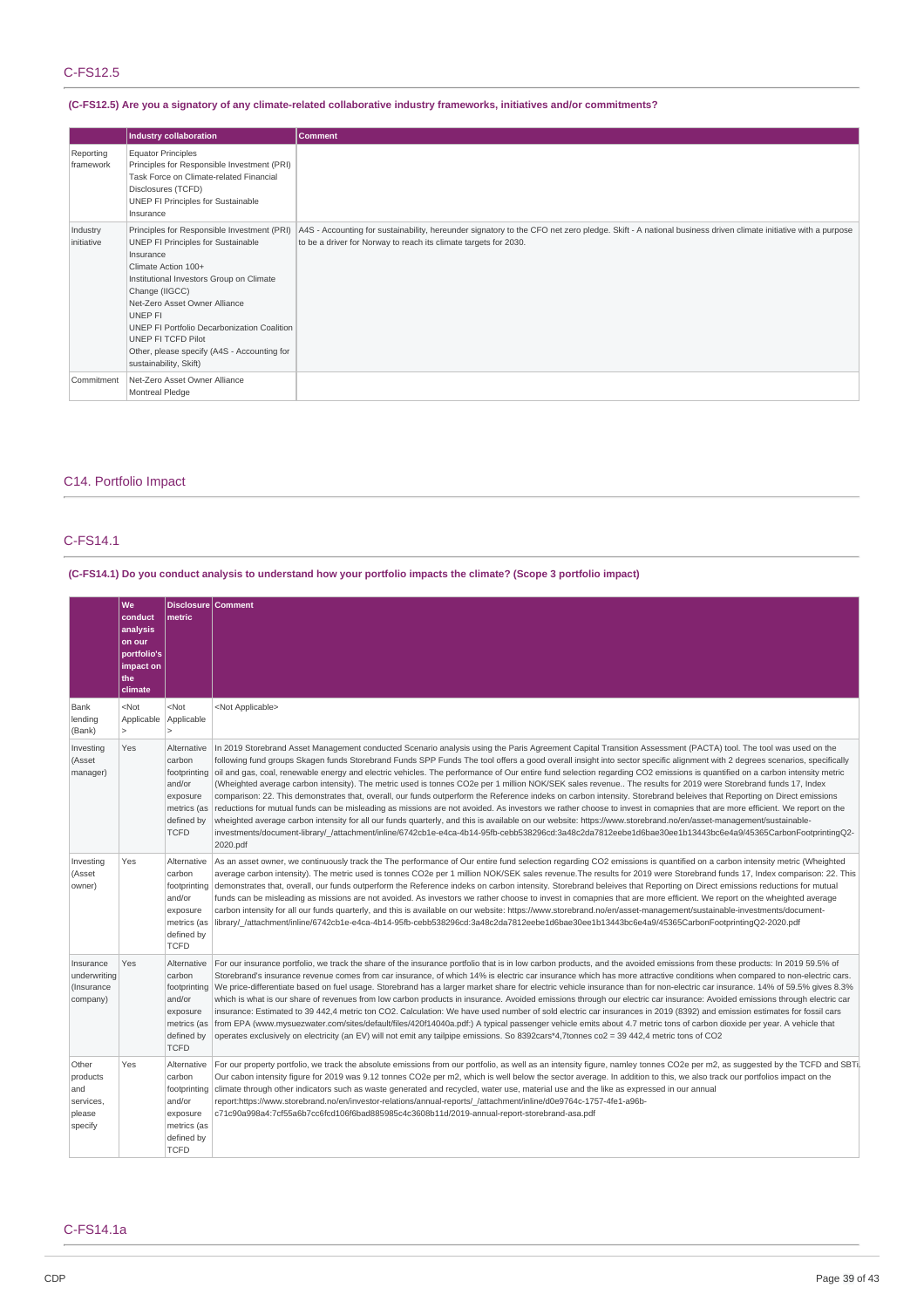## C-FS12.5

**(C-FS12.5) Are you a signatory of any climate-related collaborative industry frameworks, initiatives and/or commitments?**

| | Industry collaboration | Comment |
|---|---|---|
| Reporting framework | Equator Principles<br>Principles for Responsible Investment (PRI)<br>Task Force on Climate-related Financial Disclosures (TCFD)<br>UNEP FI Principles for Sustainable Insurance | |
| Industry initiative | Principles for Responsible Investment (PRI)<br>UNEP FI Principles for Sustainable Insurance<br>Climate Action 100+<br>Institutional Investors Group on Climate Change (IIGCC)<br>Net-Zero Asset Owner Alliance<br>UNEP FI<br>UNEP FI Portfolio Decarbonization Coalition<br>UNEP FI TCFD Pilot<br>Other, please specify (A4S - Accounting for sustainability, Skift) | A4S - Accounting for sustainability, hereunder signatory to the CFO net zero pledge. Skift - A national business driven climate initiative with a purpose to be a driver for Norway to reach its climate targets for 2030. |
| Commitment | Net-Zero Asset Owner Alliance<br>Montreal Pledge | |

# C14. Portfolio Impact

## C-FS14.1

**(C-FS14.1) Do you conduct analysis to understand how your portfolio impacts the climate? (Scope 3 portfolio impact)**

| | We conduct analysis on our portfolio's impact on the climate | Disclosure metric | Comment |
|---|---|---|---|
| Bank lending (Bank) | <Not Applicable> | <Not Applicable> | <Not Applicable> |
| Investing (Asset manager) | Yes | Alternative carbon footprinting and/or exposure metrics (as defined by TCFD | In 2019 Storebrand Asset Management conducted Scenario analysis using the Paris Agreement Capital Transition Assessment (PACTA) tool. The tool was used on the following fund groups Skagen funds Storebrand Funds SPP Funds The tool offers a good overall insight into sector specific alignment with 2 degrees scenarios, specifically oil and gas, coal, renewable energy and electric vehicles. The performance of Our entire fund selection regarding CO2 emissions is quantified on a carbon intensity metric (Whieghted average carbon intensity). The metric used is tonnes CO2e per 1 million NOK/SEK sales revenue.. The results for 2019 were Storebrand funds 17, Index comparison: 22. This demonstrates that, overall, our funds outperform the Reference indeks on carbon intensity. Storebrand beleives that Reporting on Direct emissions reductions for mutual funds can be misleading as missions are not avoided. As investors we rather choose to invest in comapnies that are more efficient. We report on the wheighted average carbon intensity for all our funds quarterly, and this is available on our website: https://www.storebrand.no/en/asset-management/sustainable-investments/document-library/_/attachment/inline/6742cb1e-e4ca-4b14-95fb-cebb538296cd:3a48c2da7812eebe1d6bae30ee1b13443bc6e4a9/45365CarbonFootprintingQ2-2020.pdf |
| Investing (Asset owner) | Yes | Alternative carbon footprinting and/or exposure metrics (as defined by TCFD | As an asset owner, we continuously track the The performance of Our entire fund selection regarding CO2 emissions is quantified on a carbon intensity metric (Wheighted average carbon intensity). The metric used is tonnes CO2e per 1 million NOK/SEK sales revenue.The results for 2019 were Storebrand funds 17, Index comparison: 22. This demonstrates that, overall, our funds outperform the Reference indeks on carbon intensity. Storebrand beleives that Reporting on Direct emissions reductions for mutual funds can be misleading as missions are not avoided. As investors we rather choose to invest in comapnies that are more efficient. We report on the wheighted average carbon intensity for all our funds quarterly, and this is available on our website: https://www.storebrand.no/en/asset-management/sustainable-investments/document-library/_/attachment/inline/6742cb1e-e4ca-4b14-95fb-cebb538296cd:3a48c2da7812eebe1d6bae30ee1b13443bc6e4a9/45365CarbonFootprintingQ2-2020.pdf |
| Insurance underwriting (Insurance company) | Yes | Alternative carbon footprinting and/or exposure metrics (as defined by TCFD | For our insurance portfolio, we track the share of the insurance portfolio that is in low carbon products, and the avoided emissions from these products: In 2019 59.5% of Storebrand's insurance revenue comes from car insurance, of which 14% is electric car insurance which has more attractive conditions when compared to non-electric cars. We price-differentiate based on fuel usage. Storebrand has a larger market share for electric vehicle insurance than for non-electric car insurance. 14% of 59.5% gives 8.3% which is what is our share of revenues from low carbon products in insurance. Avoided emissions through our electric car insurance: Avoided emissions through electric car insurance: Estimated to 39 442,4 metric ton CO2. Calculation: We have used number of sold electric car insurances in 2019 (8392) and emission estimates for fossil cars from EPA (www.mysuezwater.com/sites/default/files/420f14040a.pdf:) A typical passenger vehicle emits about 4.7 metric tons of carbon dioxide per year. A vehicle that operates exclusively on electricity (an EV) will not emit any tailpipe emissions. So 8392cars*4,7tonnes co2 = 39 442,4 metric tons of CO2 |
| Other products and services, please specify | Yes | Alternative carbon footprinting and/or exposure metrics (as defined by TCFD | For our property portfolio, we track the absolute emissions from our portfolio, as well as an intensity figure, namley tonnes CO2e per m2, as suggested by the TCFD and SBTi. Our cabon intensity figure for 2019 was 9.12 tonnes CO2e per m2, which is well below the sector average. In addition to this, we also track our portfolios impact on the climate through other indicators such as waste generated and recycled, water use, material use and the like as expressed in our annual report:https://www.storebrand.no/en/investor-relations/annual-reports/_/attachment/inline/d0e9764c-1757-4fe1-a96b-c71c90a998a4:7cf55a6b7cc6fcd106f6bad885985c4c3608b11d/2019-annual-report-storebrand-asa.pdf |

## C-FS14.1a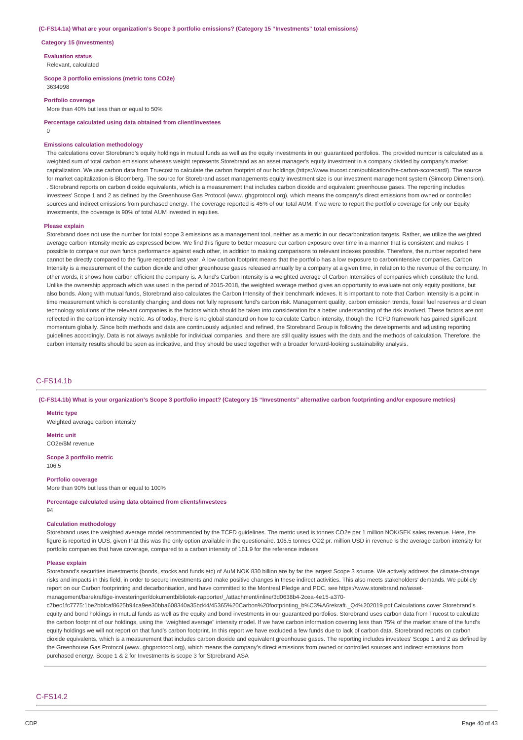**(C-FS14.1a) What are your organization's Scope 3 portfolio emissions? (Category 15 "Investments" total emissions)**

**Category 15 (Investments)**

**Evaluation status**

Relevant, calculated

**Scope 3 portfolio emissions (metric tons CO2e)**

3634998

**Portfolio coverage**

More than 40% but less than or equal to 50%

**Percentage calculated using data obtained from client/investees**

0

**Emissions calculation methodology**

The calculations cover Storebrand's equity holdings in mutual funds as well as the equity investments in our guaranteed portfolios. The provided number is calculated as a weighted sum of total carbon emissions whereas weight represents Storebrand as an asset manager's equity investment in a company divided by company's market capitalization. We use carbon data from Truecost to calculate the carbon footprint of our holdings (https://www.trucost.com/publication/the-carbon-scorecard/). The source for market capitalization is Bloomberg. The source for Storebrand asset managements equity investment size is our investment management system (Simcorp Dimension). . Storebrand reports on carbon dioxide equivalents, which is a measurement that includes carbon dioxide and equivalent greenhouse gases. The reporting includes investees' Scope 1 and 2 as defined by the Greenhouse Gas Protocol (www. ghgprotocol.org), which means the company's direct emissions from owned or controlled sources and indirect emissions from purchased energy. The coverage reported is 45% of our total AUM. If we were to report the portfolio coverage for only our Equity investments, the coverage is 90% of total AUM invested in equities.

**Please explain**

Storebrand does not use the number for total scope 3 emissions as a management tool, neither as a metric in our decarbonization targets. Rather, we utilize the weighted average carbon intensity metric as expressed below. We find this figure to better measure our carbon exposure over time in a manner that is consistent and makes it possible to compare our own funds performance against each other, in addition to making comparisons to relevant indexes possible. Therefore, the number reported here cannot be directly compared to the figure reported last year. A low carbon footprint means that the portfolio has a low exposure to carbonintensive companies. Carbon Intensity is a measurement of the carbon dioxide and other greenhouse gases released annually by a company at a given time, in relation to the revenue of the company. In other words, it shows how carbon efficient the company is. A fund's Carbon Intensity is a weighted average of Carbon Intensities of companies which constitute the fund. Unlike the ownership approach which was used in the period of 2015-2018, the weighted average method gives an opportunity to evaluate not only equity positions, but also bonds. Along with mutual funds, Storebrand also calculates the Carbon Intensity of their benchmark indexes. It is important to note that Carbon Intensity is a point in time measurement which is constantly changing and does not fully represent fund's carbon risk. Management quality, carbon emission trends, fossil fuel reserves and clean technology solutions of the relevant companies is the factors which should be taken into consideration for a better understanding of the risk involved. These factors are not reflected in the carbon intensity metric. As of today, there is no global standard on how to calculate Carbon intensity, though the TCFD framework has gained significant momentum globally. Since both methods and data are continuously adjusted and refined, the Storebrand Group is following the developments and adjusting reporting guidelines accordingly. Data is not always available for individual companies, and there are still quality issues with the data and the methods of calculation. Therefore, the carbon intensity results should be seen as indicative, and they should be used together with a broader forward-looking sustainability analysis.

## C-FS14.1b

**(C-FS14.1b) What is your organization's Scope 3 portfolio impact? (Category 15 "Investments" alternative carbon footprinting and/or exposure metrics)**

**Metric type**

Weighted average carbon intensity

**Metric unit**

CO2e/$M revenue

**Scope 3 portfolio metric**

106.5

**Portfolio coverage**

More than 90% but less than or equal to 100%

**Percentage calculated using data obtained from clients/investees**

94

**Calculation methodology**

Storebrand uses the weighted average model recommended by the TCFD guidelines. The metric used is tonnes CO2e per 1 million NOK/SEK sales revenue. Here, the figure is reported in UDS, given that this was the only option available in the questionaire. 106.5 tonnes CO2 pr. million USD in revenue is the average carbon intensity for portfolio companies that have coverage, compared to a carbon intensity of 161.9 for the reference indexes

**Please explain**

Storebrand's securities investments (bonds, stocks and funds etc) of AuM NOK 830 billion are by far the largest Scope 3 source. We actively address the climate-change risks and impacts in this field, in order to secure investments and make positive changes in these indirect activities. This also meets stakeholders' demands. We publicly report on our Carbon footprinting and decarbonisation, and have committed to the Montreal Pledge and PDC, see https://www.storebrand.no/asset-management/barekraftige-investeringer/dokumentbibliotek-rapporter/_/attachment/inline/3d0638b4-2cea-4e15-a370-c7bec1fc7775:1be2bbfcaf8625b94ca9ee30bba608340a35bd44/45365%20Carbon%20footprinting_b%C3%A6rekraft._Q4%202019.pdf Calculations cover Storebrand's equity and bond holdings in mutual funds as well as the equity and bond investments in our guaranteed portfolios. Storebrand uses carbon data from Trucost to calculate the carbon footprint of our holdings, using the "weighted average" intensity model. If we have carbon information covering less than 75% of the market share of the fund's equity holdings we will not report on that fund's carbon footprint. In this report we have excluded a few funds due to lack of carbon data. Storebrand reports on carbon dioxide equivalents, which is a measurement that includes carbon dioxide and equivalent greenhouse gases. The reporting includes investees' Scope 1 and 2 as defined by the Greenhouse Gas Protocol (www. ghgprotocol.org), which means the company's direct emissions from owned or controlled sources and indirect emissions from purchased energy. Scope 1 & 2 for Investments is scope 3 for Stprebrand ASA

## C-FS14.2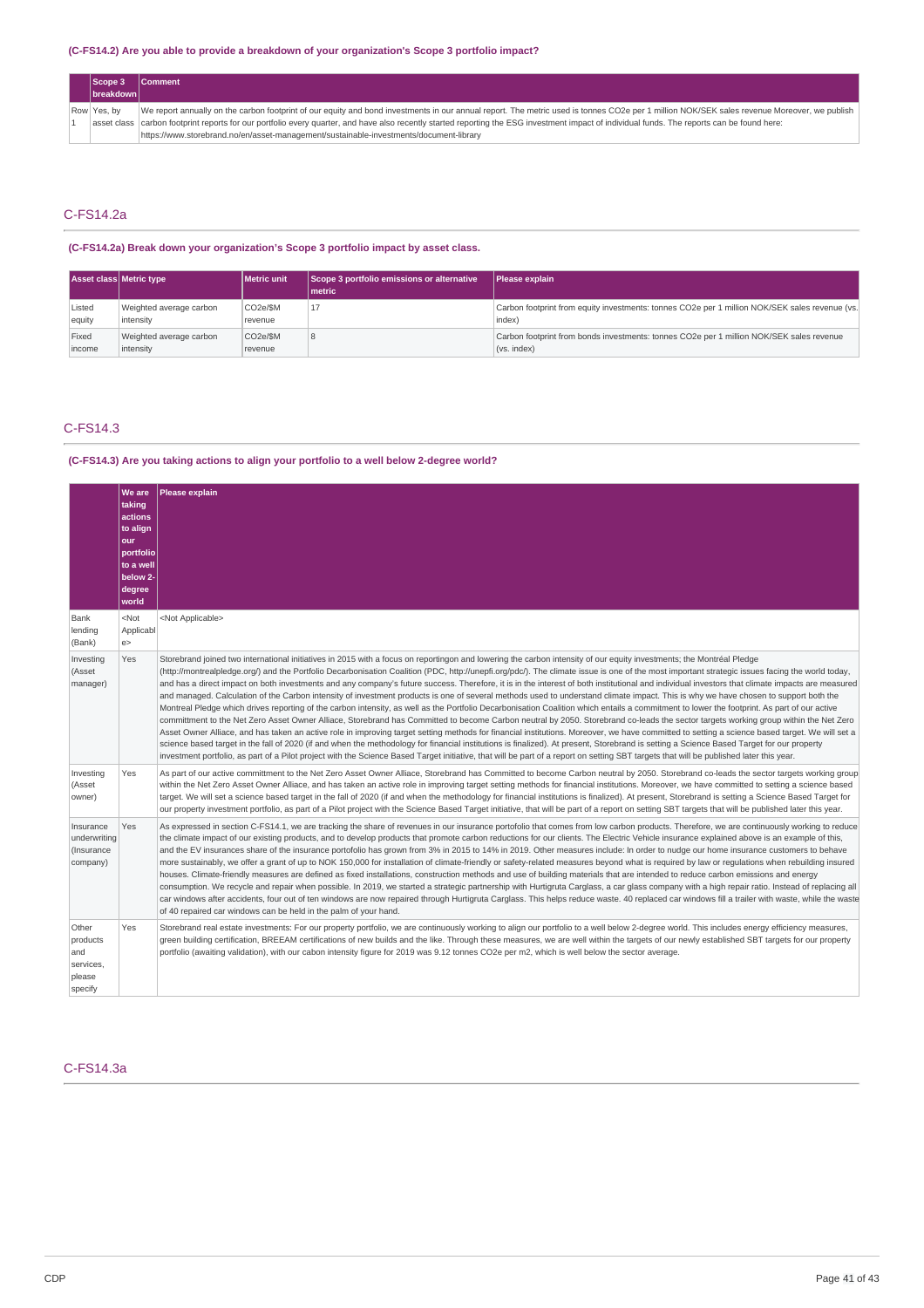### (C-FS14.2) Are you able to provide a breakdown of your organization's Scope 3 portfolio impact?

| | Scope 3 breakdown | Comment |
|---|---|---|
| Row 1 | Yes, by asset class | We report annually on the carbon footprint of our equity and bond investments in our annual report. The metric used is tonnes CO2e per 1 million NOK/SEK sales revenue Moreover, we publish carbon footprint reports for our portfolio every quarter, and have also recently started reporting the ESG investment impact of individual funds. The reports can be found here: https://www.storebrand.no/en/asset-management/sustainable-investments/document-library |

## C-FS14.2a

### (C-FS14.2a) Break down your organization's Scope 3 portfolio impact by asset class.

| Asset class | Metric type | Metric unit | Scope 3 portfolio emissions or alternative metric | Please explain |
|---|---|---|---|---|
| Listed equity | Weighted average carbon intensity | CO2e/$M revenue | 17 | Carbon footprint from equity investments: tonnes CO2e per 1 million NOK/SEK sales revenue (vs. index) |
| Fixed income | Weighted average carbon intensity | CO2e/$M revenue | 8 | Carbon footprint from bonds investments: tonnes CO2e per 1 million NOK/SEK sales revenue (vs. index) |

## C-FS14.3

### (C-FS14.3) Are you taking actions to align your portfolio to a well below 2-degree world?

| | We are taking actions to align our portfolio to a well below 2-degree world | Please explain |
|---|---|---|
| Bank lending (Bank) | <Not Applicable> | <Not Applicable> |
| Investing (Asset manager) | Yes | Storebrand joined two international initiatives in 2015 with a focus on reportingon and lowering the carbon intensity of our equity investments; the Montréal Pledge (http://montrealpledge.org/) and the Portfolio Decarbonisation Coalition (PDC, http://unepfi.org/pdc/). The climate issue is one of the most important strategic issues facing the world today, and has a direct impact on both investments and any company's future success. Therefore, it is in the interest of both institutional and individual investors that climate impacts are measured and managed. Calculation of the Carbon intensity of investment products is one of several methods used to understand climate impact. This is why we have chosen to support both the Montreal Pledge which drives reporting of the carbon intensity, as well as the Portfolio Decarbonisation Coalition which entails a commitment to lower the footprint. As part of our active committment to the Net Zero Asset Owner Alliace, Storebrand has Committed to become Carbon neutral by 2050. Storebrand co-leads the sector targets working group within the Net Zero Asset Owner Alliace, and has taken an active role in improving target setting methods for financial institutions. Moreover, we have committed to setting a science based target. We will set a science based target in the fall of 2020 (if and when the methodology for financial institutions is finalized). At present, Storebrand is setting a Science Based Target for our property investment portfolio, as part of a Pilot project with the Science Based Target initiative, that will be part of a report on setting SBT targets that will be published later this year. |
| Investing (Asset owner) | Yes | As part of our active committment to the Net Zero Asset Owner Alliace, Storebrand has Committed to become Carbon neutral by 2050. Storebrand co-leads the sector targets working group within the Net Zero Asset Owner Alliace, and has taken an active role in improving target setting methods for financial institutions. Moreover, we have committed to setting a science based target. We will set a science based target in the fall of 2020 (if and when the methodology for financial institutions is finalized). At present, Storebrand is setting a Science Based Target for our property investment portfolio, as part of a Pilot project with the Science Based Target initiative, that will be part of a report on setting SBT targets that will be published later this year. |
| Insurance underwriting (Insurance company) | Yes | As expressed in section C-FS14.1, we are tracking the share of revenues in our insurance portofolio that comes from low carbon products. Therefore, we are continuously working to reduce the climate impact of our existing products, and to develop products that promote carbon reductions for our clients. The Electric Vehicle insurance explained above is an example of this, and the EV insurances share of the insurance portfolio has grown from 3% in 2015 to 14% in 2019. Other measures include: In order to nudge our home insurance customers to behave more sustainably, we offer a grant of up to NOK 150,000 for installation of climate-friendly or safety-related measures beyond what is required by law or regulations when rebuilding insured houses. Climate-friendly measures are defined as fixed installations, construction methods and use of building materials that are intended to reduce carbon emissions and energy consumption. We recycle and repair when possible. In 2019, we started a strategic partnership with Hurtigruta Carglass, a car glass company with a high repair ratio. Instead of replacing all car windows after accidents, four out of ten windows are now repaired through Hurtigruta Carglass. This helps reduce waste. 40 replaced car windows fill a trailer with waste, while the waste of 40 repaired car windows can be held in the palm of your hand. |
| Other products and services, please specify | Yes | Storebrand real estate investments: For our property portfolio, we are continuously working to align our portfolio to a well below 2-degree world. This includes energy efficiency measures, green building certification, BREEAM certifications of new builds and the like. Through these measures, we are well within the targets of our newly established SBT targets for our property portfolio (awaiting validation), with our cabon intensity figure for 2019 was 9.12 tonnes CO2e per m2, which is well below the sector average. |

## C-FS14.3a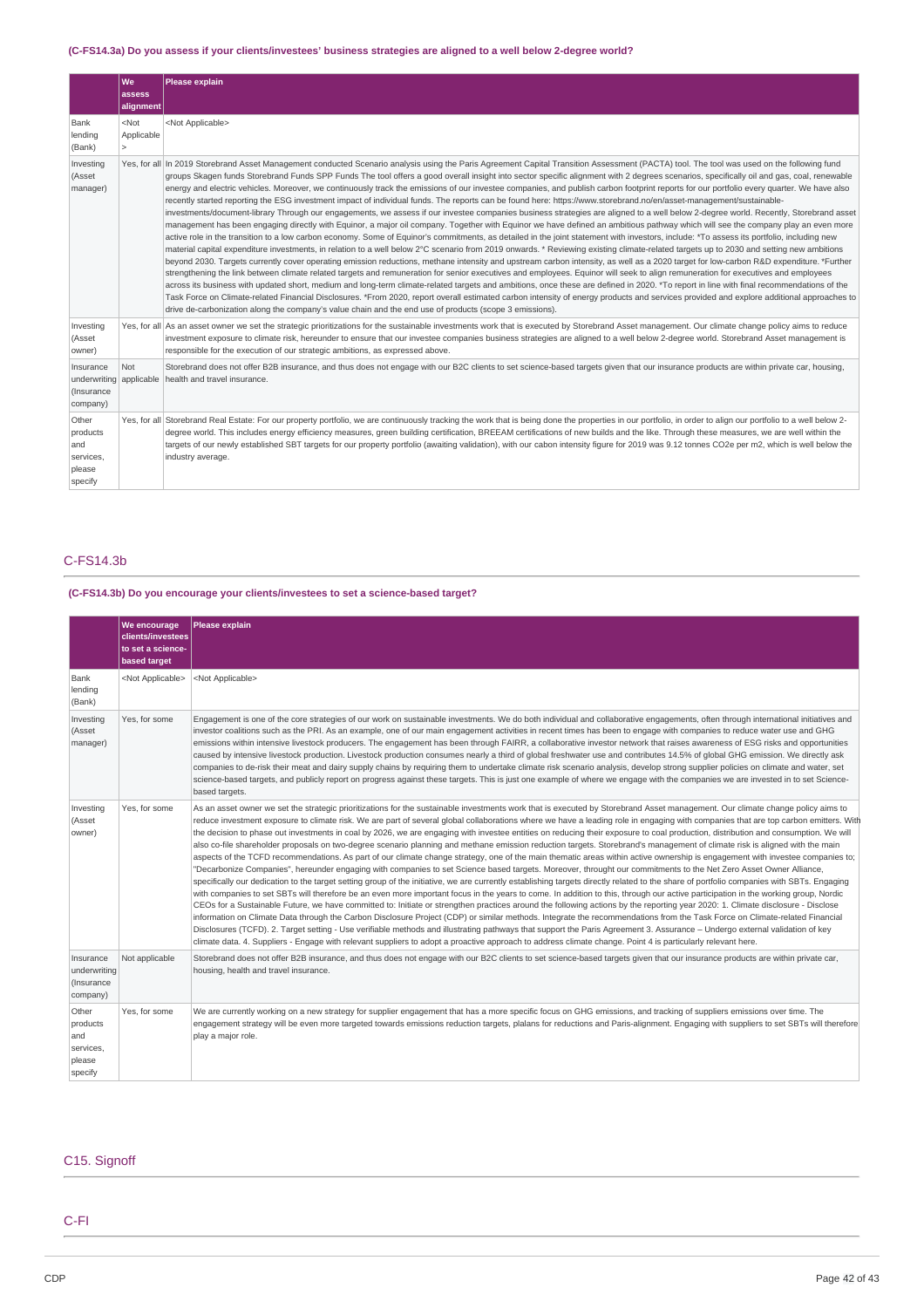### (C-FS14.3a) Do you assess if your clients/investees' business strategies are aligned to a well below 2-degree world?

| | We assess alignment | Please explain |
|---|---|---|
| Bank lending (Bank) | <Not Applicable> | <Not Applicable> |
| Investing (Asset manager) | Yes, for all | In 2019 Storebrand Asset Management conducted Scenario analysis using the Paris Agreement Capital Transition Assessment (PACTA) tool. The tool was used on the following fund groups Skagen funds Storebrand Funds SPP Funds The tool offers a good overall insight into sector specific alignment with 2 degrees scenarios, specifically oil and gas, coal, renewable energy and electric vehicles. Moreover, we continuously track the emissions of our investee companies, and publish carbon footprint reports for our portfolio every quarter. We have also recently started reporting the ESG investment impact of individual funds. The reports can be found here: https://www.storebrand.no/en/asset-management/sustainable-investments/document-library Through our engagements, we assess if our investee companies business strategies are aligned to a well below 2-degree world. Recently, Storebrand asset management has been engaging directly with Equinor, a major oil company. Together with Equinor we have defined an ambitious pathway which will see the company play an even more active role in the transition to a low carbon economy. Some of Equinor's commitments, as detailed in the joint statement with investors, include: *To assess its portfolio, including new material capital expenditure investments, in relation to a well below 2°C scenario from 2019 onwards. * Reviewing existing climate-related targets up to 2030 and setting new ambitions beyond 2030. Targets currently cover operating emission reductions, methane intensity and upstream carbon intensity, as well as a 2020 target for low-carbon R&D expenditure. *Further strengthening the link between climate related targets and remuneration for senior executives and employees. Equinor will seek to align remuneration for executives and employees across its business with updated short, medium and long-term climate-related targets and ambitions, once these are defined in 2020. *To report in line with final recommendations of the Task Force on Climate-related Financial Disclosures. *From 2020, report overall estimated carbon intensity of energy products and services provided and explore additional approaches to drive de-carbonization along the company's value chain and the end use of products (scope 3 emissions). |
| Investing (Asset owner) | Yes, for all | As an asset owner we set the strategic prioritizations for the sustainable investments work that is executed by Storebrand Asset Management. Our climate change policy aims to reduce investment exposure to climate risk, hereunder to ensure that our investee companies business strategies are aligned to a well below 2-degree world. Storebrand Asset Management is responsible for the execution of our strategic ambitions, as expressed above. |
| Insurance underwriting (Insurance company) | Not applicable | Storebrand does not offer B2B insurance, and thus does not engage with our B2C clients to set science-based targets given that our insurance products are within private car, housing, health and travel insurance. |
| Other products and services, please specify | Yes, for all | Storebrand Real Estate: For our property portfolio, we are continuously tracking the work that is being done the properties in our portfolio, in order to align our portfolio to a well below 2-degree world. This includes energy efficiency measures, green building certification, BREEAM certifications of new builds and the like. Through these measures, we are well within the targets of our newly established SBT targets for our property portfolio (awaiting validation), with our cabon intensity figure for 2019 was 9.12 tonnes CO2e per m2, which is well below the industry average. |

## C-FS14.3b

### (C-FS14.3b) Do you encourage your clients/investees to set a science-based target?

| | We encourage clients/investees to set a science-based target | Please explain |
|---|---|---|
| Bank lending (Bank) | <Not Applicable> | <Not Applicable> |
| Investing (Asset manager) | Yes, for some | Engagement is one of the core strategies of our work on sustainable investments. We do both individual and collaborative engagements, often through international initiatives and investor coalitions such as the PRI. As an example, one of our main engagement activities in recent times has been to engage with companies to reduce water use and GHG emissions within intensive livestock producers. The engagement has been through FAIRR, a collaborative investor network that raises awareness of ESG risks and opportunities caused by intensive livestock production. Livestock production consumes nearly a third of global freshwater use and contributes 14.5% of global GHG emission. We directly ask companies to de-risk their meat and dairy supply chains by requiring them to undertake climate risk scenario analysis, develop strong supplier policies on climate and water, set science-based targets, and publicly report on progress against these targets. This is just one example of where we engage with the companies we are invested in to set Science-based targets. |
| Investing (Asset owner) | Yes, for some | As an asset owner we set the strategic prioritizations for the sustainable investments work that is executed by Storebrand Asset management. Our climate change policy aims to reduce investment exposure to climate risk. We are part of several global collaborations where we have a leading role in engaging with companies that are top carbon emitters. With the decision to phase out investments in coal by 2026, we are engaging with investee entities on reducing their exposure to coal production, distribution and consumption. We will also co-file shareholder proposals on two-degree scenario planning and methane emission reduction targets. Storebrand's management of climate risk is aligned with the main aspects of the TCFD recommendations. As part of our climate change strategy, one of the main thematic areas within active ownership is engagement with investee companies to; "Decarbonize Companies", hereunder engaging with companies to set Science based targets. Moreover, throught our commitments to the Net Zero Asset Owner Alliance, specifically our dedication to the target setting group of the initiative, we are currently establishing targets directly related to the share of portfolio companies with SBTs. Engaging with companies to set SBTs will therefore be an even more important focus in the years to come. In addition to this, through our active participation in the working group, Nordic CEOs for a Sustainable Future, we have committed to: Initiate or strengthen practices around the following actions by the reporting year 2020: 1. Climate disclosure - Disclose information on Climate Data through the Carbon Disclosure Project (CDP) or similar methods. Integrate the recommendations from the Task Force on Climate-related Financial Disclosures (TCFD). 2. Target setting - Use verifiable methods and illustrating pathways that support the Paris Agreement 3. Assurance – Undergo external validation of key climate data. 4. Suppliers - Engage with relevant suppliers to adopt a proactive approach to address climate change. Point 4 is particularly relevant here. |
| Insurance underwriting (Insurance company) | Not applicable | Storebrand does not offer B2B insurance, and thus does not engage with our B2C clients to set science-based targets given that our insurance products are within private car, housing, health and travel insurance. |
| Other products and services, please specify | Yes, for some | We are currently working on a new strategy for supplier engagement that has a more specific focus on GHG emissions, and tracking of suppliers emissions over time. The engagement strategy will be even more targeted towards emissions reduction targets, plalans for reductions and Paris-alignment. Engaging with suppliers to set SBTs will therefore play a major role. |

## C15. Signoff

## C-FI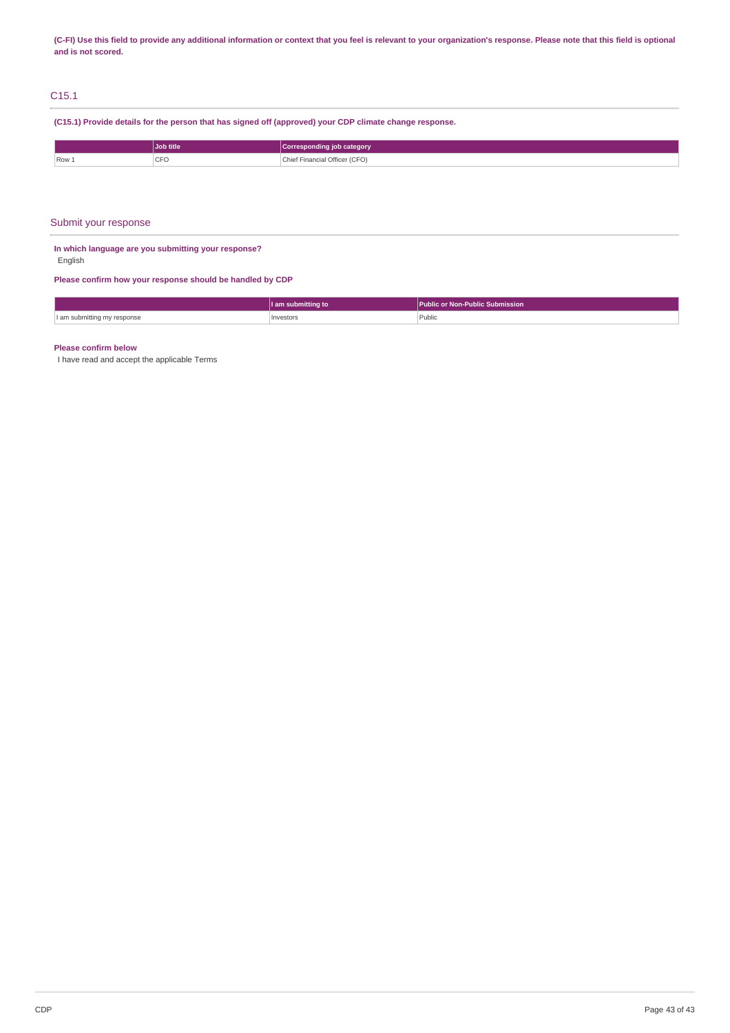**(C-FI) Use this field to provide any additional information or context that you feel is relevant to your organization's response. Please note that this field is optional and is not scored.**

## C15.1

**(C15.1) Provide details for the person that has signed off (approved) your CDP climate change response.**

| | Job title | Corresponding job category |
|---|---|---|
| Row 1 | CFO | Chief Financial Officer (CFO) |

## Submit your response

**In which language are you submitting your response?**

English

**Please confirm how your response should be handled by CDP**

| | I am submitting to | Public or Non-Public Submission |
|---|---|---|
| I am submitting my response | Investors | Public |

**Please confirm below**

I have read and accept the applicable Terms